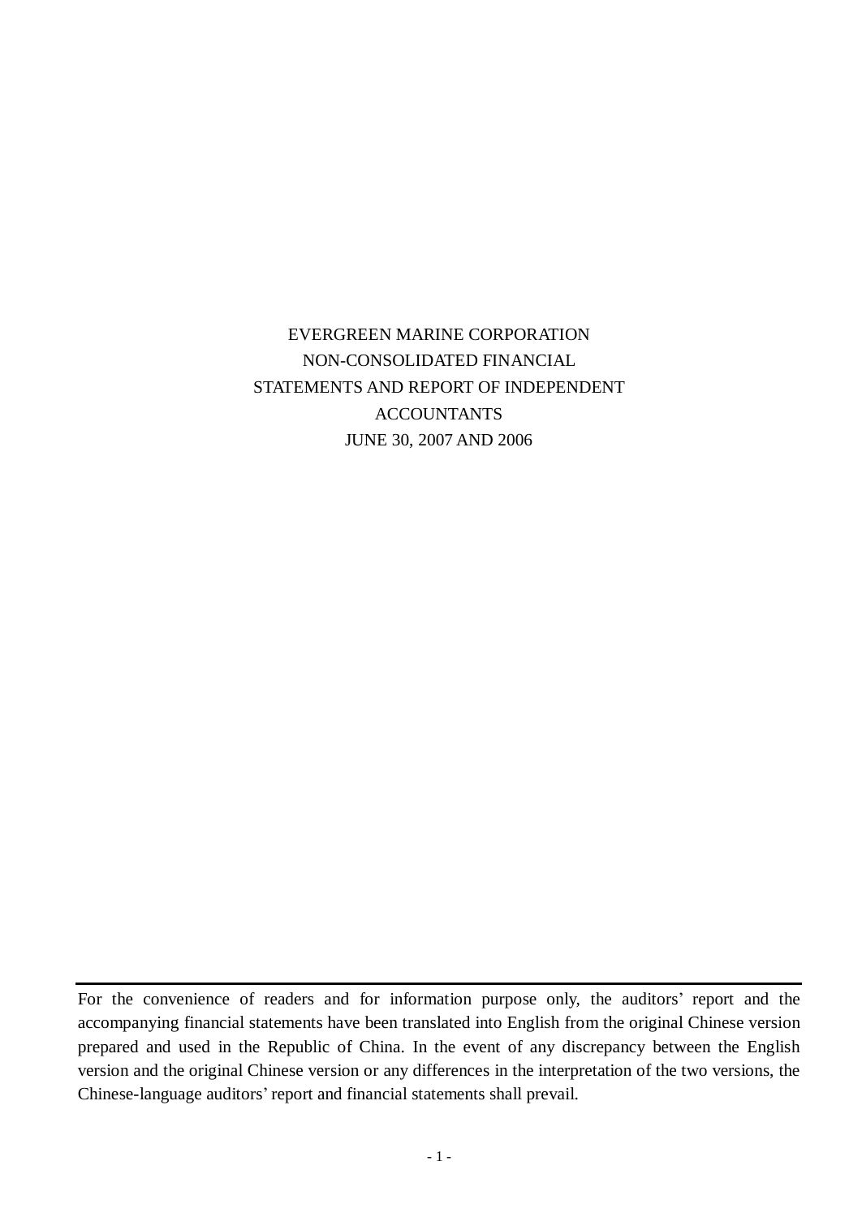# EVERGREEN MARINE CORPORATION
# NON-CONSOLIDATED FINANCIAL STATEMENTS AND REPORT OF INDEPENDENT ACCOUNTANTS
# JUNE 30, 2007 AND 2006

---

For the convenience of readers and for information purpose only, the auditors' report and the accompanying financial statements have been translated into English from the original Chinese version prepared and used in the Republic of China. In the event of any discrepancy between the English version and the original Chinese version or any differences in the interpretation of the two versions, the Chinese-language auditors' report and financial statements shall prevail.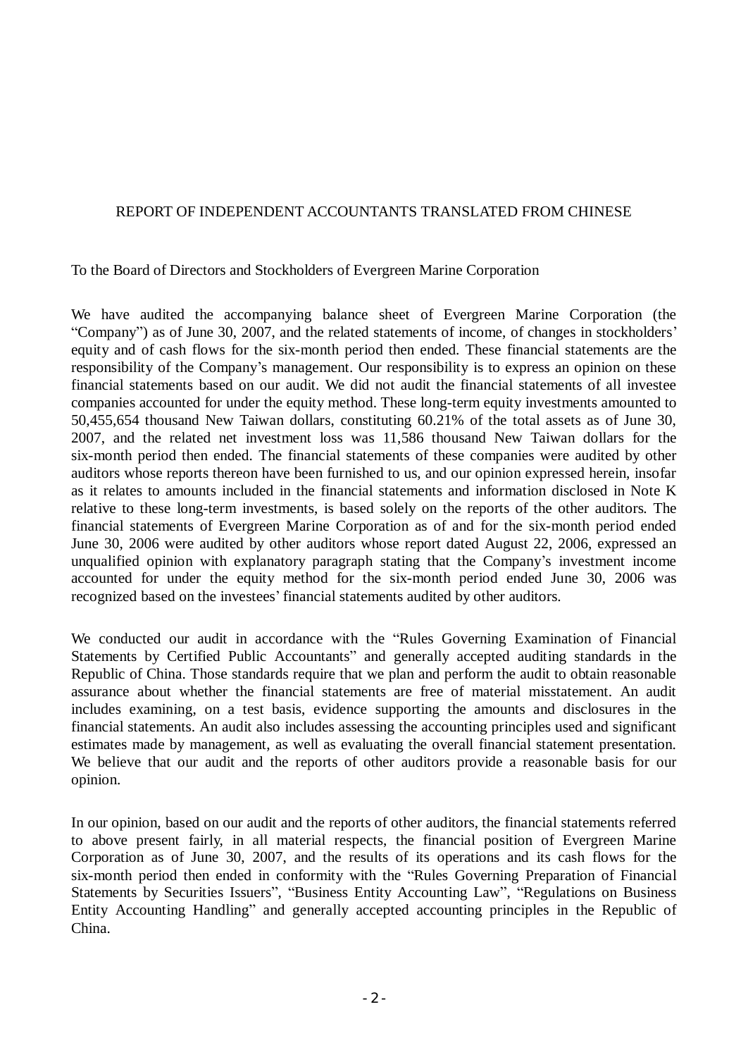# REPORT OF INDEPENDENT ACCOUNTANTS TRANSLATED FROM CHINESE

To the Board of Directors and Stockholders of Evergreen Marine Corporation

We have audited the accompanying balance sheet of Evergreen Marine Corporation (the "Company") as of June 30, 2007, and the related statements of income, of changes in stockholders' equity and of cash flows for the six-month period then ended. These financial statements are the responsibility of the Company's management. Our responsibility is to express an opinion on these financial statements based on our audit. We did not audit the financial statements of all investee companies accounted for under the equity method. These long-term equity investments amounted to 50,455,654 thousand New Taiwan dollars, constituting 60.21% of the total assets as of June 30, 2007, and the related net investment loss was 11,586 thousand New Taiwan dollars for the six-month period then ended. The financial statements of these companies were audited by other auditors whose reports thereon have been furnished to us, and our opinion expressed herein, insofar as it relates to amounts included in the financial statements and information disclosed in Note K relative to these long-term investments, is based solely on the reports of the other auditors. The financial statements of Evergreen Marine Corporation as of and for the six-month period ended June 30, 2006 were audited by other auditors whose report dated August 22, 2006, expressed an unqualified opinion with explanatory paragraph stating that the Company's investment income accounted for under the equity method for the six-month period ended June 30, 2006 was recognized based on the investees' financial statements audited by other auditors.

We conducted our audit in accordance with the "Rules Governing Examination of Financial Statements by Certified Public Accountants" and generally accepted auditing standards in the Republic of China. Those standards require that we plan and perform the audit to obtain reasonable assurance about whether the financial statements are free of material misstatement. An audit includes examining, on a test basis, evidence supporting the amounts and disclosures in the financial statements. An audit also includes assessing the accounting principles used and significant estimates made by management, as well as evaluating the overall financial statement presentation. We believe that our audit and the reports of other auditors provide a reasonable basis for our opinion.

In our opinion, based on our audit and the reports of other auditors, the financial statements referred to above present fairly, in all material respects, the financial position of Evergreen Marine Corporation as of June 30, 2007, and the results of its operations and its cash flows for the six-month period then ended in conformity with the "Rules Governing Preparation of Financial Statements by Securities Issuers", "Business Entity Accounting Law", "Regulations on Business Entity Accounting Handling" and generally accepted accounting principles in the Republic of China.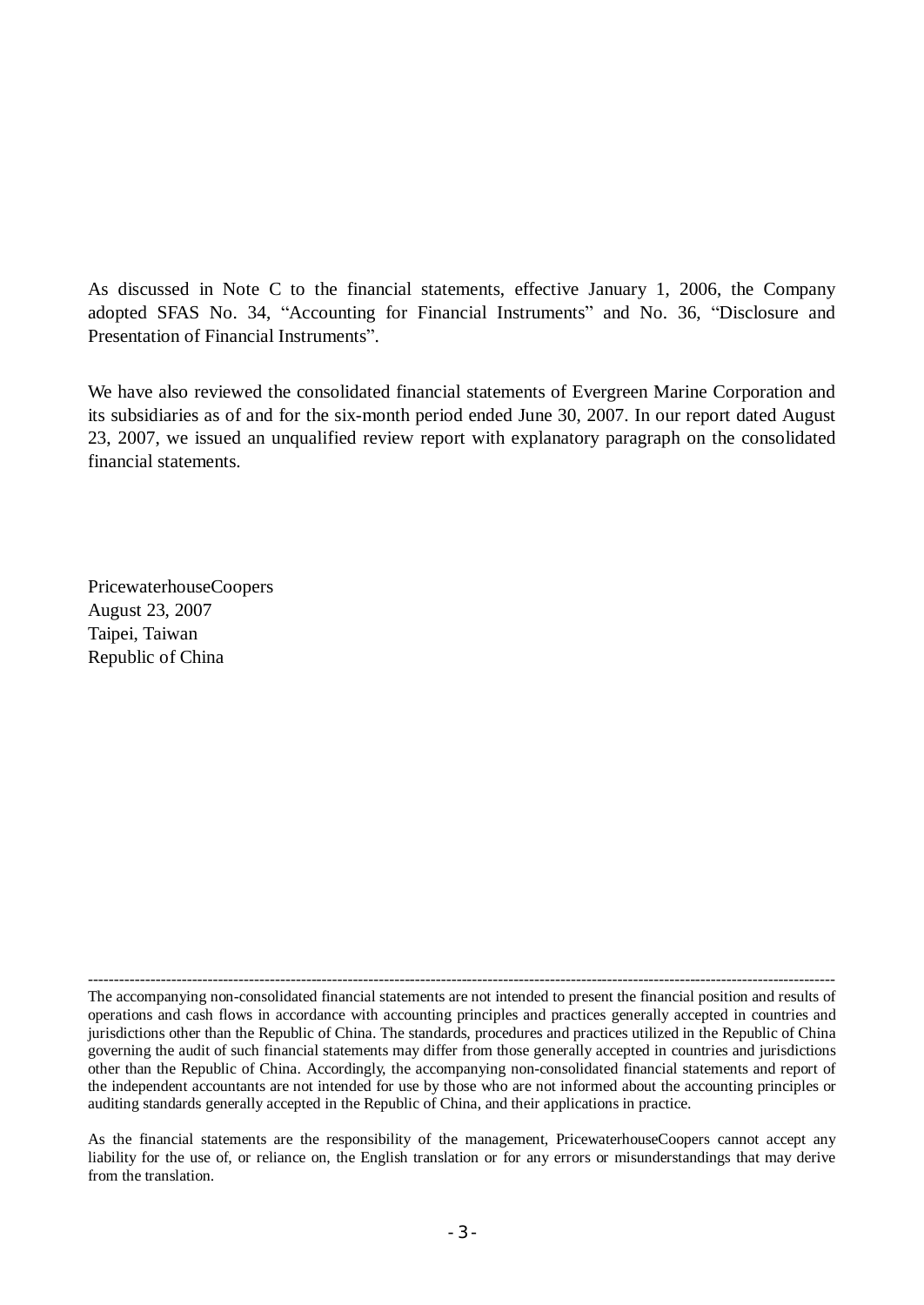As discussed in Note C to the financial statements, effective January 1, 2006, the Company adopted SFAS No. 34, "Accounting for Financial Instruments" and No. 36, "Disclosure and Presentation of Financial Instruments".

We have also reviewed the consolidated financial statements of Evergreen Marine Corporation and its subsidiaries as of and for the six-month period ended June 30, 2007. In our report dated August 23, 2007, we issued an unqualified review report with explanatory paragraph on the consolidated financial statements.

PricewaterhouseCoopers
August 23, 2007
Taipei, Taiwan
Republic of China

---

The accompanying non-consolidated financial statements are not intended to present the financial position and results of operations and cash flows in accordance with accounting principles and practices generally accepted in countries and jurisdictions other than the Republic of China. The standards, procedures and practices utilized in the Republic of China governing the audit of such financial statements may differ from those generally accepted in countries and jurisdictions other than the Republic of China. Accordingly, the accompanying non-consolidated financial statements and report of the independent accountants are not intended for use by those who are not informed about the accounting principles or auditing standards generally accepted in the Republic of China, and their applications in practice.

As the financial statements are the responsibility of the management, PricewaterhouseCoopers cannot accept any liability for the use of, or reliance on, the English translation or for any errors or misunderstandings that may derive from the translation.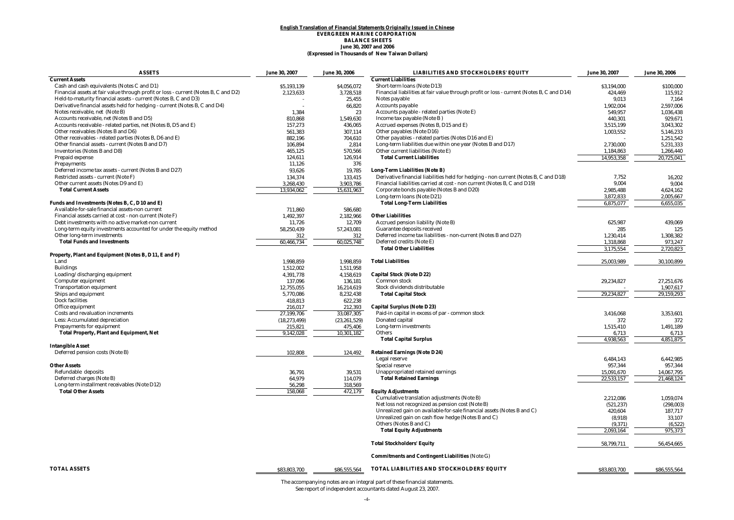**English Translation of Financial Statements Originally Issued in Chinese**

**EVERGREEN MARINE CORPORATION**

**BALANCE SHEETS**

**June 30, 2007 and 2006**

**(Expressed in Thousands of New Taiwan Dollars)**

| ASSETS | June 30, 2007 | June 30, 2006 |
|---|---|---|
| **Current Assets** | | |
| Cash and cash equivalents (Notes C and D1) | $5,193,139 | $4,056,072 |
| Financial assets at fair value through profit or loss - current (Notes B, C and D2) | 2,123,633 | 3,728,518 |
| Held-to-maturity financial assets - current (Notes B, C and D3) | - | 25,455 |
| Derivative financial assets held for hedging - current (Notes B, C and D4) | - | 66,820 |
| Notes receivable, net (Note B) | 1,384 | 23 |
| Accounts receivable, net (Notes B and D5) | 810,868 | 1,549,630 |
| Accounts receivable - related parties, net (Notes B, D5 and E) | 157,273 | 436,065 |
| Other receivables (Notes B and D6) | 561,383 | 307,114 |
| Other receivables - related parties (Notes B, D6 and E) | 882,196 | 704,610 |
| Other financial assets - current (Notes B and D7) | 106,894 | 2,814 |
| Inventories (Notes B and D8) | 465,125 | 570,566 |
| Prepaid expense | 124,611 | 126,914 |
| Prepayments | 11,126 | 376 |
| Deferred income tax assets - current (Notes B and D27) | 93,626 | 19,785 |
| Restricted assets - current (Note F) | 134,374 | 133,415 |
| Other current assets (Notes D9 and E) | 3,268,430 | 3,903,786 |
| **Total Current Assets** | 13,934,062 | 15,631,963 |
| **Funds and Investments (Notes B, C, D10 and E)** | | |
| Available-for-sale financial assets-non current | 711,860 | 586,680 |
| Financial assets carried at cost - non current (Note F) | 1,492,397 | 2,182,966 |
| Debt investments with no active market-non current | 11,726 | 12,709 |
| Long-term equity investments accounted for under the equity method | 58,250,439 | 57,243,081 |
| Other long-term investments | 312 | 312 |
| **Total Funds and Investments** | 60,466,734 | 60,025,748 |
| **Property, Plant and Equipment (Notes B, D11, E and F)** | | |
| Land | 1,998,859 | 1,998,859 |
| Buildings | 1,512,002 | 1,511,958 |
| Loading/discharging equipment | 4,391,778 | 4,158,619 |
| Computer equipment | 137,096 | 136,181 |
| Transportation equipment | 12,755,055 | 16,214,619 |
| Ships and equipment | 5,770,086 | 8,232,438 |
| Dock facilities | 418,813 | 622,238 |
| Office equipment | 216,017 | 212,393 |
| Costs and revaluation increments | 27,199,706 | 33,087,305 |
| Less: Accumulated depreciation | (18,273,499) | (23,261,529) |
| Prepayments for equipment | 215,821 | 475,406 |
| **Total Property, Plant and Equipment, Net** | 9,142,028 | 10,301,182 |
| **Intangible Asset** | | |
| Deferred pension costs (Note B) | 102,808 | 124,492 |
| **Other Assets** | | |
| Refundable deposits | 36,791 | 39,531 |
| Deferred charges (Note B) | 64,979 | 114,079 |
| Long-term installment receivables (Note D12) | 56,298 | 318,569 |
| **Total Other Assets** | 158,068 | 472,179 |
| **TOTAL ASSETS** | $83,803,700 | $86,555,564 |

| LIABILITIES AND STOCKHOLDERS' EQUITY | June 30, 2007 | June 30, 2006 |
|---|---|---|
| **Current Liabilities** | | |
| Short-term loans (Note D13) | $3,194,000 | $100,000 |
| Financial liabilities at fair value through profit or loss - current (Notes B, C and D14) | 424,469 | 115,912 |
| Notes payable | 9,013 | 7,164 |
| Accounts payable | 1,902,004 | 2,597,006 |
| Accounts payable - related parties (Note E) | 549,957 | 1,036,438 |
| Income tax payable (Note B) | 440,301 | 929,671 |
| Accrued expenses (Notes B, D15 and E) | 3,515,199 | 3,043,302 |
| Other payables (Note D16) | 1,003,552 | 5,146,233 |
| Other payables - related parties (Notes D16 and E) | - | 1,251,542 |
| Long-term liabilities due within one year (Notes B and D17) | 2,730,000 | 5,231,333 |
| Other current liabilities (Note E) | 1,184,863 | 1,266,440 |
| **Total Current Liabilities** | 14,953,358 | 20,725,041 |
| **Long-Term Liabilities (Note B)** | | |
| Derivative financial liabilities held for hedging - non current (Notes B, C and D18) | 7,752 | 16,202 |
| Financial liabilities carried at cost - non current (Notes B, C and D19) | 9,004 | 9,004 |
| Corporate bonds payable (Notes B and D20) | 2,985,488 | 4,624,162 |
| Long-term loans (Note D21) | 3,872,833 | 2,005,667 |
| **Total Long-Term Liabilities** | 6,875,077 | 6,655,035 |
| **Other Liabilities** | | |
| Accrued pension liability (Note B) | 625,987 | 439,069 |
| Guarantee deposits received | 285 | 125 |
| Deferred income tax liabilities - non-current (Notes B and D27) | 1,230,414 | 1,308,382 |
| Deferred credits (Note E) | 1,318,868 | 973,247 |
| **Total Other Liabilities** | 3,175,554 | 2,720,823 |
| **Total Liabilities** | 25,003,989 | 30,100,899 |
| **Capital Stock (Note D22)** | | |
| Common stock | 29,234,827 | 27,251,676 |
| Stock dividends distributable | - | 1,907,617 |
| **Total Capital Stock** | 29,234,827 | 29,159,293 |
| **Capital Surplus (Note D23)** | | |
| Paid-in capital in excess of par - common stock | 3,416,068 | 3,353,601 |
| Donated capital | 372 | 372 |
| Long-term investments | 1,515,410 | 1,491,189 |
| Others | 6,713 | 6,713 |
| **Total Capital Surplus** | 4,938,563 | 4,851,875 |
| **Retained Earnings (Note D24)** | | |
| Legal reserve | 6,484,143 | 6,442,985 |
| Special reserve | 957,344 | 957,344 |
| Unappropriated retained earnings | 15,091,670 | 14,067,795 |
| **Total Retained Earnings** | 22,533,157 | 21,468,124 |
| **Equity Adjustments** | | |
| Cumulative translation adjustments (Note B) | 2,212,086 | 1,059,074 |
| Net loss not recognized as pension cost (Note B) | (521,237) | (298,003) |
| Unrealized gain on available-for-sale financial assets (Notes B and C) | 420,604 | 187,717 |
| Unrealized gain on cash flow hedge (Notes B and C) | (8,918) | 33,107 |
| Others (Notes B and C) | (9,371) | (6,522) |
| **Total Equity Adjustments** | 2,093,164 | 975,373 |
| **Total Stockholders' Equity** | 58,799,711 | 56,454,665 |
| **Commitments and Contingent Liabilities** (Note G) | | |
| **TOTAL LIABILITIES AND STOCKHOLDERS' EQUITY** | $83,803,700 | $86,555,564 |

The accompanying notes are an integral part of these financial statements.

See report of independent accountants dated August 23, 2007.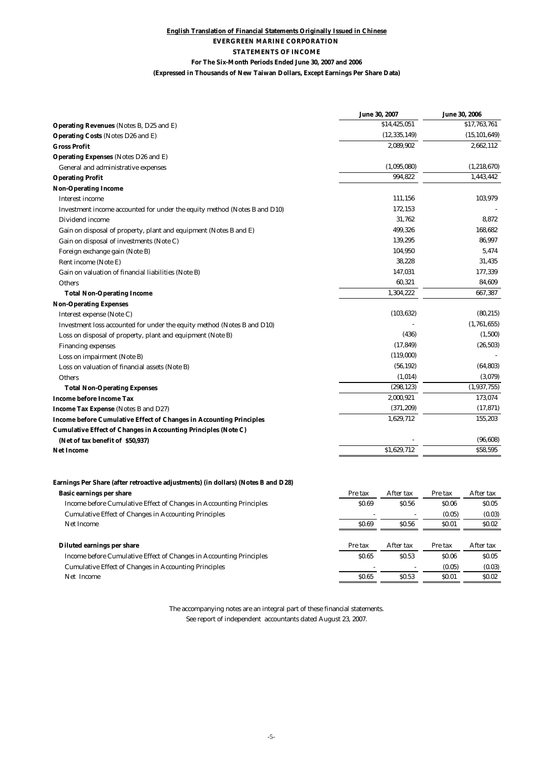**English Translation of Financial Statements Originally Issued in Chinese**

**EVERGREEN MARINE CORPORATION**

**STATEMENTS OF INCOME**

**For The Six-Month Periods Ended June 30, 2007 and 2006**

**(Expressed in Thousands of New Taiwan Dollars, Except Earnings Per Share Data)**

| | June 30, 2007 | June 30, 2006 |
|---|---|---|
| **Operating Revenues** (Notes B, D25 and E) | $14,425,051 | $17,763,761 |
| **Operating Costs** (Notes D26 and E) | (12,335,149) | (15,101,649) |
| **Gross Profit** | 2,089,902 | 2,662,112 |
| **Operating Expenses** (Notes D26 and E) | | |
| General and administrative expenses | (1,095,080) | (1,218,670) |
| **Operating Profit** | 994,822 | 1,443,442 |
| **Non-Operating Income** | | |
| Interest income | 111,156 | 103,979 |
| Investment income accounted for under the equity method (Notes B and D10) | 172,153 | - |
| Dividend income | 31,762 | 8,872 |
| Gain on disposal of property, plant and equipment (Notes B and E) | 499,326 | 168,682 |
| Gain on disposal of investments (Note C) | 139,295 | 86,997 |
| Foreign exchange gain (Note B) | 104,950 | 5,474 |
| Rent income (Note E) | 38,228 | 31,435 |
| Gain on valuation of financial liabilities (Note B) | 147,031 | 177,339 |
| Others | 60,321 | 84,609 |
| **Total Non-Operating Income** | 1,304,222 | 667,387 |
| **Non-Operating Expenses** | | |
| Interest expense (Note C) | (103,632) | (80,215) |
| Investment loss accounted for under the equity method (Notes B and D10) | - | (1,761,655) |
| Loss on disposal of property, plant and equipment (Note B) | (436) | (1,500) |
| Financing expenses | (17,849) | (26,503) |
| Loss on impairment (Note B) | (119,000) | - |
| Loss on valuation of financial assets (Note B) | (56,192) | (64,803) |
| Others | (1,014) | (3,079) |
| **Total Non-Operating Expenses** | (298,123) | (1,937,755) |
| **Income before Income Tax** | 2,000,921 | 173,074 |
| **Income Tax Expense** (Notes B and D27) | (371,209) | (17,871) |
| **Income before Cumulative Effect of Changes in Accounting Principles** | 1,629,712 | 155,203 |
| **Cumulative Effect of Changes in Accounting Principles (Note C)** | | |
| **(Net of tax benefit of $50,937)** | - | (96,608) |
| **Net Income** | $1,629,712 | $58,595 |

**Earnings Per Share (after retroactive adjustments) (in dollars) (Notes B and D28)**

| | 2007 Pre tax | 2007 After tax | 2006 Pre tax | 2006 After tax |
|---|---|---|---|---|
| **Basic earnings per share** | | | | |
| Income before Cumulative Effect of Changes in Accounting Principles | $0.69 | $0.56 | $0.06 | $0.05 |
| Cumulative Effect of Changes in Accounting Principles | - | - | (0.05) | (0.03) |
| Net Income | $0.69 | $0.56 | $0.01 | $0.02 |
| **Diluted earnings per share** | | | | |
| Income before Cumulative Effect of Changes in Accounting Principles | $0.65 | $0.53 | $0.06 | $0.05 |
| Cumulative Effect of Changes in Accounting Principles | - | - | (0.05) | (0.03) |
| Net Income | $0.65 | $0.53 | $0.01 | $0.02 |

The accompanying notes are an integral part of these financial statements.
See report of independent accountants dated August 23, 2007.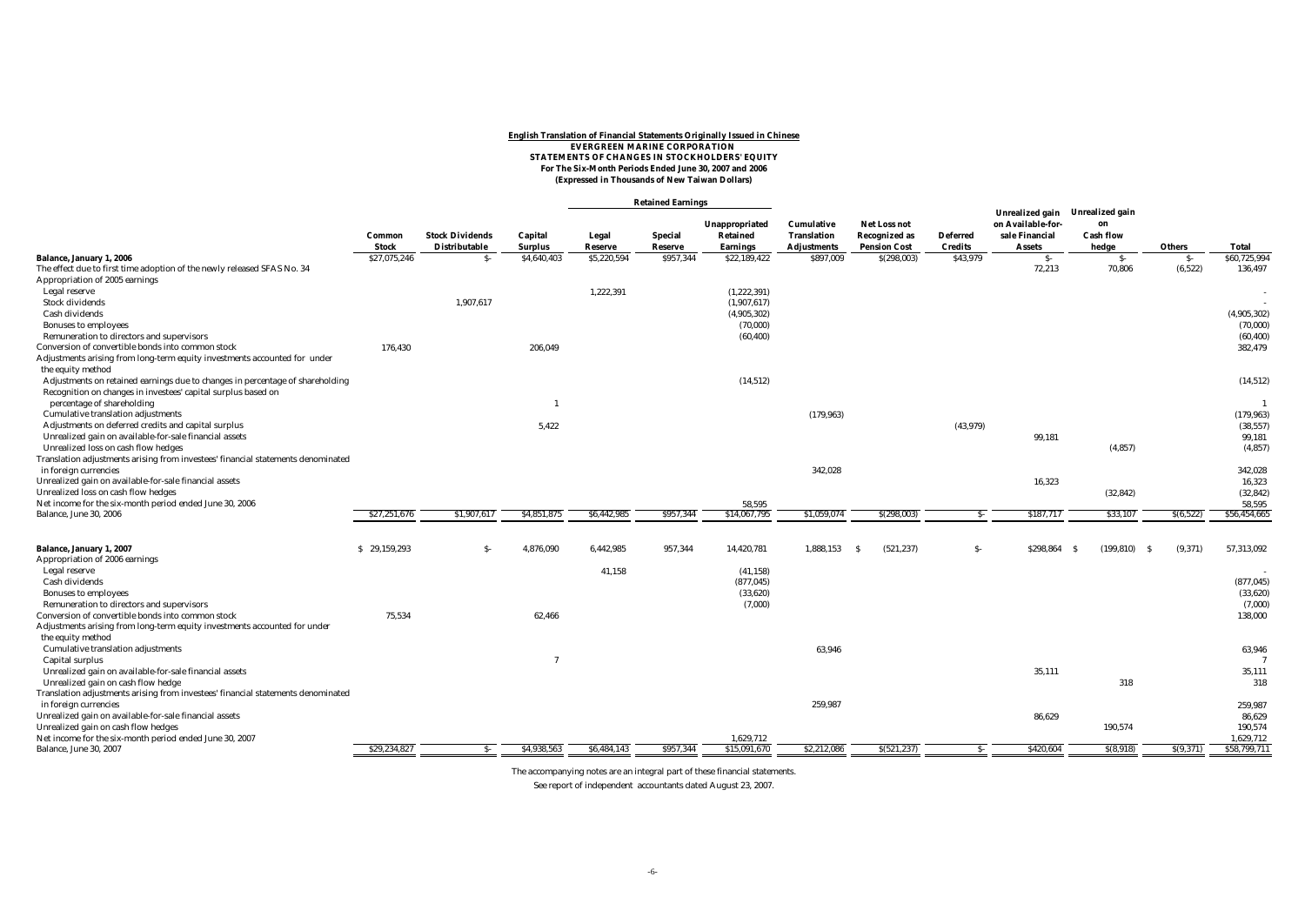**English Translation of Financial Statements Originally Issued in Chinese**

**EVERGREEN MARINE CORPORATION**

**STATEMENTS OF CHANGES IN STOCKHOLDERS' EQUITY**

**For The Six-Month Periods Ended June 30, 2007 and 2006**

**(Expressed in Thousands of New Taiwan Dollars)**

| | Common Stock | Stock Dividends Distributable | Capital Surplus | Retained Earnings | | | Cumulative Translation Adjustments | Net Loss not Recognized as Pension Cost | Deferred Credits | Unrealized gain on Available-for-sale Financial Assets | Unrealized gain on Cash flow hedge | Others | Total |
|---|---|---|---|---|---|---|---|---|---|---|---|---|---|
| | | | | Legal Reserve | Special Reserve | Unappropriated Retained Earnings | | | | | | | |
| **Balance, January 1, 2006** | $27,075,246 | $- | $4,640,403 | $5,220,594 | $957,344 | $22,189,422 | $897,009 | $(298,003) | $43,979 | $- | $- | $- | $60,725,994 |
| The effect due to first time adoption of the newly released SFAS No. 34 | | | | | | | | | | 72,213 | 70,806 | (6,522) | 136,497 |
| Appropriation of 2005 earnings | | | | | | | | | | | | | |
| Legal reserve | | | | 1,222,391 | | (1,222,391) | | | | | | | - |
| Stock dividends | | 1,907,617 | | | | (1,907,617) | | | | | | | - |
| Cash dividends | | | | | | (4,905,302) | | | | | | | (4,905,302) |
| Bonuses to employees | | | | | | (70,000) | | | | | | | (70,000) |
| Remuneration to directors and supervisors | | | | | | (60,400) | | | | | | | (60,400) |
| Conversion of convertible bonds into common stock | 176,430 | | 206,049 | | | | | | | | | | 382,479 |
| Adjustments arising from long-term equity investments accounted for under the equity method | | | | | | | | | | | | | |
| Adjustments on retained earnings due to changes in percentage of shareholding | | | | | | (14,512) | | | | | | | (14,512) |
| Recognition on changes in investees' capital surplus based on percentage of shareholding | | | 1 | | | | | | | | | | 1 |
| Cumulative translation adjustments | | | | | | | (179,963) | | | | | | (179,963) |
| Adjustments on deferred credits and capital surplus | | | 5,422 | | | | | | (43,979) | | | | (38,557) |
| Unrealized gain on available-for-sale financial assets | | | | | | | | | | 99,181 | | | 99,181 |
| Unrealized loss on cash flow hedges | | | | | | | | | | | (4,857) | | (4,857) |
| Translation adjustments arising from investees' financial statements denominated in foreign currencies | | | | | | | 342,028 | | | | | | 342,028 |
| Unrealized gain on available-for-sale financial assets | | | | | | | | | | 16,323 | | | 16,323 |
| Unrealized loss on cash flow hedges | | | | | | | | | | | (32,842) | | (32,842) |
| Net income for the six-month period ended June 30, 2006 | | | | | | 58,595 | | | | | | | 58,595 |
| Balance, June 30, 2006 | $27,251,676 | $1,907,617 | $4,851,875 | $6,442,985 | $957,344 | $14,067,795 | $1,059,074 | $(298,003) | $- | $187,717 | $33,107 | $(6,522) | $56,454,665 |
| | | | | | | | | | | | | | |
| **Balance, January 1, 2007** | $ 29,159,293 | $- | 4,876,090 | 6,442,985 | 957,344 | 14,420,781 | 1,888,153 | $ (521,237) | $- | $298,864 | $ (199,810) | $ (9,371) | 57,313,092 |
| Appropriation of 2006 earnings | | | | | | | | | | | | | |
| Legal reserve | | | | 41,158 | | (41,158) | | | | | | | - |
| Cash dividends | | | | | | (877,045) | | | | | | | (877,045) |
| Bonuses to employees | | | | | | (33,620) | | | | | | | (33,620) |
| Remuneration to directors and supervisors | | | | | | (7,000) | | | | | | | (7,000) |
| Conversion of convertible bonds into common stock | 75,534 | | 62,466 | | | | | | | | | | 138,000 |
| Adjustments arising from long-term equity investments accounted for under the equity method | | | | | | | | | | | | | |
| Cumulative translation adjustments | | | | | | | 63,946 | | | | | | 63,946 |
| Capital surplus | | | 7 | | | | | | | | | | 7 |
| Unrealized gain on available-for-sale financial assets | | | | | | | | | | 35,111 | | | 35,111 |
| Unrealized gain on cash flow hedge | | | | | | | | | | | 318 | | 318 |
| Translation adjustments arising from investees' financial statements denominated in foreign currencies | | | | | | | 259,987 | | | | | | 259,987 |
| Unrealized gain on available-for-sale financial assets | | | | | | | | | | 86,629 | | | 86,629 |
| Unrealized gain on cash flow hedges | | | | | | | | | | | 190,574 | | 190,574 |
| Net income for the six-month period ended June 30, 2007 | | | | | | 1,629,712 | | | | | | | 1,629,712 |
| Balance, June 30, 2007 | $29,234,827 | $- | $4,938,563 | $6,484,143 | $957,344 | $15,091,670 | $2,212,086 | $(521,237) | $- | $420,604 | $(8,918) | $(9,371) | $58,799,711 |

The accompanying notes are an integral part of these financial statements.

See report of independent accountants dated August 23, 2007.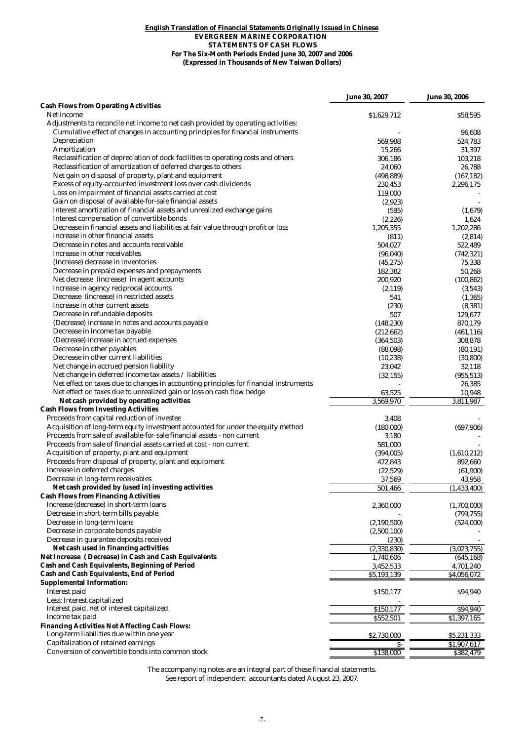**English Translation of Financial Statements Originally Issued in Chinese**
**EVERGREEN MARINE CORPORATION**
**STATEMENTS OF CASH FLOWS**
**For The Six-Month Periods Ended June 30, 2007 and 2006**
**(Expressed in Thousands of New Taiwan Dollars)**

| | June 30, 2007 | June 30, 2006 |
|---|---|---|
| **Cash Flows from Operating Activities** | | |
| Net income | $1,629,712 | $58,595 |
| Adjustments to reconcile net income to net cash provided by operating activities: | | |
| Cumulative effect of changes in accounting principles for financial instruments | - | 96,608 |
| Depreciation | 569,988 | 524,783 |
| Amortization | 15,266 | 31,397 |
| Reclassification of depreciation of dock facilities to operating costs and others | 306,186 | 103,218 |
| Reclassification of amortization of deferred charges to others | 24,060 | 26,788 |
| Net gain on disposal of property, plant and equipment | (498,889) | (167,182) |
| Excess of equity-accounted investment loss over cash dividends | 230,453 | 2,296,175 |
| Loss on impairment of financial assets carried at cost | 119,000 | - |
| Gain on disposal of available-for-sale financial assets | (2,923) | - |
| Interest amortization of financial assets and unrealized exchange gains | (595) | (1,679) |
| Interest compensation of convertible bonds | (2,226) | 1,624 |
| Decrease in financial assets and liabilities at fair value through profit or loss | 1,205,355 | 1,202,286 |
| Increase in other financial assets | (811) | (2,814) |
| Decrease in notes and accounts receivable | 504,027 | 522,489 |
| Increase in other receivables | (96,040) | (742,321) |
| (Increase) decrease in inventories | (45,275) | 75,338 |
| Decrease in prepaid expenses and prepayments | 182,382 | 50,268 |
| Net decrease (increase) in agent accounts | 200,920 | (100,862) |
| Increase in agency reciprocal accounts | (2,119) | (3,543) |
| Decrease (increase) in restricted assets | 541 | (1,365) |
| Increase in other current assets | (230) | (8,381) |
| Decrease in refundable deposits | 507 | 129,677 |
| (Decrease) increase in notes and accounts payable | (148,230) | 870,179 |
| Decrease in income tax payable | (212,662) | (461,116) |
| (Decrease) increase in accrued expenses | (364,503) | 308,878 |
| Decrease in other payables | (88,098) | (80,191) |
| Decrease in other current liabilities | (10,238) | (30,800) |
| Net change in accrued pension liability | 23,042 | 32,118 |
| Net change in deferred income tax assets / liabilities | (32,155) | (955,513) |
| Net effect on taxes due to changes in accounting principles for financial instruments | - | 26,385 |
| Net effect on taxes due to unrealized gain or loss on cash flow hedge | 63,525 | 10,948 |
| **Net cash provided by operating activities** | 3,569,970 | 3,811,987 |
| **Cash Flows from Investing Activities** | | |
| Proceeds from capital reduction of investee | 3,408 | - |
| Acquisition of long-term equity investment accounted for under the equity method | (180,000) | (697,906) |
| Proceeds from sale of available-for-sale financial assets - non current | 3,180 | - |
| Proceeds from sale of financial assets carried at cost - non current | 581,000 | - |
| Acquisition of property, plant and equipment | (394,005) | (1,610,212) |
| Proceeds from disposal of property, plant and equipment | 472,843 | 892,660 |
| Increase in deferred charges | (22,529) | (61,900) |
| Decrease in long-term receivables | 37,569 | 43,958 |
| **Net cash provided by (used in) investing activities** | 501,466 | (1,433,400) |
| **Cash Flows from Financing Activities** | | |
| Increase (decrease) in short-term loans | 2,360,000 | (1,700,000) |
| Decrease in short-term bills payable | - | (799,755) |
| Decrease in long-term loans | (2,190,500) | (524,000) |
| Decrease in corporate bonds payable | (2,500,100) | - |
| Decrease in guarantee deposits received | (230) | - |
| **Net cash used in financing activities** | (2,330,830) | (3,023,755) |
| **Net Increase (Decrease) in Cash and Cash Equivalents** | 1,740,606 | (645,168) |
| **Cash and Cash Equivalents, Beginning of Period** | 3,452,533 | 4,701,240 |
| **Cash and Cash Equivalents, End of Period** | $5,193,139 | $4,056,072 |
| **Supplemental Information:** | | |
| Interest paid | $150,177 | $94,940 |
| Less: Interest capitalized | - | - |
| Interest paid, net of interest capitalized | $150,177 | $94,940 |
| Income tax paid | $552,501 | $1,397,165 |
| **Financing Activities Not Affecting Cash Flows:** | | |
| Long-term liabilities due within one year | $2,730,000 | $5,231,333 |
| Capitalization of retained earnings | $- | $1,907,617 |
| Conversion of convertible bonds into common stock | $138,000 | $382,479 |

The accompanying notes are an integral part of these financial statements.
See report of independent accountants dated August 23, 2007.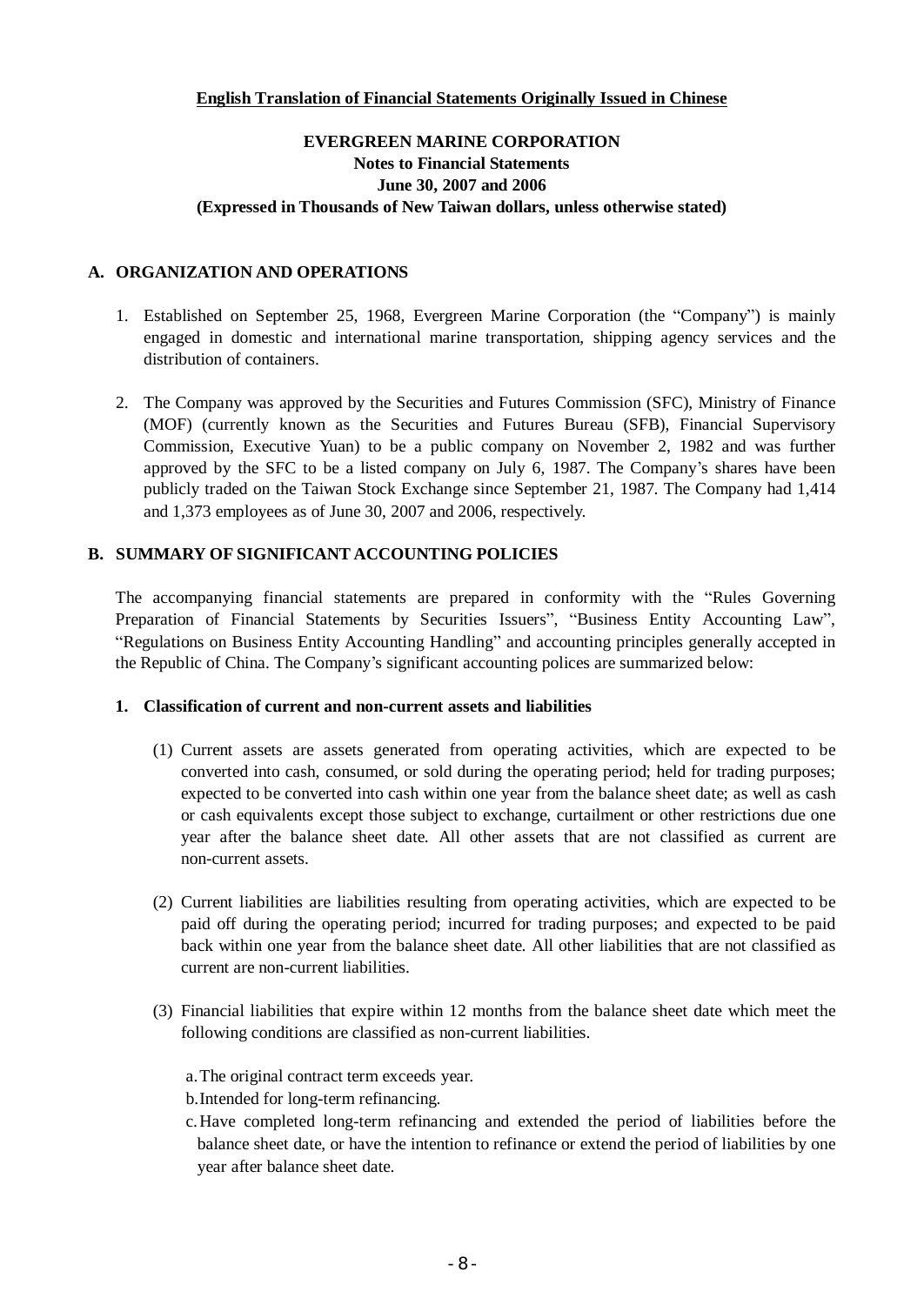**English Translation of Financial Statements Originally Issued in Chinese**

**EVERGREEN MARINE CORPORATION**
**Notes to Financial Statements**
**June 30, 2007 and 2006**
**(Expressed in Thousands of New Taiwan dollars, unless otherwise stated)**

## A. ORGANIZATION AND OPERATIONS

1. Established on September 25, 1968, Evergreen Marine Corporation (the "Company") is mainly engaged in domestic and international marine transportation, shipping agency services and the distribution of containers.

2. The Company was approved by the Securities and Futures Commission (SFC), Ministry of Finance (MOF) (currently known as the Securities and Futures Bureau (SFB), Financial Supervisory Commission, Executive Yuan) to be a public company on November 2, 1982 and was further approved by the SFC to be a listed company on July 6, 1987. The Company's shares have been publicly traded on the Taiwan Stock Exchange since September 21, 1987. The Company had 1,414 and 1,373 employees as of June 30, 2007 and 2006, respectively.

## B. SUMMARY OF SIGNIFICANT ACCOUNTING POLICIES

The accompanying financial statements are prepared in conformity with the "Rules Governing Preparation of Financial Statements by Securities Issuers", "Business Entity Accounting Law", "Regulations on Business Entity Accounting Handling" and accounting principles generally accepted in the Republic of China. The Company's significant accounting polices are summarized below:

### 1. Classification of current and non-current assets and liabilities

(1) Current assets are assets generated from operating activities, which are expected to be converted into cash, consumed, or sold during the operating period; held for trading purposes; expected to be converted into cash within one year from the balance sheet date; as well as cash or cash equivalents except those subject to exchange, curtailment or other restrictions due one year after the balance sheet date. All other assets that are not classified as current are non-current assets.

(2) Current liabilities are liabilities resulting from operating activities, which are expected to be paid off during the operating period; incurred for trading purposes; and expected to be paid back within one year from the balance sheet date. All other liabilities that are not classified as current are non-current liabilities.

(3) Financial liabilities that expire within 12 months from the balance sheet date which meet the following conditions are classified as non-current liabilities.

a. The original contract term exceeds year.
b. Intended for long-term refinancing.
c. Have completed long-term refinancing and extended the period of liabilities before the balance sheet date, or have the intention to refinance or extend the period of liabilities by one year after balance sheet date.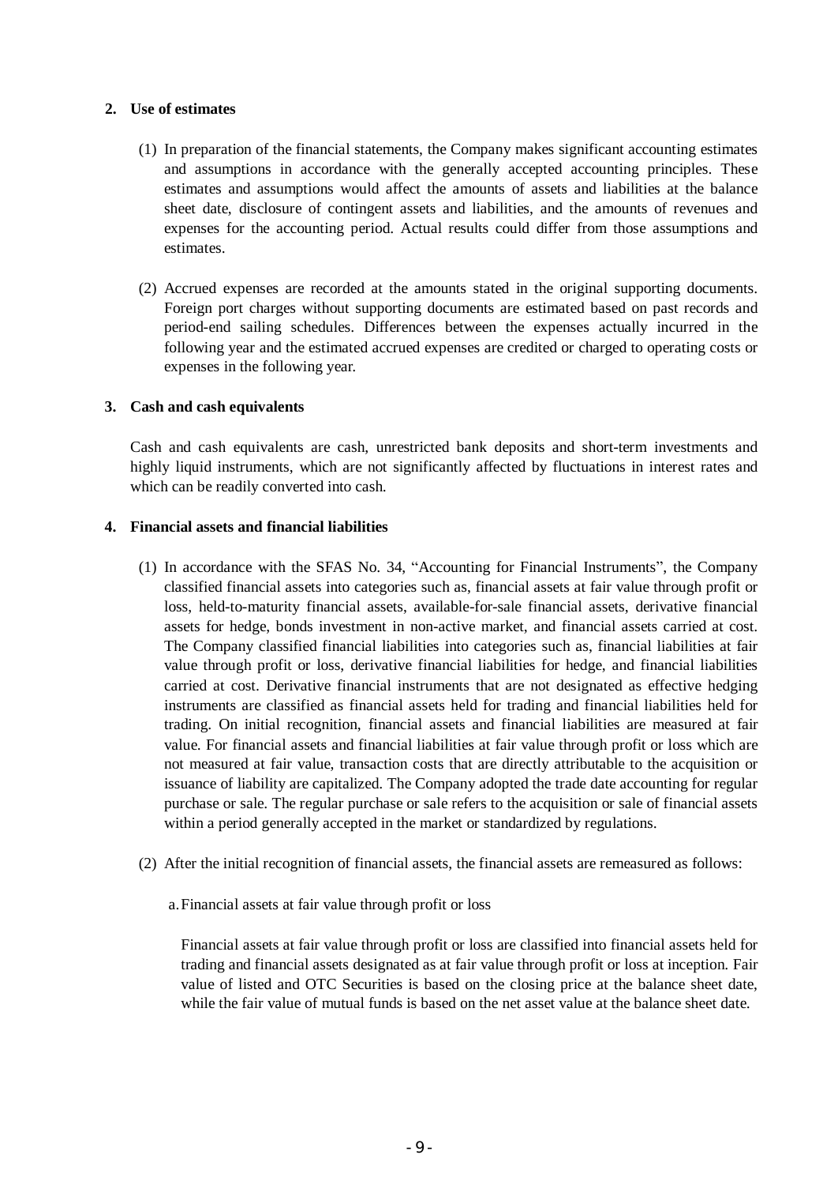**2. Use of estimates**

(1) In preparation of the financial statements, the Company makes significant accounting estimates and assumptions in accordance with the generally accepted accounting principles. These estimates and assumptions would affect the amounts of assets and liabilities at the balance sheet date, disclosure of contingent assets and liabilities, and the amounts of revenues and expenses for the accounting period. Actual results could differ from those assumptions and estimates.

(2) Accrued expenses are recorded at the amounts stated in the original supporting documents. Foreign port charges without supporting documents are estimated based on past records and period-end sailing schedules. Differences between the expenses actually incurred in the following year and the estimated accrued expenses are credited or charged to operating costs or expenses in the following year.

**3. Cash and cash equivalents**

Cash and cash equivalents are cash, unrestricted bank deposits and short-term investments and highly liquid instruments, which are not significantly affected by fluctuations in interest rates and which can be readily converted into cash.

**4. Financial assets and financial liabilities**

(1) In accordance with the SFAS No. 34, "Accounting for Financial Instruments", the Company classified financial assets into categories such as, financial assets at fair value through profit or loss, held-to-maturity financial assets, available-for-sale financial assets, derivative financial assets for hedge, bonds investment in non-active market, and financial assets carried at cost. The Company classified financial liabilities into categories such as, financial liabilities at fair value through profit or loss, derivative financial liabilities for hedge, and financial liabilities carried at cost. Derivative financial instruments that are not designated as effective hedging instruments are classified as financial assets held for trading and financial liabilities held for trading. On initial recognition, financial assets and financial liabilities are measured at fair value. For financial assets and financial liabilities at fair value through profit or loss which are not measured at fair value, transaction costs that are directly attributable to the acquisition or issuance of liability are capitalized. The Company adopted the trade date accounting for regular purchase or sale. The regular purchase or sale refers to the acquisition or sale of financial assets within a period generally accepted in the market or standardized by regulations.

(2) After the initial recognition of financial assets, the financial assets are remeasured as follows:

a. Financial assets at fair value through profit or loss

Financial assets at fair value through profit or loss are classified into financial assets held for trading and financial assets designated as at fair value through profit or loss at inception. Fair value of listed and OTC Securities is based on the closing price at the balance sheet date, while the fair value of mutual funds is based on the net asset value at the balance sheet date.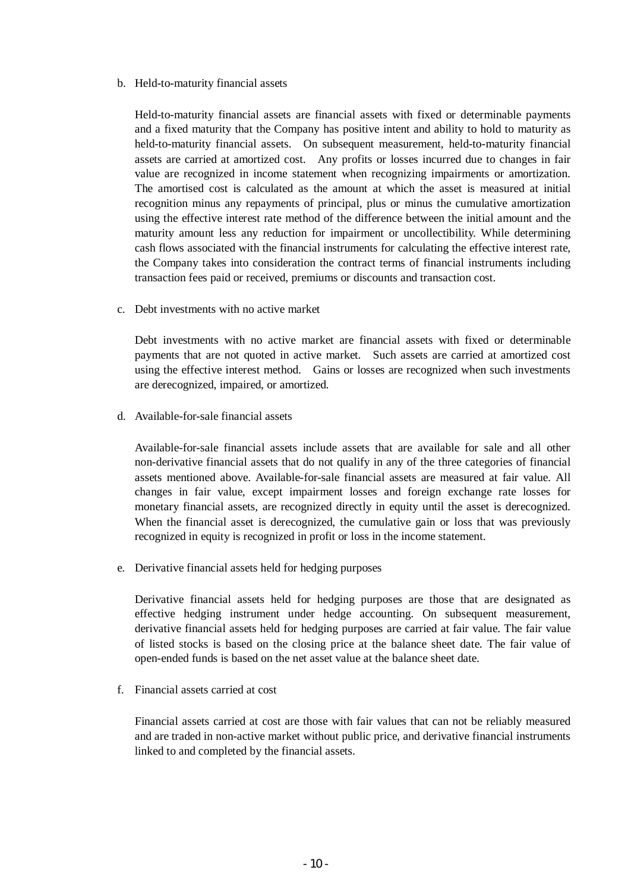b. Held-to-maturity financial assets

Held-to-maturity financial assets are financial assets with fixed or determinable payments and a fixed maturity that the Company has positive intent and ability to hold to maturity as held-to-maturity financial assets. On subsequent measurement, held-to-maturity financial assets are carried at amortized cost. Any profits or losses incurred due to changes in fair value are recognized in income statement when recognizing impairments or amortization. The amortised cost is calculated as the amount at which the asset is measured at initial recognition minus any repayments of principal, plus or minus the cumulative amortization using the effective interest rate method of the difference between the initial amount and the maturity amount less any reduction for impairment or uncollectibility. While determining cash flows associated with the financial instruments for calculating the effective interest rate, the Company takes into consideration the contract terms of financial instruments including transaction fees paid or received, premiums or discounts and transaction cost.

c. Debt investments with no active market

Debt investments with no active market are financial assets with fixed or determinable payments that are not quoted in active market. Such assets are carried at amortized cost using the effective interest method. Gains or losses are recognized when such investments are derecognized, impaired, or amortized.

d. Available-for-sale financial assets

Available-for-sale financial assets include assets that are available for sale and all other non-derivative financial assets that do not qualify in any of the three categories of financial assets mentioned above. Available-for-sale financial assets are measured at fair value. All changes in fair value, except impairment losses and foreign exchange rate losses for monetary financial assets, are recognized directly in equity until the asset is derecognized. When the financial asset is derecognized, the cumulative gain or loss that was previously recognized in equity is recognized in profit or loss in the income statement.

e. Derivative financial assets held for hedging purposes

Derivative financial assets held for hedging purposes are those that are designated as effective hedging instrument under hedge accounting. On subsequent measurement, derivative financial assets held for hedging purposes are carried at fair value. The fair value of listed stocks is based on the closing price at the balance sheet date. The fair value of open-ended funds is based on the net asset value at the balance sheet date.

f. Financial assets carried at cost

Financial assets carried at cost are those with fair values that can not be reliably measured and are traded in non-active market without public price, and derivative financial instruments linked to and completed by the financial assets.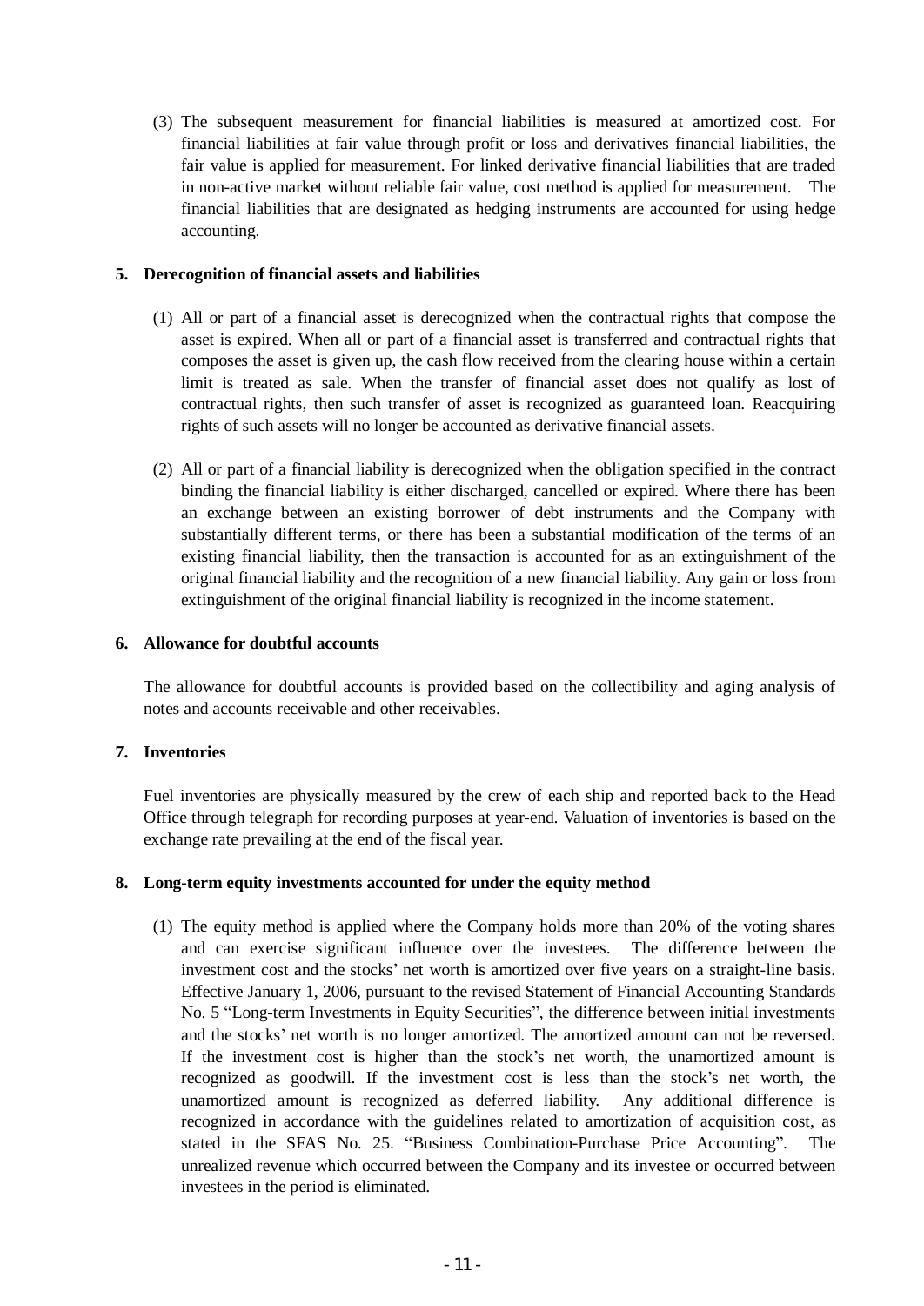(3) The subsequent measurement for financial liabilities is measured at amortized cost. For financial liabilities at fair value through profit or loss and derivatives financial liabilities, the fair value is applied for measurement. For linked derivative financial liabilities that are traded in non-active market without reliable fair value, cost method is applied for measurement. The financial liabilities that are designated as hedging instruments are accounted for using hedge accounting.

**5. Derecognition of financial assets and liabilities**

(1) All or part of a financial asset is derecognized when the contractual rights that compose the asset is expired. When all or part of a financial asset is transferred and contractual rights that composes the asset is given up, the cash flow received from the clearing house within a certain limit is treated as sale. When the transfer of financial asset does not qualify as lost of contractual rights, then such transfer of asset is recognized as guaranteed loan. Reacquiring rights of such assets will no longer be accounted as derivative financial assets.

(2) All or part of a financial liability is derecognized when the obligation specified in the contract binding the financial liability is either discharged, cancelled or expired. Where there has been an exchange between an existing borrower of debt instruments and the Company with substantially different terms, or there has been a substantial modification of the terms of an existing financial liability, then the transaction is accounted for as an extinguishment of the original financial liability and the recognition of a new financial liability. Any gain or loss from extinguishment of the original financial liability is recognized in the income statement.

**6. Allowance for doubtful accounts**

The allowance for doubtful accounts is provided based on the collectibility and aging analysis of notes and accounts receivable and other receivables.

**7. Inventories**

Fuel inventories are physically measured by the crew of each ship and reported back to the Head Office through telegraph for recording purposes at year-end. Valuation of inventories is based on the exchange rate prevailing at the end of the fiscal year.

**8. Long-term equity investments accounted for under the equity method**

(1) The equity method is applied where the Company holds more than 20% of the voting shares and can exercise significant influence over the investees. The difference between the investment cost and the stocks' net worth is amortized over five years on a straight-line basis. Effective January 1, 2006, pursuant to the revised Statement of Financial Accounting Standards No. 5 "Long-term Investments in Equity Securities", the difference between initial investments and the stocks' net worth is no longer amortized. The amortized amount can not be reversed. If the investment cost is higher than the stock's net worth, the unamortized amount is recognized as goodwill. If the investment cost is less than the stock's net worth, the unamortized amount is recognized as deferred liability. Any additional difference is recognized in accordance with the guidelines related to amortization of acquisition cost, as stated in the SFAS No. 25. "Business Combination-Purchase Price Accounting". The unrealized revenue which occurred between the Company and its investee or occurred between investees in the period is eliminated.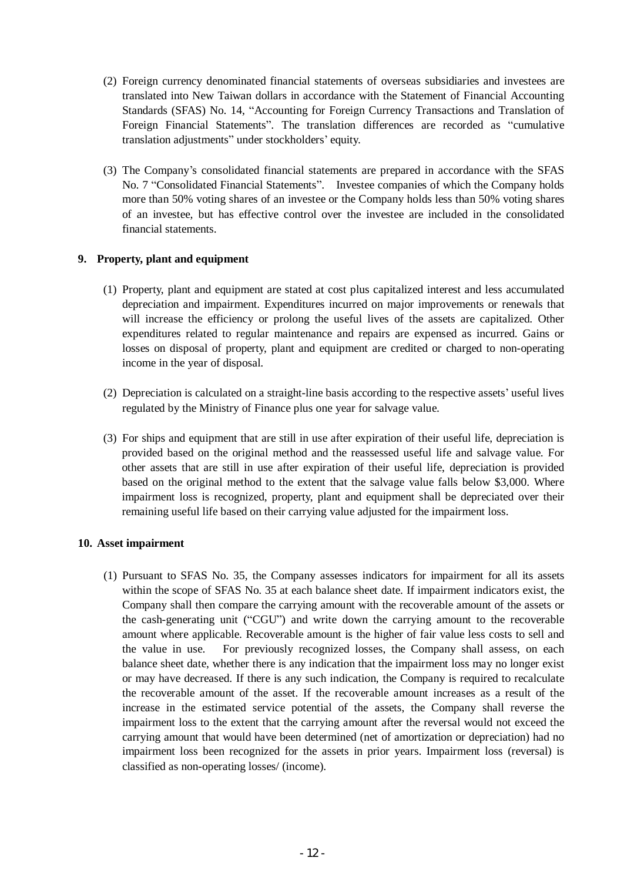(2) Foreign currency denominated financial statements of overseas subsidiaries and investees are translated into New Taiwan dollars in accordance with the Statement of Financial Accounting Standards (SFAS) No. 14, "Accounting for Foreign Currency Transactions and Translation of Foreign Financial Statements". The translation differences are recorded as "cumulative translation adjustments" under stockholders' equity.

(3) The Company's consolidated financial statements are prepared in accordance with the SFAS No. 7 "Consolidated Financial Statements". Investee companies of which the Company holds more than 50% voting shares of an investee or the Company holds less than 50% voting shares of an investee, but has effective control over the investee are included in the consolidated financial statements.

**9. Property, plant and equipment**

(1) Property, plant and equipment are stated at cost plus capitalized interest and less accumulated depreciation and impairment. Expenditures incurred on major improvements or renewals that will increase the efficiency or prolong the useful lives of the assets are capitalized. Other expenditures related to regular maintenance and repairs are expensed as incurred. Gains or losses on disposal of property, plant and equipment are credited or charged to non-operating income in the year of disposal.

(2) Depreciation is calculated on a straight-line basis according to the respective assets' useful lives regulated by the Ministry of Finance plus one year for salvage value.

(3) For ships and equipment that are still in use after expiration of their useful life, depreciation is provided based on the original method and the reassessed useful life and salvage value. For other assets that are still in use after expiration of their useful life, depreciation is provided based on the original method to the extent that the salvage value falls below $3,000. Where impairment loss is recognized, property, plant and equipment shall be depreciated over their remaining useful life based on their carrying value adjusted for the impairment loss.

**10. Asset impairment**

(1) Pursuant to SFAS No. 35, the Company assesses indicators for impairment for all its assets within the scope of SFAS No. 35 at each balance sheet date. If impairment indicators exist, the Company shall then compare the carrying amount with the recoverable amount of the assets or the cash-generating unit ("CGU") and write down the carrying amount to the recoverable amount where applicable. Recoverable amount is the higher of fair value less costs to sell and the value in use. For previously recognized losses, the Company shall assess, on each balance sheet date, whether there is any indication that the impairment loss may no longer exist or may have decreased. If there is any such indication, the Company is required to recalculate the recoverable amount of the asset. If the recoverable amount increases as a result of the increase in the estimated service potential of the assets, the Company shall reverse the impairment loss to the extent that the carrying amount after the reversal would not exceed the carrying amount that would have been determined (net of amortization or depreciation) had no impairment loss been recognized for the assets in prior years. Impairment loss (reversal) is classified as non-operating losses/ (income).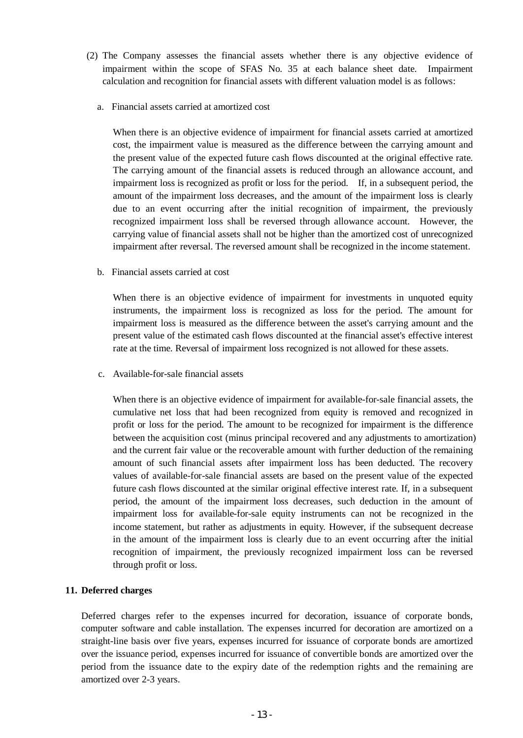(2) The Company assesses the financial assets whether there is any objective evidence of impairment within the scope of SFAS No. 35 at each balance sheet date. Impairment calculation and recognition for financial assets with different valuation model is as follows:

a. Financial assets carried at amortized cost

When there is an objective evidence of impairment for financial assets carried at amortized cost, the impairment value is measured as the difference between the carrying amount and the present value of the expected future cash flows discounted at the original effective rate. The carrying amount of the financial assets is reduced through an allowance account, and impairment loss is recognized as profit or loss for the period. If, in a subsequent period, the amount of the impairment loss decreases, and the amount of the impairment loss is clearly due to an event occurring after the initial recognition of impairment, the previously recognized impairment loss shall be reversed through allowance account. However, the carrying value of financial assets shall not be higher than the amortized cost of unrecognized impairment after reversal. The reversed amount shall be recognized in the income statement.

b. Financial assets carried at cost

When there is an objective evidence of impairment for investments in unquoted equity instruments, the impairment loss is recognized as loss for the period. The amount for impairment loss is measured as the difference between the asset's carrying amount and the present value of the estimated cash flows discounted at the financial asset's effective interest rate at the time. Reversal of impairment loss recognized is not allowed for these assets.

c. Available-for-sale financial assets

When there is an objective evidence of impairment for available-for-sale financial assets, the cumulative net loss that had been recognized from equity is removed and recognized in profit or loss for the period. The amount to be recognized for impairment is the difference between the acquisition cost (minus principal recovered and any adjustments to amortization) and the current fair value or the recoverable amount with further deduction of the remaining amount of such financial assets after impairment loss has been deducted. The recovery values of available-for-sale financial assets are based on the present value of the expected future cash flows discounted at the similar original effective interest rate. If, in a subsequent period, the amount of the impairment loss decreases, such deduction in the amount of impairment loss for available-for-sale equity instruments can not be recognized in the income statement, but rather as adjustments in equity. However, if the subsequent decrease in the amount of the impairment loss is clearly due to an event occurring after the initial recognition of impairment, the previously recognized impairment loss can be reversed through profit or loss.

## 11. Deferred charges

Deferred charges refer to the expenses incurred for decoration, issuance of corporate bonds, computer software and cable installation. The expenses incurred for decoration are amortized on a straight-line basis over five years, expenses incurred for issuance of corporate bonds are amortized over the issuance period, expenses incurred for issuance of convertible bonds are amortized over the period from the issuance date to the expiry date of the redemption rights and the remaining are amortized over 2-3 years.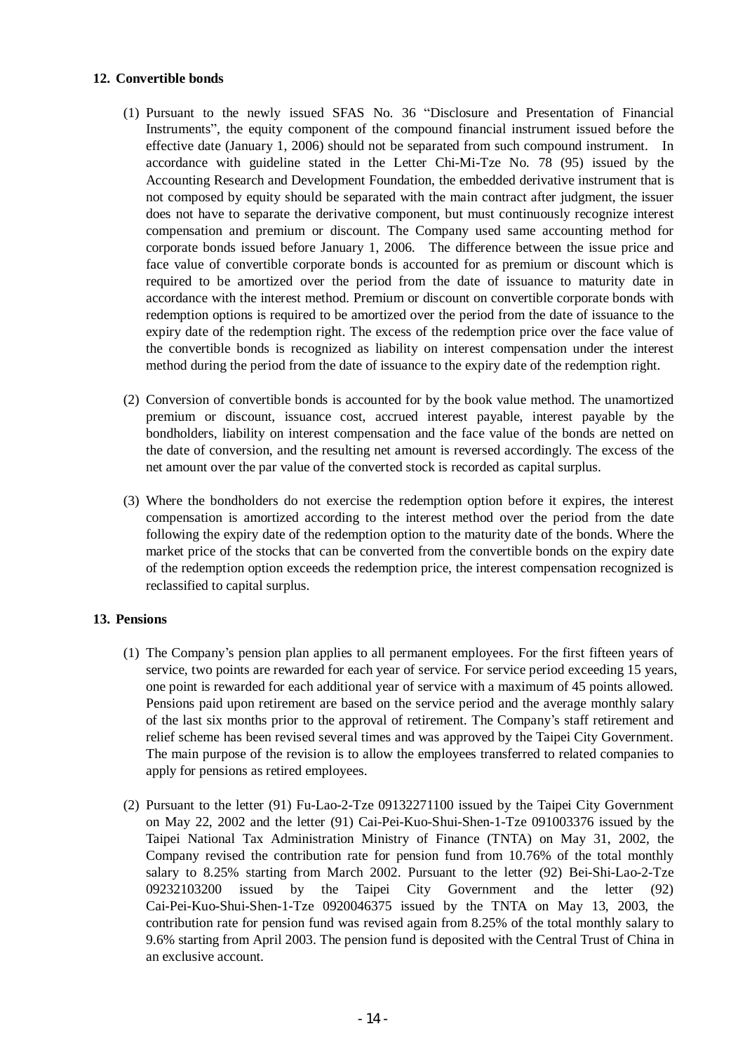**12. Convertible bonds**

(1) Pursuant to the newly issued SFAS No. 36 "Disclosure and Presentation of Financial Instruments", the equity component of the compound financial instrument issued before the effective date (January 1, 2006) should not be separated from such compound instrument. In accordance with guideline stated in the Letter Chi-Mi-Tze No. 78 (95) issued by the Accounting Research and Development Foundation, the embedded derivative instrument that is not composed by equity should be separated with the main contract after judgment, the issuer does not have to separate the derivative component, but must continuously recognize interest compensation and premium or discount. The Company used same accounting method for corporate bonds issued before January 1, 2006. The difference between the issue price and face value of convertible corporate bonds is accounted for as premium or discount which is required to be amortized over the period from the date of issuance to maturity date in accordance with the interest method. Premium or discount on convertible corporate bonds with redemption options is required to be amortized over the period from the date of issuance to the expiry date of the redemption right. The excess of the redemption price over the face value of the convertible bonds is recognized as liability on interest compensation under the interest method during the period from the date of issuance to the expiry date of the redemption right.

(2) Conversion of convertible bonds is accounted for by the book value method. The unamortized premium or discount, issuance cost, accrued interest payable, interest payable by the bondholders, liability on interest compensation and the face value of the bonds are netted on the date of conversion, and the resulting net amount is reversed accordingly. The excess of the net amount over the par value of the converted stock is recorded as capital surplus.

(3) Where the bondholders do not exercise the redemption option before it expires, the interest compensation is amortized according to the interest method over the period from the date following the expiry date of the redemption option to the maturity date of the bonds. Where the market price of the stocks that can be converted from the convertible bonds on the expiry date of the redemption option exceeds the redemption price, the interest compensation recognized is reclassified to capital surplus.

**13. Pensions**

(1) The Company's pension plan applies to all permanent employees. For the first fifteen years of service, two points are rewarded for each year of service. For service period exceeding 15 years, one point is rewarded for each additional year of service with a maximum of 45 points allowed. Pensions paid upon retirement are based on the service period and the average monthly salary of the last six months prior to the approval of retirement. The Company's staff retirement and relief scheme has been revised several times and was approved by the Taipei City Government. The main purpose of the revision is to allow the employees transferred to related companies to apply for pensions as retired employees.

(2) Pursuant to the letter (91) Fu-Lao-2-Tze 09132271100 issued by the Taipei City Government on May 22, 2002 and the letter (91) Cai-Pei-Kuo-Shui-Shen-1-Tze 091003376 issued by the Taipei National Tax Administration Ministry of Finance (TNTA) on May 31, 2002, the Company revised the contribution rate for pension fund from 10.76% of the total monthly salary to 8.25% starting from March 2002. Pursuant to the letter (92) Bei-Shi-Lao-2-Tze 09232103200 issued by the Taipei City Government and the letter (92) Cai-Pei-Kuo-Shui-Shen-1-Tze 0920046375 issued by the TNTA on May 13, 2003, the contribution rate for pension fund was revised again from 8.25% of the total monthly salary to 9.6% starting from April 2003. The pension fund is deposited with the Central Trust of China in an exclusive account.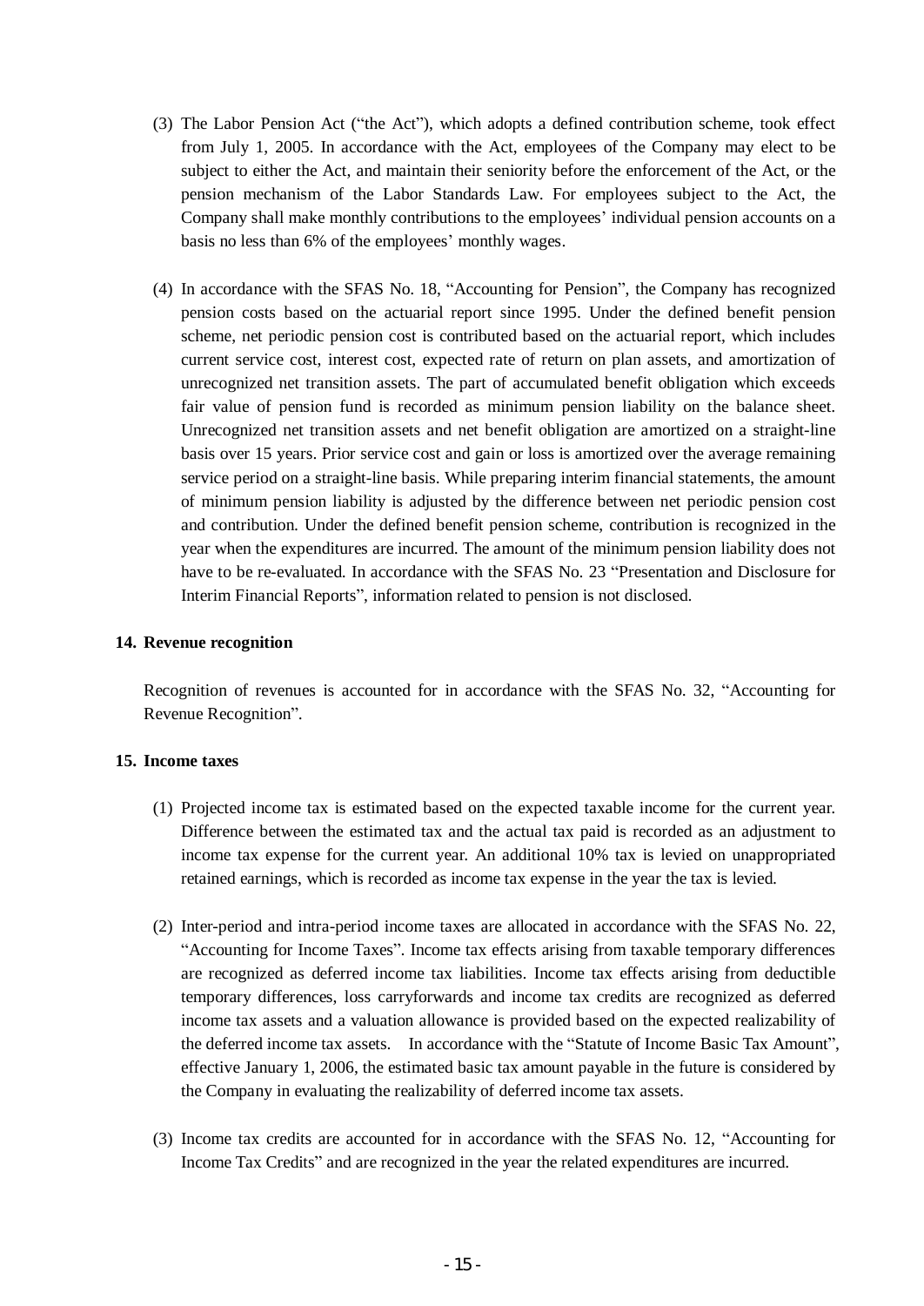(3) The Labor Pension Act ("the Act"), which adopts a defined contribution scheme, took effect from July 1, 2005. In accordance with the Act, employees of the Company may elect to be subject to either the Act, and maintain their seniority before the enforcement of the Act, or the pension mechanism of the Labor Standards Law. For employees subject to the Act, the Company shall make monthly contributions to the employees' individual pension accounts on a basis no less than 6% of the employees' monthly wages.

(4) In accordance with the SFAS No. 18, "Accounting for Pension", the Company has recognized pension costs based on the actuarial report since 1995. Under the defined benefit pension scheme, net periodic pension cost is contributed based on the actuarial report, which includes current service cost, interest cost, expected rate of return on plan assets, and amortization of unrecognized net transition assets. The part of accumulated benefit obligation which exceeds fair value of pension fund is recorded as minimum pension liability on the balance sheet. Unrecognized net transition assets and net benefit obligation are amortized on a straight-line basis over 15 years. Prior service cost and gain or loss is amortized over the average remaining service period on a straight-line basis. While preparing interim financial statements, the amount of minimum pension liability is adjusted by the difference between net periodic pension cost and contribution. Under the defined benefit pension scheme, contribution is recognized in the year when the expenditures are incurred. The amount of the minimum pension liability does not have to be re-evaluated. In accordance with the SFAS No. 23 "Presentation and Disclosure for Interim Financial Reports", information related to pension is not disclosed.

**14. Revenue recognition**

Recognition of revenues is accounted for in accordance with the SFAS No. 32, "Accounting for Revenue Recognition".

**15. Income taxes**

(1) Projected income tax is estimated based on the expected taxable income for the current year. Difference between the estimated tax and the actual tax paid is recorded as an adjustment to income tax expense for the current year. An additional 10% tax is levied on unappropriated retained earnings, which is recorded as income tax expense in the year the tax is levied.

(2) Inter-period and intra-period income taxes are allocated in accordance with the SFAS No. 22, "Accounting for Income Taxes". Income tax effects arising from taxable temporary differences are recognized as deferred income tax liabilities. Income tax effects arising from deductible temporary differences, loss carryforwards and income tax credits are recognized as deferred income tax assets and a valuation allowance is provided based on the expected realizability of the deferred income tax assets. In accordance with the "Statute of Income Basic Tax Amount", effective January 1, 2006, the estimated basic tax amount payable in the future is considered by the Company in evaluating the realizability of deferred income tax assets.

(3) Income tax credits are accounted for in accordance with the SFAS No. 12, "Accounting for Income Tax Credits" and are recognized in the year the related expenditures are incurred.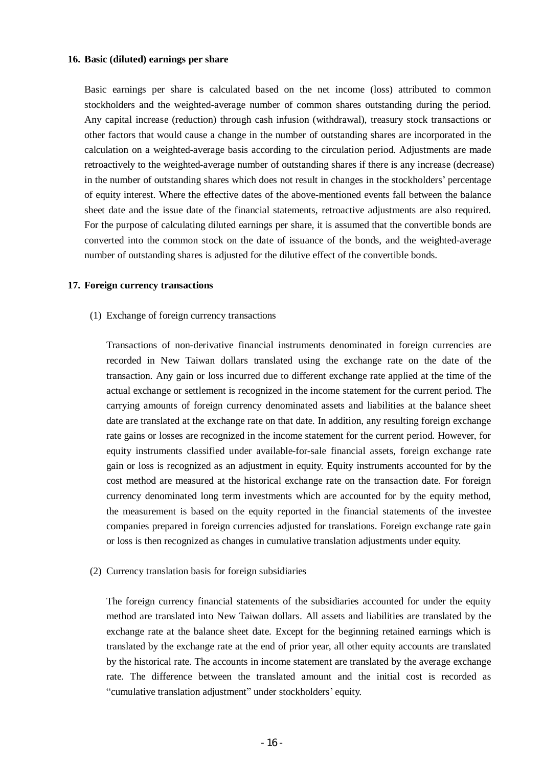**16. Basic (diluted) earnings per share**

Basic earnings per share is calculated based on the net income (loss) attributed to common stockholders and the weighted-average number of common shares outstanding during the period. Any capital increase (reduction) through cash infusion (withdrawal), treasury stock transactions or other factors that would cause a change in the number of outstanding shares are incorporated in the calculation on a weighted-average basis according to the circulation period. Adjustments are made retroactively to the weighted-average number of outstanding shares if there is any increase (decrease) in the number of outstanding shares which does not result in changes in the stockholders' percentage of equity interest. Where the effective dates of the above-mentioned events fall between the balance sheet date and the issue date of the financial statements, retroactive adjustments are also required. For the purpose of calculating diluted earnings per share, it is assumed that the convertible bonds are converted into the common stock on the date of issuance of the bonds, and the weighted-average number of outstanding shares is adjusted for the dilutive effect of the convertible bonds.

**17. Foreign currency transactions**

(1) Exchange of foreign currency transactions

Transactions of non-derivative financial instruments denominated in foreign currencies are recorded in New Taiwan dollars translated using the exchange rate on the date of the transaction. Any gain or loss incurred due to different exchange rate applied at the time of the actual exchange or settlement is recognized in the income statement for the current period. The carrying amounts of foreign currency denominated assets and liabilities at the balance sheet date are translated at the exchange rate on that date. In addition, any resulting foreign exchange rate gains or losses are recognized in the income statement for the current period. However, for equity instruments classified under available-for-sale financial assets, foreign exchange rate gain or loss is recognized as an adjustment in equity. Equity instruments accounted for by the cost method are measured at the historical exchange rate on the transaction date. For foreign currency denominated long term investments which are accounted for by the equity method, the measurement is based on the equity reported in the financial statements of the investee companies prepared in foreign currencies adjusted for translations. Foreign exchange rate gain or loss is then recognized as changes in cumulative translation adjustments under equity.

(2) Currency translation basis for foreign subsidiaries

The foreign currency financial statements of the subsidiaries accounted for under the equity method are translated into New Taiwan dollars. All assets and liabilities are translated by the exchange rate at the balance sheet date. Except for the beginning retained earnings which is translated by the exchange rate at the end of prior year, all other equity accounts are translated by the historical rate. The accounts in income statement are translated by the average exchange rate. The difference between the translated amount and the initial cost is recorded as "cumulative translation adjustment" under stockholders' equity.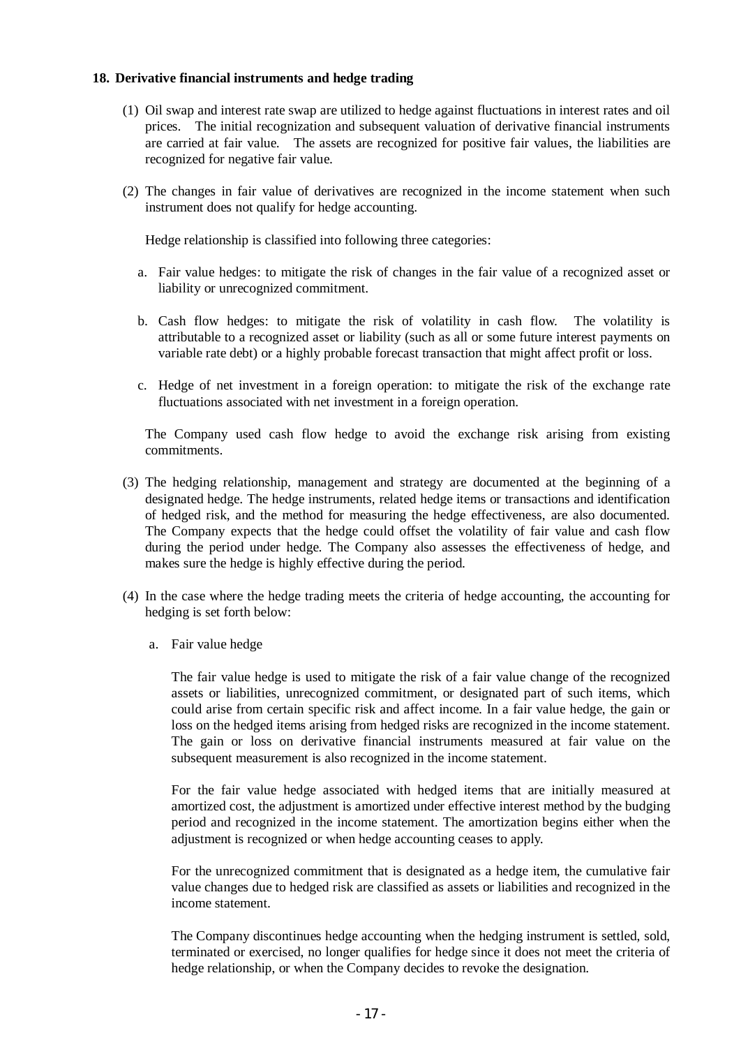**18. Derivative financial instruments and hedge trading**

(1) Oil swap and interest rate swap are utilized to hedge against fluctuations in interest rates and oil prices. The initial recognization and subsequent valuation of derivative financial instruments are carried at fair value. The assets are recognized for positive fair values, the liabilities are recognized for negative fair value.

(2) The changes in fair value of derivatives are recognized in the income statement when such instrument does not qualify for hedge accounting.

Hedge relationship is classified into following three categories:

a. Fair value hedges: to mitigate the risk of changes in the fair value of a recognized asset or liability or unrecognized commitment.

b. Cash flow hedges: to mitigate the risk of volatility in cash flow. The volatility is attributable to a recognized asset or liability (such as all or some future interest payments on variable rate debt) or a highly probable forecast transaction that might affect profit or loss.

c. Hedge of net investment in a foreign operation: to mitigate the risk of the exchange rate fluctuations associated with net investment in a foreign operation.

The Company used cash flow hedge to avoid the exchange risk arising from existing commitments.

(3) The hedging relationship, management and strategy are documented at the beginning of a designated hedge. The hedge instruments, related hedge items or transactions and identification of hedged risk, and the method for measuring the hedge effectiveness, are also documented. The Company expects that the hedge could offset the volatility of fair value and cash flow during the period under hedge. The Company also assesses the effectiveness of hedge, and makes sure the hedge is highly effective during the period.

(4) In the case where the hedge trading meets the criteria of hedge accounting, the accounting for hedging is set forth below:

a. Fair value hedge

The fair value hedge is used to mitigate the risk of a fair value change of the recognized assets or liabilities, unrecognized commitment, or designated part of such items, which could arise from certain specific risk and affect income. In a fair value hedge, the gain or loss on the hedged items arising from hedged risks are recognized in the income statement. The gain or loss on derivative financial instruments measured at fair value on the subsequent measurement is also recognized in the income statement.

For the fair value hedge associated with hedged items that are initially measured at amortized cost, the adjustment is amortized under effective interest method by the budging period and recognized in the income statement. The amortization begins either when the adjustment is recognized or when hedge accounting ceases to apply.

For the unrecognized commitment that is designated as a hedge item, the cumulative fair value changes due to hedged risk are classified as assets or liabilities and recognized in the income statement.

The Company discontinues hedge accounting when the hedging instrument is settled, sold, terminated or exercised, no longer qualifies for hedge since it does not meet the criteria of hedge relationship, or when the Company decides to revoke the designation.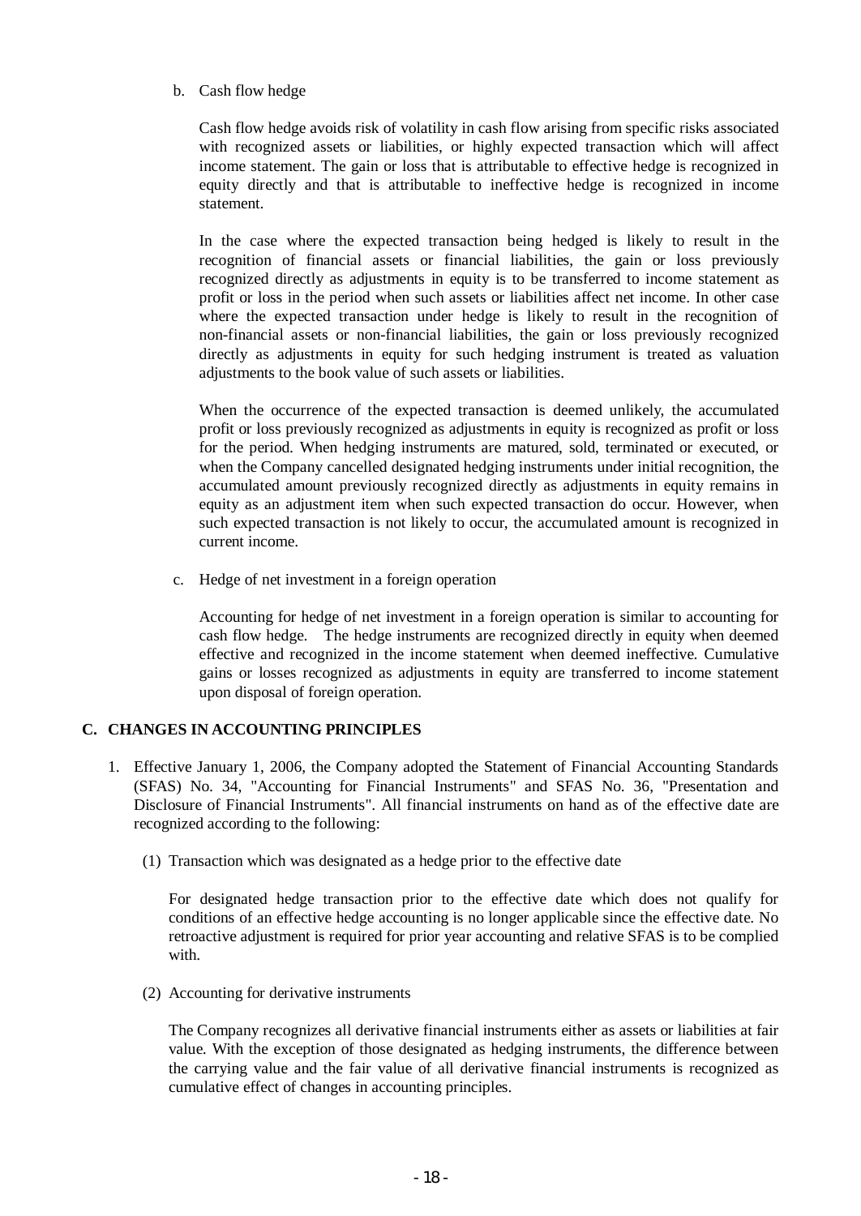b. Cash flow hedge

Cash flow hedge avoids risk of volatility in cash flow arising from specific risks associated with recognized assets or liabilities, or highly expected transaction which will affect income statement. The gain or loss that is attributable to effective hedge is recognized in equity directly and that is attributable to ineffective hedge is recognized in income statement.

In the case where the expected transaction being hedged is likely to result in the recognition of financial assets or financial liabilities, the gain or loss previously recognized directly as adjustments in equity is to be transferred to income statement as profit or loss in the period when such assets or liabilities affect net income. In other case where the expected transaction under hedge is likely to result in the recognition of non-financial assets or non-financial liabilities, the gain or loss previously recognized directly as adjustments in equity for such hedging instrument is treated as valuation adjustments to the book value of such assets or liabilities.

When the occurrence of the expected transaction is deemed unlikely, the accumulated profit or loss previously recognized as adjustments in equity is recognized as profit or loss for the period. When hedging instruments are matured, sold, terminated or executed, or when the Company cancelled designated hedging instruments under initial recognition, the accumulated amount previously recognized directly as adjustments in equity remains in equity as an adjustment item when such expected transaction do occur. However, when such expected transaction is not likely to occur, the accumulated amount is recognized in current income.

c. Hedge of net investment in a foreign operation

Accounting for hedge of net investment in a foreign operation is similar to accounting for cash flow hedge. The hedge instruments are recognized directly in equity when deemed effective and recognized in the income statement when deemed ineffective. Cumulative gains or losses recognized as adjustments in equity are transferred to income statement upon disposal of foreign operation.

## C. CHANGES IN ACCOUNTING PRINCIPLES

1. Effective January 1, 2006, the Company adopted the Statement of Financial Accounting Standards (SFAS) No. 34, "Accounting for Financial Instruments" and SFAS No. 36, "Presentation and Disclosure of Financial Instruments". All financial instruments on hand as of the effective date are recognized according to the following:

   (1) Transaction which was designated as a hedge prior to the effective date

   For designated hedge transaction prior to the effective date which does not qualify for conditions of an effective hedge accounting is no longer applicable since the effective date. No retroactive adjustment is required for prior year accounting and relative SFAS is to be complied with.

   (2) Accounting for derivative instruments

   The Company recognizes all derivative financial instruments either as assets or liabilities at fair value. With the exception of those designated as hedging instruments, the difference between the carrying value and the fair value of all derivative financial instruments is recognized as cumulative effect of changes in accounting principles.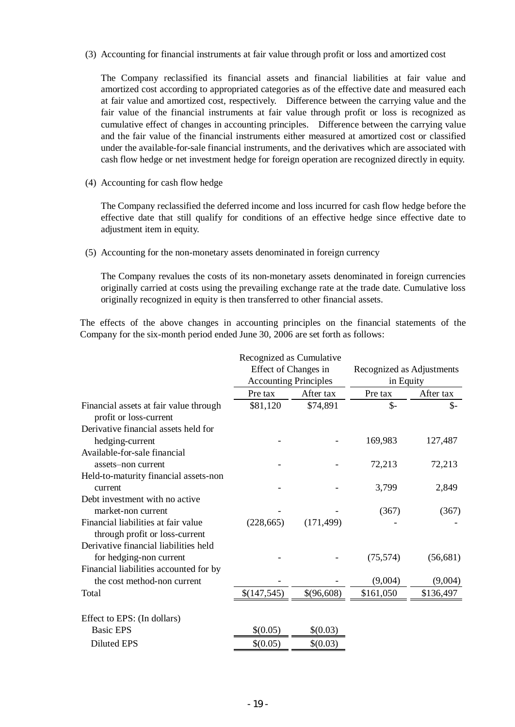(3) Accounting for financial instruments at fair value through profit or loss and amortized cost

The Company reclassified its financial assets and financial liabilities at fair value and amortized cost according to appropriated categories as of the effective date and measured each at fair value and amortized cost, respectively. Difference between the carrying value and the fair value of the financial instruments at fair value through profit or loss is recognized as cumulative effect of changes in accounting principles. Difference between the carrying value and the fair value of the financial instruments either measured at amortized cost or classified under the available-for-sale financial instruments, and the derivatives which are associated with cash flow hedge or net investment hedge for foreign operation are recognized directly in equity.

(4) Accounting for cash flow hedge

The Company reclassified the deferred income and loss incurred for cash flow hedge before the effective date that still qualify for conditions of an effective hedge since effective date to adjustment item in equity.

(5) Accounting for the non-monetary assets denominated in foreign currency

The Company revalues the costs of its non-monetary assets denominated in foreign currencies originally carried at costs using the prevailing exchange rate at the trade date. Cumulative loss originally recognized in equity is then transferred to other financial assets.

The effects of the above changes in accounting principles on the financial statements of the Company for the six-month period ended June 30, 2006 are set forth as follows:

| | Recognized as Cumulative Effect of Changes in Accounting Principles | | Recognized as Adjustments in Equity | |
|---|---|---|---|---|
| | Pre tax | After tax | Pre tax | After tax |
| Financial assets at fair value through profit or loss-current | $81,120 | $74,891 | $- | $- |
| Derivative financial assets held for hedging-current | - | - | 169,983 | 127,487 |
| Available-for-sale financial assets–non current | - | - | 72,213 | 72,213 |
| Held-to-maturity financial assets-non current | - | - | 3,799 | 2,849 |
| Debt investment with no active market-non current | - | - | (367) | (367) |
| Financial liabilities at fair value through profit or loss-current | (228,665) | (171,499) | - | - |
| Derivative financial liabilities held for hedging-non current | - | - | (75,574) | (56,681) |
| Financial liabilities accounted for by the cost method-non current | - | - | (9,004) | (9,004) |
| Total | $(147,545) | $(96,608) | $161,050 | $136,497 |
| Effect to EPS: (In dollars) | | | | |
| Basic EPS | $(0.05) | $(0.03) | | |
| Diluted EPS | $(0.05) | $(0.03) | | |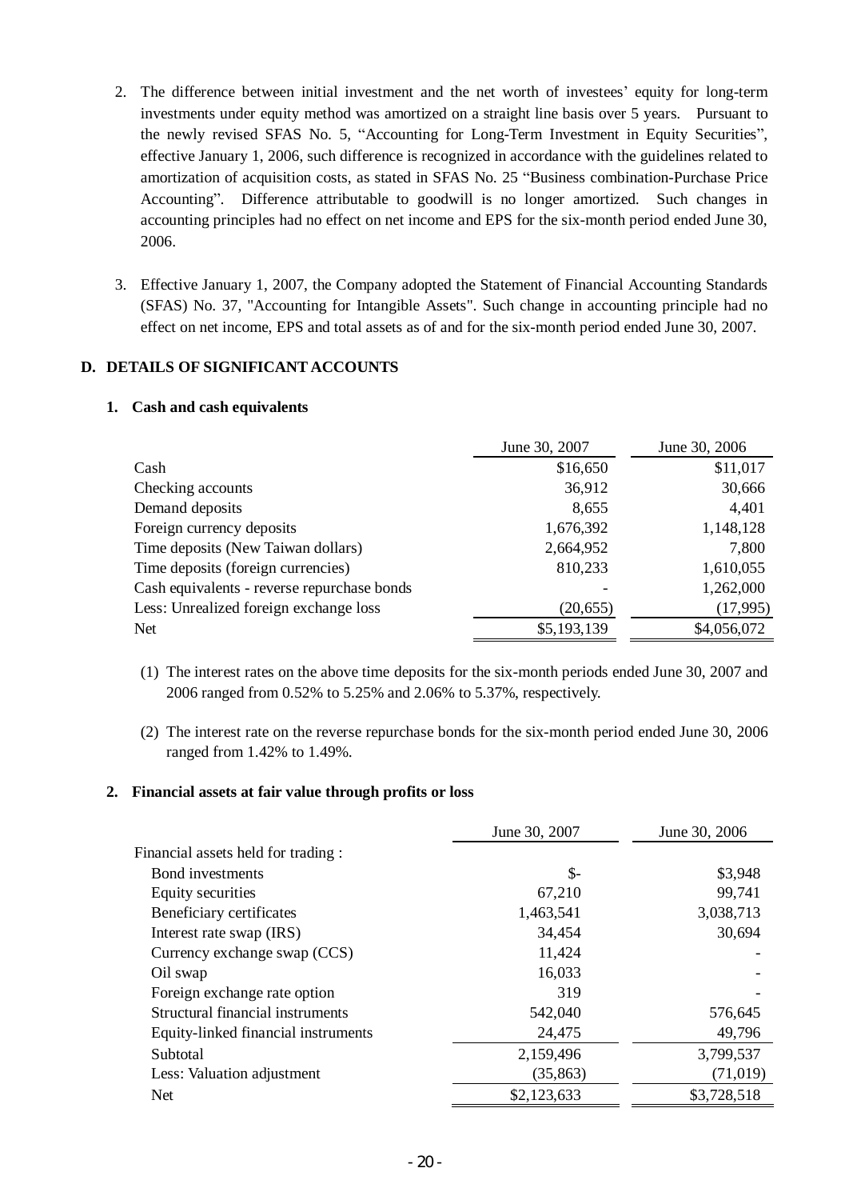2. The difference between initial investment and the net worth of investees' equity for long-term investments under equity method was amortized on a straight line basis over 5 years. Pursuant to the newly revised SFAS No. 5, "Accounting for Long-Term Investment in Equity Securities", effective January 1, 2006, such difference is recognized in accordance with the guidelines related to amortization of acquisition costs, as stated in SFAS No. 25 "Business combination-Purchase Price Accounting". Difference attributable to goodwill is no longer amortized. Such changes in accounting principles had no effect on net income and EPS for the six-month period ended June 30, 2006.

3. Effective January 1, 2007, the Company adopted the Statement of Financial Accounting Standards (SFAS) No. 37, "Accounting for Intangible Assets". Such change in accounting principle had no effect on net income, EPS and total assets as of and for the six-month period ended June 30, 2007.

## D. DETAILS OF SIGNIFICANT ACCOUNTS

### 1. Cash and cash equivalents

| | June 30, 2007 | June 30, 2006 |
|---|---|---|
| Cash | $16,650 | $11,017 |
| Checking accounts | 36,912 | 30,666 |
| Demand deposits | 8,655 | 4,401 |
| Foreign currency deposits | 1,676,392 | 1,148,128 |
| Time deposits (New Taiwan dollars) | 2,664,952 | 7,800 |
| Time deposits (foreign currencies) | 810,233 | 1,610,055 |
| Cash equivalents - reverse repurchase bonds | - | 1,262,000 |
| Less: Unrealized foreign exchange loss | (20,655) | (17,995) |
| Net | $5,193,139 | $4,056,072 |

(1) The interest rates on the above time deposits for the six-month periods ended June 30, 2007 and 2006 ranged from 0.52% to 5.25% and 2.06% to 5.37%, respectively.

(2) The interest rate on the reverse repurchase bonds for the six-month period ended June 30, 2006 ranged from 1.42% to 1.49%.

### 2. Financial assets at fair value through profits or loss

| | June 30, 2007 | June 30, 2006 |
|---|---|---|
| Financial assets held for trading : | | |
| Bond investments | $- | $3,948 |
| Equity securities | 67,210 | 99,741 |
| Beneficiary certificates | 1,463,541 | 3,038,713 |
| Interest rate swap (IRS) | 34,454 | 30,694 |
| Currency exchange swap (CCS) | 11,424 | - |
| Oil swap | 16,033 | - |
| Foreign exchange rate option | 319 | - |
| Structural financial instruments | 542,040 | 576,645 |
| Equity-linked financial instruments | 24,475 | 49,796 |
| Subtotal | 2,159,496 | 3,799,537 |
| Less: Valuation adjustment | (35,863) | (71,019) |
| Net | $2,123,633 | $3,728,518 |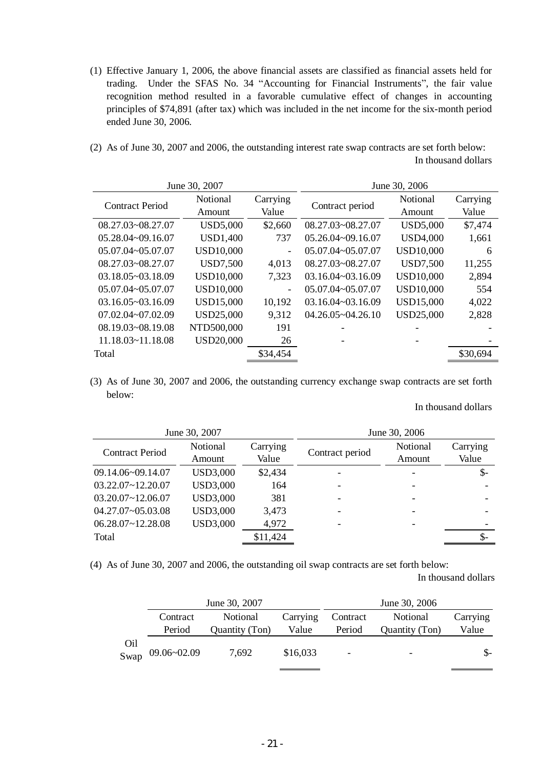(1) Effective January 1, 2006, the above financial assets are classified as financial assets held for trading. Under the SFAS No. 34 "Accounting for Financial Instruments", the fair value recognition method resulted in a favorable cumulative effect of changes in accounting principles of $74,891 (after tax) which was included in the net income for the six-month period ended June 30, 2006.

(2) As of June 30, 2007 and 2006, the outstanding interest rate swap contracts are set forth below:

In thousand dollars

| June 30, 2007 | | | June 30, 2006 | | |
|---|---|---|---|---|---|
| Contract Period | Notional Amount | Carrying Value | Contract period | Notional Amount | Carrying Value |
| 08.27.03~08.27.07 | USD5,000 | $2,660 | 08.27.03~08.27.07 | USD5,000 | $7,474 |
| 05.28.04~09.16.07 | USD1,400 | 737 | 05.26.04~09.16.07 | USD4,000 | 1,661 |
| 05.07.04~05.07.07 | USD10,000 | - | 05.07.04~05.07.07 | USD10,000 | 6 |
| 08.27.03~08.27.07 | USD7,500 | 4,013 | 08.27.03~08.27.07 | USD7,500 | 11,255 |
| 03.18.05~03.18.09 | USD10,000 | 7,323 | 03.16.04~03.16.09 | USD10,000 | 2,894 |
| 05.07.04~05.07.07 | USD10,000 | - | 05.07.04~05.07.07 | USD10,000 | 554 |
| 03.16.05~03.16.09 | USD15,000 | 10,192 | 03.16.04~03.16.09 | USD15,000 | 4,022 |
| 07.02.04~07.02.09 | USD25,000 | 9,312 | 04.26.05~04.26.10 | USD25,000 | 2,828 |
| 08.19.03~08.19.08 | NTD500,000 | 191 | - | - | - |
| 11.18.03~11.18.08 | USD20,000 | 26 | - | - | - |
| Total | | $34,454 | | | $30,694 |

(3) As of June 30, 2007 and 2006, the outstanding currency exchange swap contracts are set forth below:

In thousand dollars

| June 30, 2007 | | | June 30, 2006 | | |
|---|---|---|---|---|---|
| Contract Period | Notional Amount | Carrying Value | Contract period | Notional Amount | Carrying Value |
| 09.14.06~09.14.07 | USD3,000 | $2,434 | - | - | $- |
| 03.22.07~12.20.07 | USD3,000 | 164 | - | - | - |
| 03.20.07~12.06.07 | USD3,000 | 381 | - | - | - |
| 04.27.07~05.03.08 | USD3,000 | 3,473 | - | - | - |
| 06.28.07~12.28.08 | USD3,000 | 4,972 | - | - | - |
| Total | | $11,424 | | | $- |

(4) As of June 30, 2007 and 2006, the outstanding oil swap contracts are set forth below:

In thousand dollars

| | June 30, 2007 | | | June 30, 2006 | | |
|---|---|---|---|---|---|---|
| | Contract Period | Notional Quantity (Ton) | Carrying Value | Contract Period | Notional Quantity (Ton) | Carrying Value |
| Oil Swap | 09.06~02.09 | 7,692 | $16,033 | - | - | $- |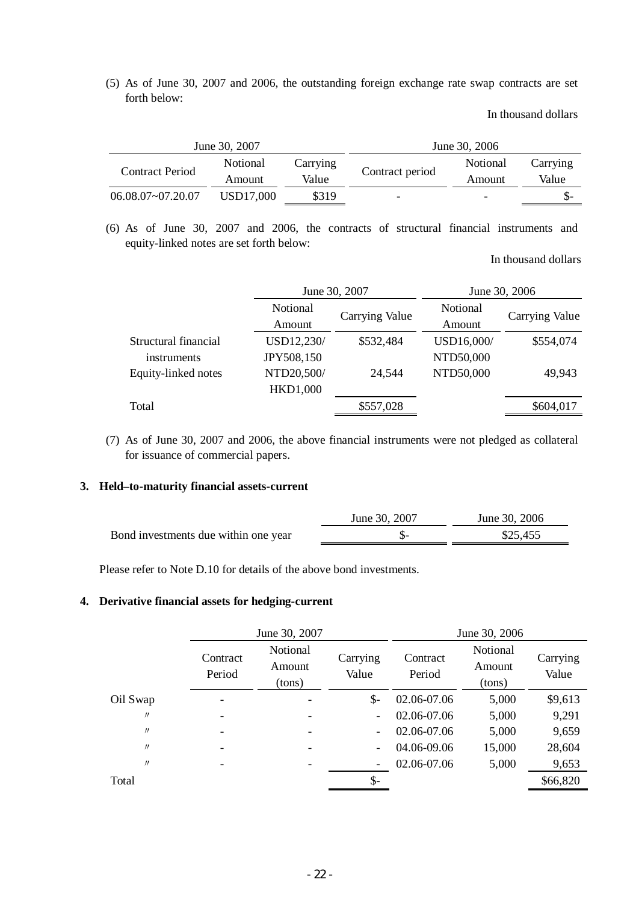(5) As of June 30, 2007 and 2006, the outstanding foreign exchange rate swap contracts are set forth below:

In thousand dollars

| June 30, 2007 | | | June 30, 2006 | | |
|---|---|---|---|---|---|
| Contract Period | Notional Amount | Carrying Value | Contract period | Notional Amount | Carrying Value |
| 06.08.07~07.20.07 | USD17,000 | $319 | - | - | $- |

(6) As of June 30, 2007 and 2006, the contracts of structural financial instruments and equity-linked notes are set forth below:

In thousand dollars

| | June 30, 2007 | | June 30, 2006 | |
|---|---|---|---|---|
| | Notional Amount | Carrying Value | Notional Amount | Carrying Value |
| Structural financial instruments | USD12,230/ JPY508,150 | $532,484 | USD16,000/ NTD50,000 | $554,074 |
| Equity-linked notes | NTD20,500/ HKD1,000 | 24,544 | NTD50,000 | 49,943 |
| Total | | $557,028 | | $604,017 |

(7) As of June 30, 2007 and 2006, the above financial instruments were not pledged as collateral for issuance of commercial papers.

**3. Held–to-maturity financial assets-current**

| | June 30, 2007 | June 30, 2006 |
|---|---|---|
| Bond investments due within one year | $- | $25,455 |

Please refer to Note D.10 for details of the above bond investments.

**4. Derivative financial assets for hedging-current**

| | June 30, 2007 | | | June 30, 2006 | | |
|---|---|---|---|---|---|---|
| | Contract Period | Notional Amount (tons) | Carrying Value | Contract Period | Notional Amount (tons) | Carrying Value |
| Oil Swap | - | - | $- | 02.06-07.06 | 5,000 | $9,613 |
| 〃 | - | - | - | 02.06-07.06 | 5,000 | 9,291 |
| 〃 | - | - | - | 02.06-07.06 | 5,000 | 9,659 |
| 〃 | - | - | - | 04.06-09.06 | 15,000 | 28,604 |
| 〃 | - | - | - | 02.06-07.06 | 5,000 | 9,653 |
| Total | | | $- | | | $66,820 |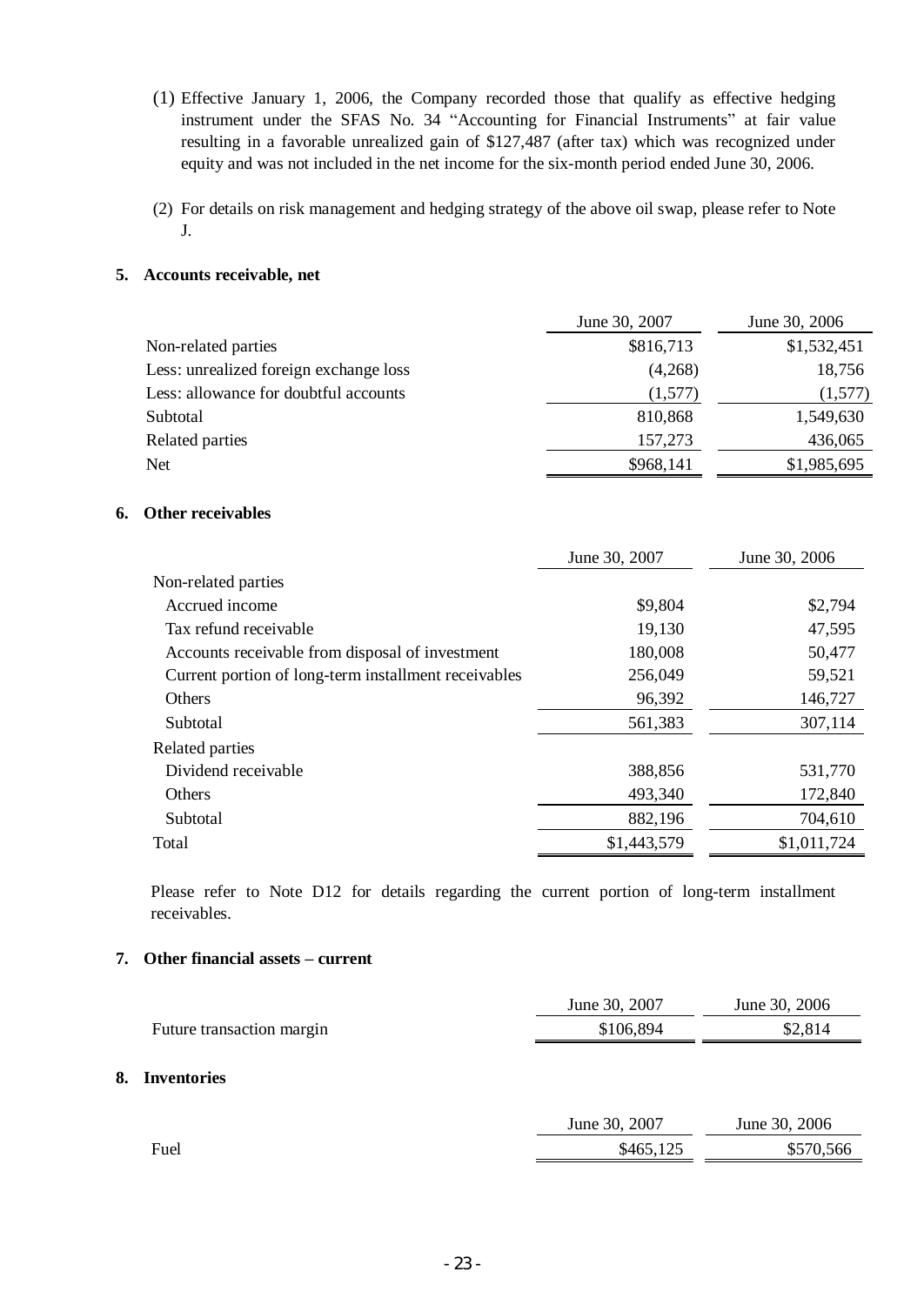(1) Effective January 1, 2006, the Company recorded those that qualify as effective hedging instrument under the SFAS No. 34 "Accounting for Financial Instruments" at fair value resulting in a favorable unrealized gain of $127,487 (after tax) which was recognized under equity and was not included in the net income for the six-month period ended June 30, 2006.

(2) For details on risk management and hedging strategy of the above oil swap, please refer to Note J.

**5. Accounts receivable, net**

| | June 30, 2007 | June 30, 2006 |
|---|---|---|
| Non-related parties | $816,713 | $1,532,451 |
| Less: unrealized foreign exchange loss | (4,268) | 18,756 |
| Less: allowance for doubtful accounts | (1,577) | (1,577) |
| Subtotal | 810,868 | 1,549,630 |
| Related parties | 157,273 | 436,065 |
| Net | $968,141 | $1,985,695 |

**6. Other receivables**

| | June 30, 2007 | June 30, 2006 |
|---|---|---|
| Non-related parties | | |
| Accrued income | $9,804 | $2,794 |
| Tax refund receivable | 19,130 | 47,595 |
| Accounts receivable from disposal of investment | 180,008 | 50,477 |
| Current portion of long-term installment receivables | 256,049 | 59,521 |
| Others | 96,392 | 146,727 |
| Subtotal | 561,383 | 307,114 |
| Related parties | | |
| Dividend receivable | 388,856 | 531,770 |
| Others | 493,340 | 172,840 |
| Subtotal | 882,196 | 704,610 |
| Total | $1,443,579 | $1,011,724 |

Please refer to Note D12 for details regarding the current portion of long-term installment receivables.

**7. Other financial assets – current**

| | June 30, 2007 | June 30, 2006 |
|---|---|---|
| Future transaction margin | $106,894 | $2,814 |

**8. Inventories**

| | June 30, 2007 | June 30, 2006 |
|---|---|---|
| Fuel | $465,125 | $570,566 |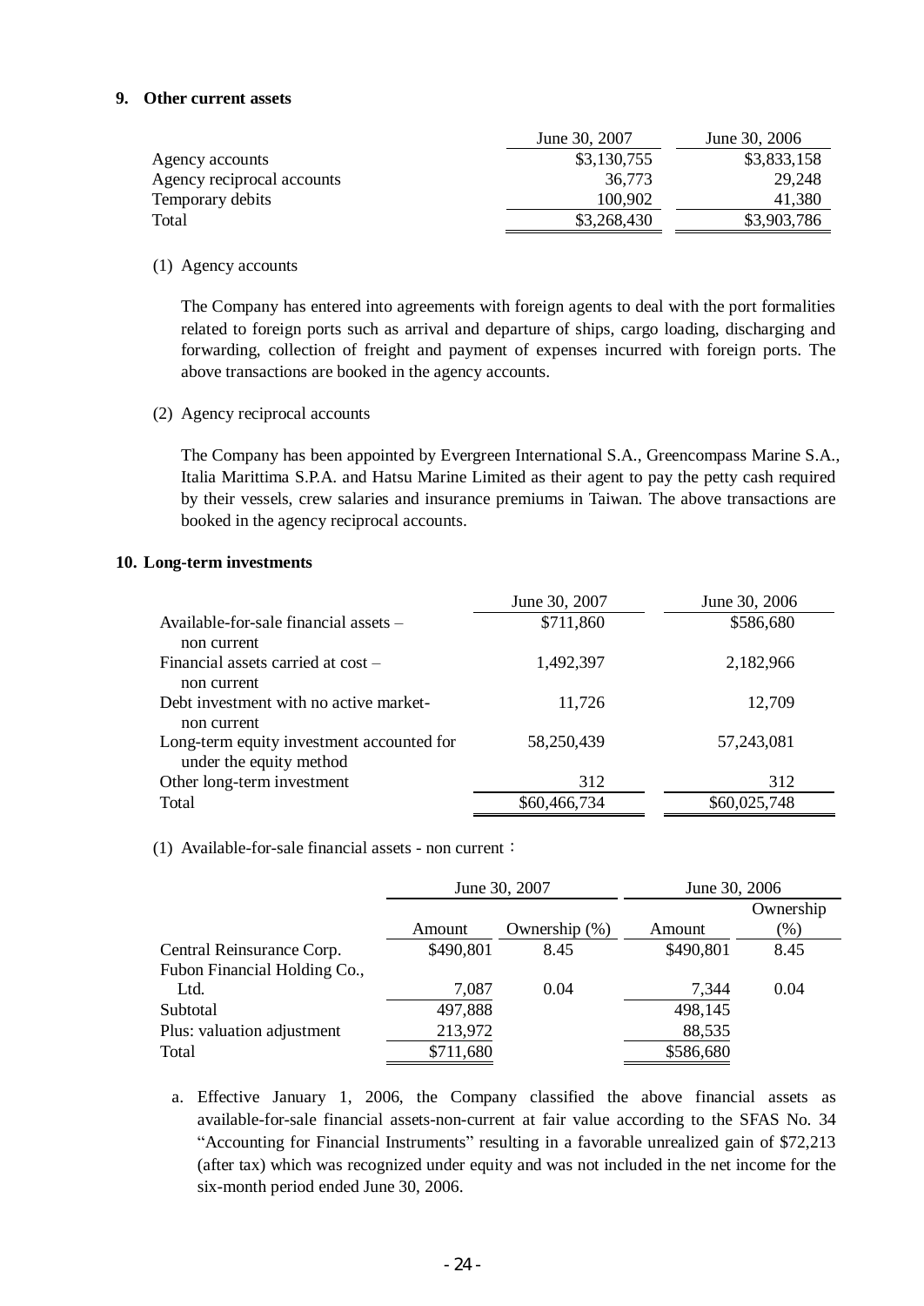**9. Other current assets**

| | June 30, 2007 | June 30, 2006 |
|---|---|---|
| Agency accounts | $3,130,755 | $3,833,158 |
| Agency reciprocal accounts | 36,773 | 29,248 |
| Temporary debits | 100,902 | 41,380 |
| Total | $3,268,430 | $3,903,786 |

(1) Agency accounts

The Company has entered into agreements with foreign agents to deal with the port formalities related to foreign ports such as arrival and departure of ships, cargo loading, discharging and forwarding, collection of freight and payment of expenses incurred with foreign ports. The above transactions are booked in the agency accounts.

(2) Agency reciprocal accounts

The Company has been appointed by Evergreen International S.A., Greencompass Marine S.A., Italia Marittima S.P.A. and Hatsu Marine Limited as their agent to pay the petty cash required by their vessels, crew salaries and insurance premiums in Taiwan. The above transactions are booked in the agency reciprocal accounts.

**10. Long-term investments**

| | June 30, 2007 | June 30, 2006 |
|---|---|---|
| Available-for-sale financial assets – non current | $711,860 | $586,680 |
| Financial assets carried at cost – non current | 1,492,397 | 2,182,966 |
| Debt investment with no active market- non current | 11,726 | 12,709 |
| Long-term equity investment accounted for under the equity method | 58,250,439 | 57,243,081 |
| Other long-term investment | 312 | 312 |
| Total | $60,466,734 | $60,025,748 |

(1) Available-for-sale financial assets - non current：

| | June 30, 2007 | | June 30, 2006 | |
|---|---|---|---|---|
| | Amount | Ownership (%) | Amount | Ownership (%) |
| Central Reinsurance Corp. | $490,801 | 8.45 | $490,801 | 8.45 |
| Fubon Financial Holding Co., Ltd. | 7,087 | 0.04 | 7,344 | 0.04 |
| Subtotal | 497,888 | | 498,145 | |
| Plus: valuation adjustment | 213,972 | | 88,535 | |
| Total | $711,680 | | $586,680 | |

a. Effective January 1, 2006, the Company classified the above financial assets as available-for-sale financial assets-non-current at fair value according to the SFAS No. 34 "Accounting for Financial Instruments" resulting in a favorable unrealized gain of $72,213 (after tax) which was recognized under equity and was not included in the net income for the six-month period ended June 30, 2006.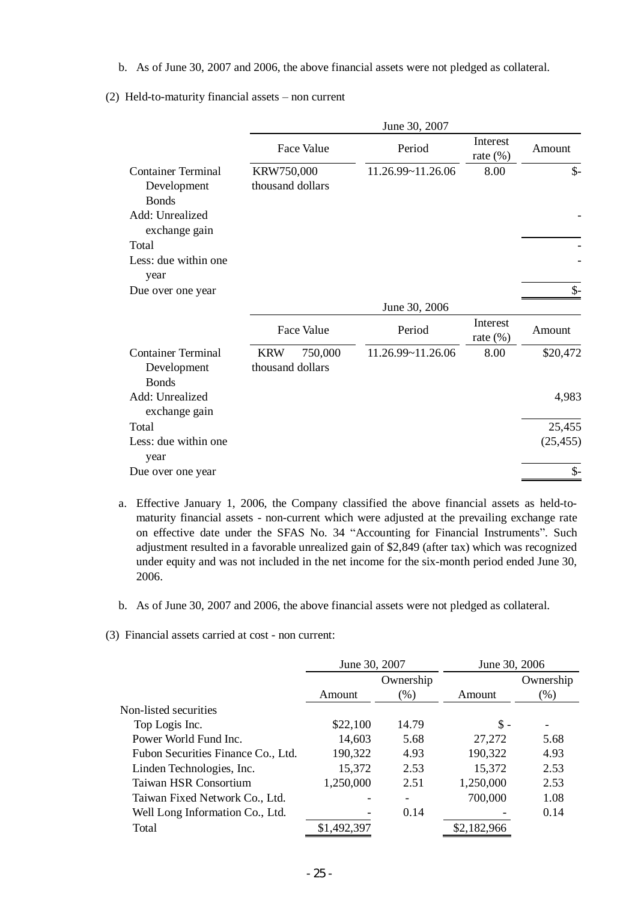b. As of June 30, 2007 and 2006, the above financial assets were not pledged as collateral.

(2) Held-to-maturity financial assets – non current

| | June 30, 2007 | | | |
|---|---|---|---|---|
| | Face Value | Period | Interest rate (%) | Amount |
| Container Terminal Development Bonds | KRW750,000 thousand dollars | 11.26.99~11.26.06 | 8.00 | $- |
| Add: Unrealized exchange gain | | | | - |
| Total | | | | - |
| Less: due within one year | | | | - |
| Due over one year | | | | $- |

| | June 30, 2006 | | | |
|---|---|---|---|---|
| | Face Value | Period | Interest rate (%) | Amount |
| Container Terminal Development Bonds | KRW 750,000 thousand dollars | 11.26.99~11.26.06 | 8.00 | $20,472 |
| Add: Unrealized exchange gain | | | | 4,983 |
| Total | | | | 25,455 |
| Less: due within one year | | | | (25,455) |
| Due over one year | | | | $- |

a. Effective January 1, 2006, the Company classified the above financial assets as held-to-maturity financial assets - non-current which were adjusted at the prevailing exchange rate on effective date under the SFAS No. 34 "Accounting for Financial Instruments". Such adjustment resulted in a favorable unrealized gain of $2,849 (after tax) which was recognized under equity and was not included in the net income for the six-month period ended June 30, 2006.

b. As of June 30, 2007 and 2006, the above financial assets were not pledged as collateral.

(3) Financial assets carried at cost - non current:

| | June 30, 2007 | | June 30, 2006 | |
|---|---|---|---|---|
| | Amount | Ownership (%) | Amount | Ownership (%) |
| Non-listed securities | | | | |
| Top Logis Inc. | $22,100 | 14.79 | $ - | - |
| Power World Fund Inc. | 14,603 | 5.68 | 27,272 | 5.68 |
| Fubon Securities Finance Co., Ltd. | 190,322 | 4.93 | 190,322 | 4.93 |
| Linden Technologies, Inc. | 15,372 | 2.53 | 15,372 | 2.53 |
| Taiwan HSR Consortium | 1,250,000 | 2.51 | 1,250,000 | 2.53 |
| Taiwan Fixed Network Co., Ltd. | - | - | 700,000 | 1.08 |
| Well Long Information Co., Ltd. | - | 0.14 | - | 0.14 |
| Total | $1,492,397 | | $2,182,966 | |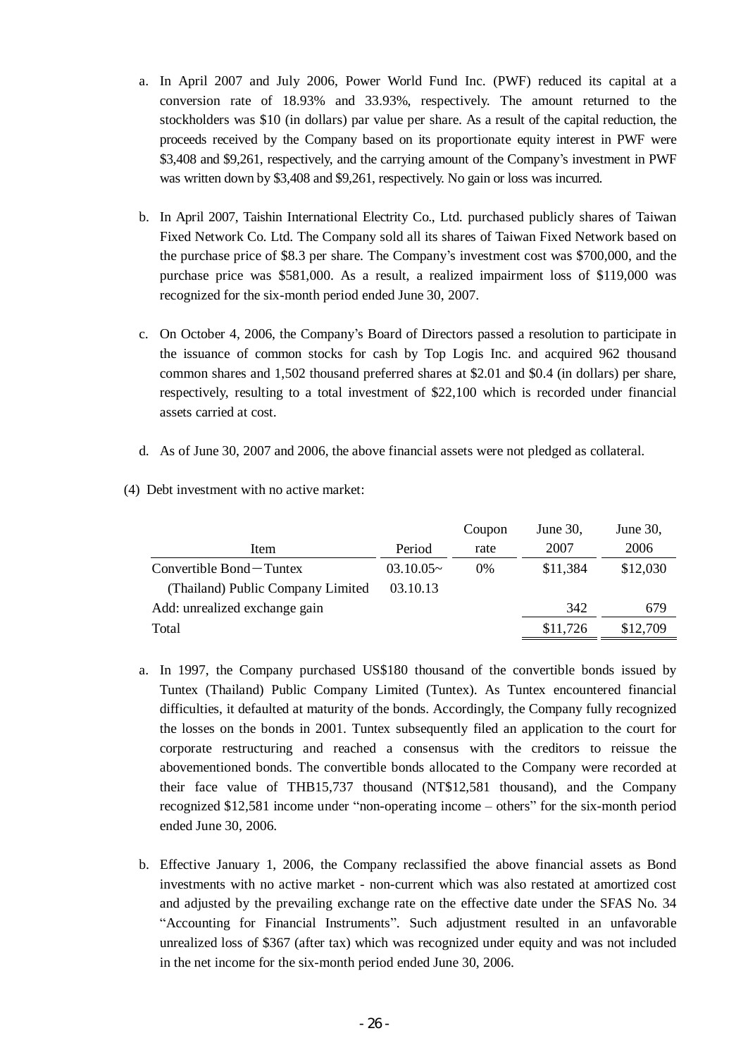a. In April 2007 and July 2006, Power World Fund Inc. (PWF) reduced its capital at a conversion rate of 18.93% and 33.93%, respectively. The amount returned to the stockholders was $10 (in dollars) par value per share. As a result of the capital reduction, the proceeds received by the Company based on its proportionate equity interest in PWF were $3,408 and $9,261, respectively, and the carrying amount of the Company's investment in PWF was written down by $3,408 and $9,261, respectively. No gain or loss was incurred.

b. In April 2007, Taishin International Electrity Co., Ltd. purchased publicly shares of Taiwan Fixed Network Co. Ltd. The Company sold all its shares of Taiwan Fixed Network based on the purchase price of $8.3 per share. The Company's investment cost was $700,000, and the purchase price was $581,000. As a result, a realized impairment loss of $119,000 was recognized for the six-month period ended June 30, 2007.

c. On October 4, 2006, the Company's Board of Directors passed a resolution to participate in the issuance of common stocks for cash by Top Logis Inc. and acquired 962 thousand common shares and 1,502 thousand preferred shares at $2.01 and $0.4 (in dollars) per share, respectively, resulting to a total investment of $22,100 which is recorded under financial assets carried at cost.

d. As of June 30, 2007 and 2006, the above financial assets were not pledged as collateral.

(4) Debt investment with no active market:

| Item | Period | Coupon rate | June 30, 2007 | June 30, 2006 |
|---|---|---|---|---|
| Convertible Bond－Tuntex (Thailand) Public Company Limited | 03.10.05~ 03.10.13 | 0% | $11,384 | $12,030 |
| Add: unrealized exchange gain | | | 342 | 679 |
| Total | | | $11,726 | $12,709 |

a. In 1997, the Company purchased US$180 thousand of the convertible bonds issued by Tuntex (Thailand) Public Company Limited (Tuntex). As Tuntex encountered financial difficulties, it defaulted at maturity of the bonds. Accordingly, the Company fully recognized the losses on the bonds in 2001. Tuntex subsequently filed an application to the court for corporate restructuring and reached a consensus with the creditors to reissue the abovementioned bonds. The convertible bonds allocated to the Company were recorded at their face value of THB15,737 thousand (NT$12,581 thousand), and the Company recognized $12,581 income under "non-operating income – others" for the six-month period ended June 30, 2006.

b. Effective January 1, 2006, the Company reclassified the above financial assets as Bond investments with no active market - non-current which was also restated at amortized cost and adjusted by the prevailing exchange rate on the effective date under the SFAS No. 34 "Accounting for Financial Instruments". Such adjustment resulted in an unfavorable unrealized loss of $367 (after tax) which was recognized under equity and was not included in the net income for the six-month period ended June 30, 2006.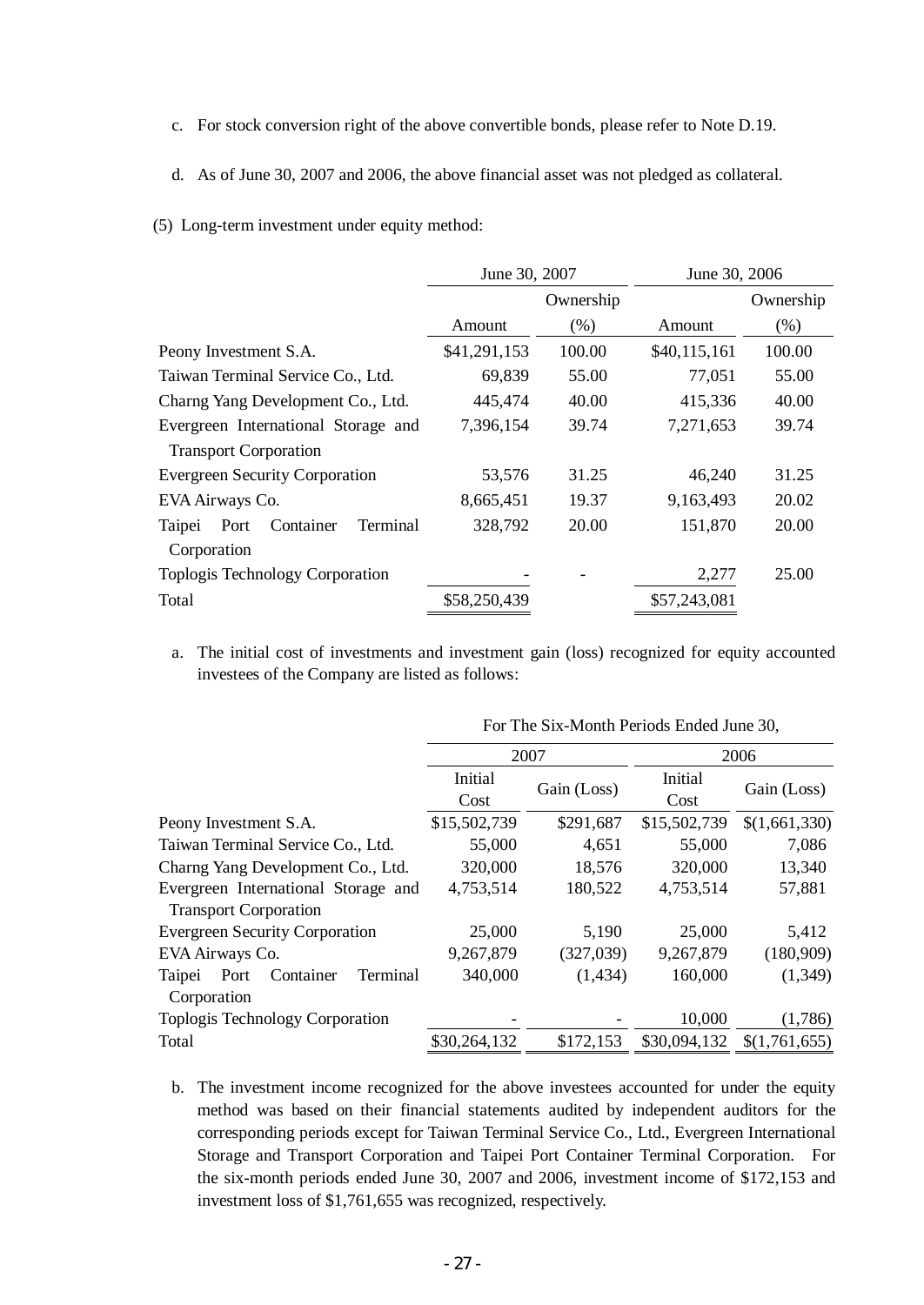c. For stock conversion right of the above convertible bonds, please refer to Note D.19.

d. As of June 30, 2007 and 2006, the above financial asset was not pledged as collateral.

(5) Long-term investment under equity method:

| | June 30, 2007 | | June 30, 2006 | |
|---|---|---|---|---|
| | Amount | Ownership (%) | Amount | Ownership (%) |
| Peony Investment S.A. | $41,291,153 | 100.00 | $40,115,161 | 100.00 |
| Taiwan Terminal Service Co., Ltd. | 69,839 | 55.00 | 77,051 | 55.00 |
| Charng Yang Development Co., Ltd. | 445,474 | 40.00 | 415,336 | 40.00 |
| Evergreen International Storage and Transport Corporation | 7,396,154 | 39.74 | 7,271,653 | 39.74 |
| Evergreen Security Corporation | 53,576 | 31.25 | 46,240 | 31.25 |
| EVA Airways Co. | 8,665,451 | 19.37 | 9,163,493 | 20.02 |
| Taipei Port Container Terminal Corporation | 328,792 | 20.00 | 151,870 | 20.00 |
| Toplogis Technology Corporation | - | - | 2,277 | 25.00 |
| Total | $58,250,439 | | $57,243,081 | |

a. The initial cost of investments and investment gain (loss) recognized for equity accounted investees of the Company are listed as follows:

| | For The Six-Month Periods Ended June 30, | | | |
|---|---|---|---|---|
| | 2007 | | 2006 | |
| | Initial Cost | Gain (Loss) | Initial Cost | Gain (Loss) |
| Peony Investment S.A. | $15,502,739 | $291,687 | $15,502,739 | $(1,661,330) |
| Taiwan Terminal Service Co., Ltd. | 55,000 | 4,651 | 55,000 | 7,086 |
| Charng Yang Development Co., Ltd. | 320,000 | 18,576 | 320,000 | 13,340 |
| Evergreen International Storage and Transport Corporation | 4,753,514 | 180,522 | 4,753,514 | 57,881 |
| Evergreen Security Corporation | 25,000 | 5,190 | 25,000 | 5,412 |
| EVA Airways Co. | 9,267,879 | (327,039) | 9,267,879 | (180,909) |
| Taipei Port Container Terminal Corporation | 340,000 | (1,434) | 160,000 | (1,349) |
| Toplogis Technology Corporation | - | - | 10,000 | (1,786) |
| Total | $30,264,132 | $172,153 | $30,094,132 | $(1,761,655) |

b. The investment income recognized for the above investees accounted for under the equity method was based on their financial statements audited by independent auditors for the corresponding periods except for Taiwan Terminal Service Co., Ltd., Evergreen International Storage and Transport Corporation and Taipei Port Container Terminal Corporation. For the six-month periods ended June 30, 2007 and 2006, investment income of $172,153 and investment loss of $1,761,655 was recognized, respectively.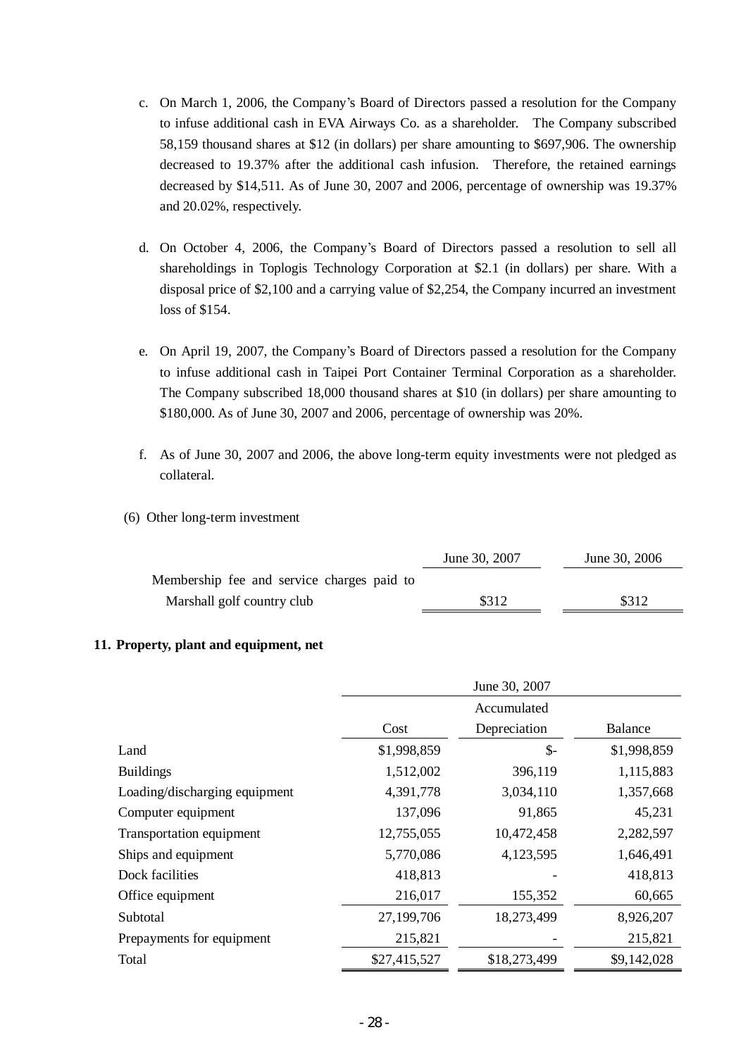c. On March 1, 2006, the Company's Board of Directors passed a resolution for the Company to infuse additional cash in EVA Airways Co. as a shareholder. The Company subscribed 58,159 thousand shares at $12 (in dollars) per share amounting to $697,906. The ownership decreased to 19.37% after the additional cash infusion. Therefore, the retained earnings decreased by $14,511. As of June 30, 2007 and 2006, percentage of ownership was 19.37% and 20.02%, respectively.

d. On October 4, 2006, the Company's Board of Directors passed a resolution to sell all shareholdings in Toplogis Technology Corporation at $2.1 (in dollars) per share. With a disposal price of $2,100 and a carrying value of $2,254, the Company incurred an investment loss of $154.

e. On April 19, 2007, the Company's Board of Directors passed a resolution for the Company to infuse additional cash in Taipei Port Container Terminal Corporation as a shareholder. The Company subscribed 18,000 thousand shares at $10 (in dollars) per share amounting to $180,000. As of June 30, 2007 and 2006, percentage of ownership was 20%.

f. As of June 30, 2007 and 2006, the above long-term equity investments were not pledged as collateral.

(6) Other long-term investment

| | June 30, 2007 | June 30, 2006 |
|---|---|---|
| Membership fee and service charges paid to Marshall golf country club | $312 | $312 |

**11. Property, plant and equipment, net**

| | June 30, 2007 | | |
|---|---|---|---|
| | Cost | Accumulated Depreciation | Balance |
| Land | $1,998,859 | $- | $1,998,859 |
| Buildings | 1,512,002 | 396,119 | 1,115,883 |
| Loading/discharging equipment | 4,391,778 | 3,034,110 | 1,357,668 |
| Computer equipment | 137,096 | 91,865 | 45,231 |
| Transportation equipment | 12,755,055 | 10,472,458 | 2,282,597 |
| Ships and equipment | 5,770,086 | 4,123,595 | 1,646,491 |
| Dock facilities | 418,813 | - | 418,813 |
| Office equipment | 216,017 | 155,352 | 60,665 |
| Subtotal | 27,199,706 | 18,273,499 | 8,926,207 |
| Prepayments for equipment | 215,821 | - | 215,821 |
| Total | $27,415,527 | $18,273,499 | $9,142,028 |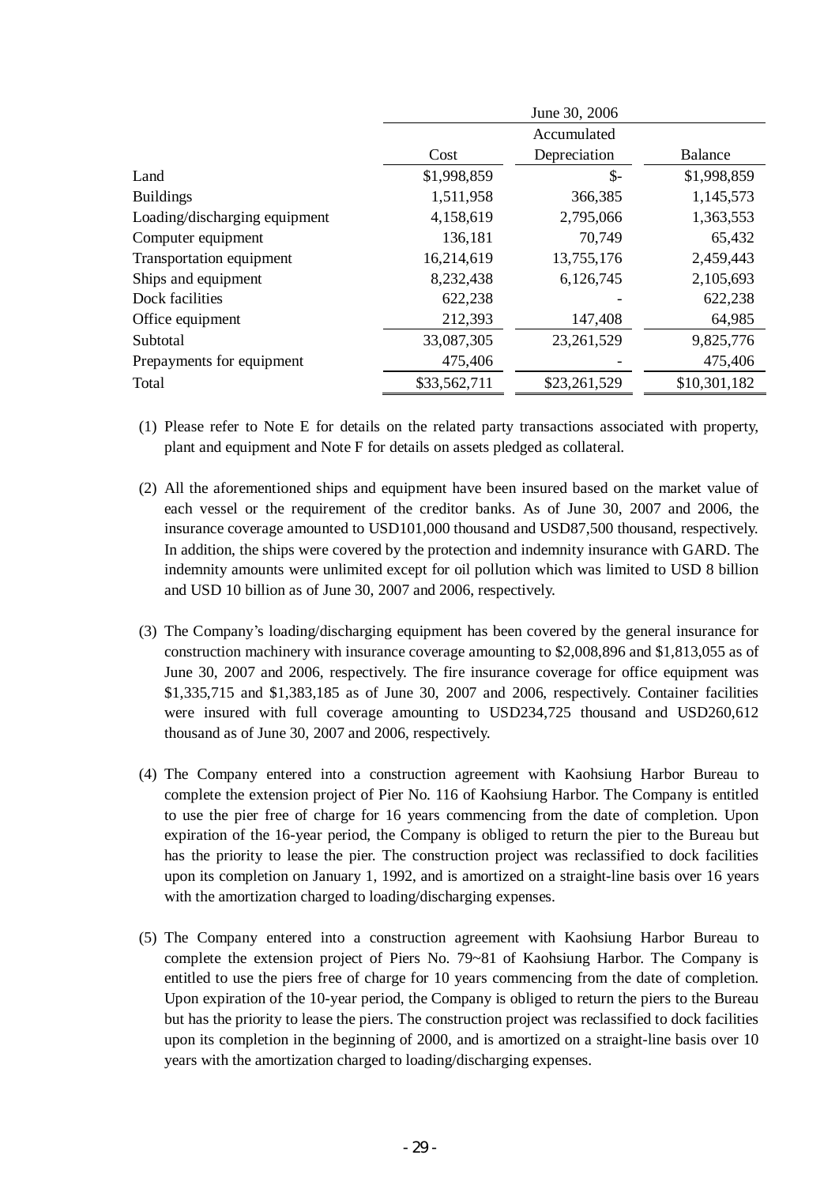| | June 30, 2006 | | |
|---|---|---|---|
| | Cost | Accumulated Depreciation | Balance |
| Land | $1,998,859 | $- | $1,998,859 |
| Buildings | 1,511,958 | 366,385 | 1,145,573 |
| Loading/discharging equipment | 4,158,619 | 2,795,066 | 1,363,553 |
| Computer equipment | 136,181 | 70,749 | 65,432 |
| Transportation equipment | 16,214,619 | 13,755,176 | 2,459,443 |
| Ships and equipment | 8,232,438 | 6,126,745 | 2,105,693 |
| Dock facilities | 622,238 | - | 622,238 |
| Office equipment | 212,393 | 147,408 | 64,985 |
| Subtotal | 33,087,305 | 23,261,529 | 9,825,776 |
| Prepayments for equipment | 475,406 | - | 475,406 |
| Total | $33,562,711 | $23,261,529 | $10,301,182 |

(1) Please refer to Note E for details on the related party transactions associated with property, plant and equipment and Note F for details on assets pledged as collateral.

(2) All the aforementioned ships and equipment have been insured based on the market value of each vessel or the requirement of the creditor banks. As of June 30, 2007 and 2006, the insurance coverage amounted to USD101,000 thousand and USD87,500 thousand, respectively. In addition, the ships were covered by the protection and indemnity insurance with GARD. The indemnity amounts were unlimited except for oil pollution which was limited to USD 8 billion and USD 10 billion as of June 30, 2007 and 2006, respectively.

(3) The Company's loading/discharging equipment has been covered by the general insurance for construction machinery with insurance coverage amounting to $2,008,896 and $1,813,055 as of June 30, 2007 and 2006, respectively. The fire insurance coverage for office equipment was $1,335,715 and $1,383,185 as of June 30, 2007 and 2006, respectively. Container facilities were insured with full coverage amounting to USD234,725 thousand and USD260,612 thousand as of June 30, 2007 and 2006, respectively.

(4) The Company entered into a construction agreement with Kaohsiung Harbor Bureau to complete the extension project of Pier No. 116 of Kaohsiung Harbor. The Company is entitled to use the pier free of charge for 16 years commencing from the date of completion. Upon expiration of the 16-year period, the Company is obliged to return the pier to the Bureau but has the priority to lease the pier. The construction project was reclassified to dock facilities upon its completion on January 1, 1992, and is amortized on a straight-line basis over 16 years with the amortization charged to loading/discharging expenses.

(5) The Company entered into a construction agreement with Kaohsiung Harbor Bureau to complete the extension project of Piers No. 79~81 of Kaohsiung Harbor. The Company is entitled to use the piers free of charge for 10 years commencing from the date of completion. Upon expiration of the 10-year period, the Company is obliged to return the piers to the Bureau but has the priority to lease the piers. The construction project was reclassified to dock facilities upon its completion in the beginning of 2000, and is amortized on a straight-line basis over 10 years with the amortization charged to loading/discharging expenses.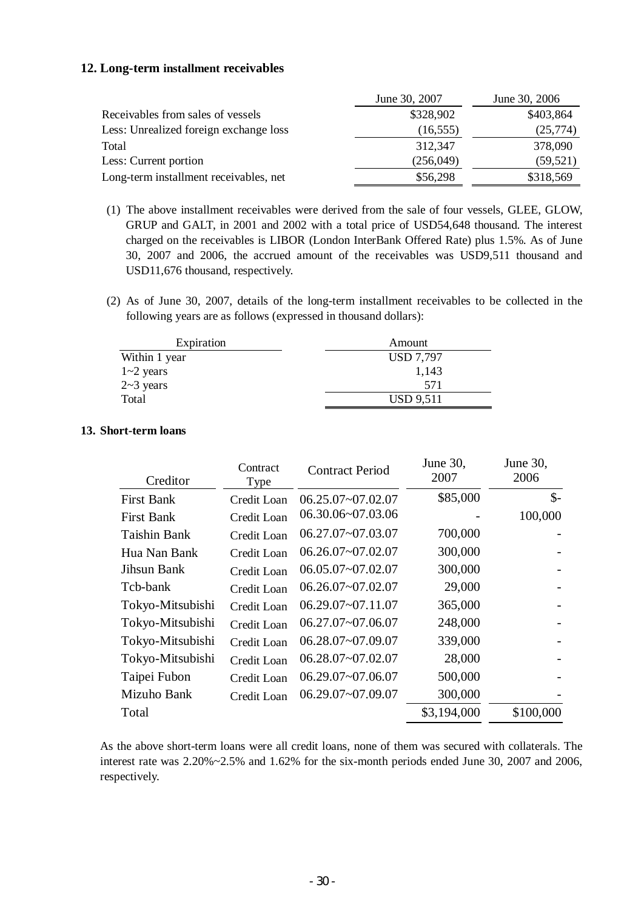## 12. Long-term installment receivables

| | June 30, 2007 | June 30, 2006 |
|---|---|---|
| Receivables from sales of vessels | $328,902 | $403,864 |
| Less: Unrealized foreign exchange loss | (16,555) | (25,774) |
| Total | 312,347 | 378,090 |
| Less: Current portion | (256,049) | (59,521) |
| Long-term installment receivables, net | $56,298 | $318,569 |

(1) The above installment receivables were derived from the sale of four vessels, GLEE, GLOW, GRUP and GALT, in 2001 and 2002 with a total price of USD54,648 thousand. The interest charged on the receivables is LIBOR (London InterBank Offered Rate) plus 1.5%. As of June 30, 2007 and 2006, the accrued amount of the receivables was USD9,511 thousand and USD11,676 thousand, respectively.

(2) As of June 30, 2007, details of the long-term installment receivables to be collected in the following years are as follows (expressed in thousand dollars):

| Expiration | Amount |
|---|---|
| Within 1 year | USD 7,797 |
| 1~2 years | 1,143 |
| 2~3 years | 571 |
| Total | USD 9,511 |

## 13. Short-term loans

| Creditor | Contract Type | Contract Period | June 30, 2007 | June 30, 2006 |
|---|---|---|---|---|
| First Bank | Credit Loan | 06.25.07~07.02.07 | $85,000 | $- |
| First Bank | Credit Loan | 06.30.06~07.03.06 | - | 100,000 |
| Taishin Bank | Credit Loan | 06.27.07~07.03.07 | 700,000 | - |
| Hua Nan Bank | Credit Loan | 06.26.07~07.02.07 | 300,000 | - |
| Jihsun Bank | Credit Loan | 06.05.07~07.02.07 | 300,000 | - |
| Tcb-bank | Credit Loan | 06.26.07~07.02.07 | 29,000 | - |
| Tokyo-Mitsubishi | Credit Loan | 06.29.07~07.11.07 | 365,000 | - |
| Tokyo-Mitsubishi | Credit Loan | 06.27.07~07.06.07 | 248,000 | - |
| Tokyo-Mitsubishi | Credit Loan | 06.28.07~07.09.07 | 339,000 | - |
| Tokyo-Mitsubishi | Credit Loan | 06.28.07~07.02.07 | 28,000 | - |
| Taipei Fubon | Credit Loan | 06.29.07~07.06.07 | 500,000 | - |
| Mizuho Bank | Credit Loan | 06.29.07~07.09.07 | 300,000 | - |
| Total | | | $3,194,000 | $100,000 |

As the above short-term loans were all credit loans, none of them was secured with collaterals. The interest rate was 2.20%~2.5% and 1.62% for the six-month periods ended June 30, 2007 and 2006, respectively.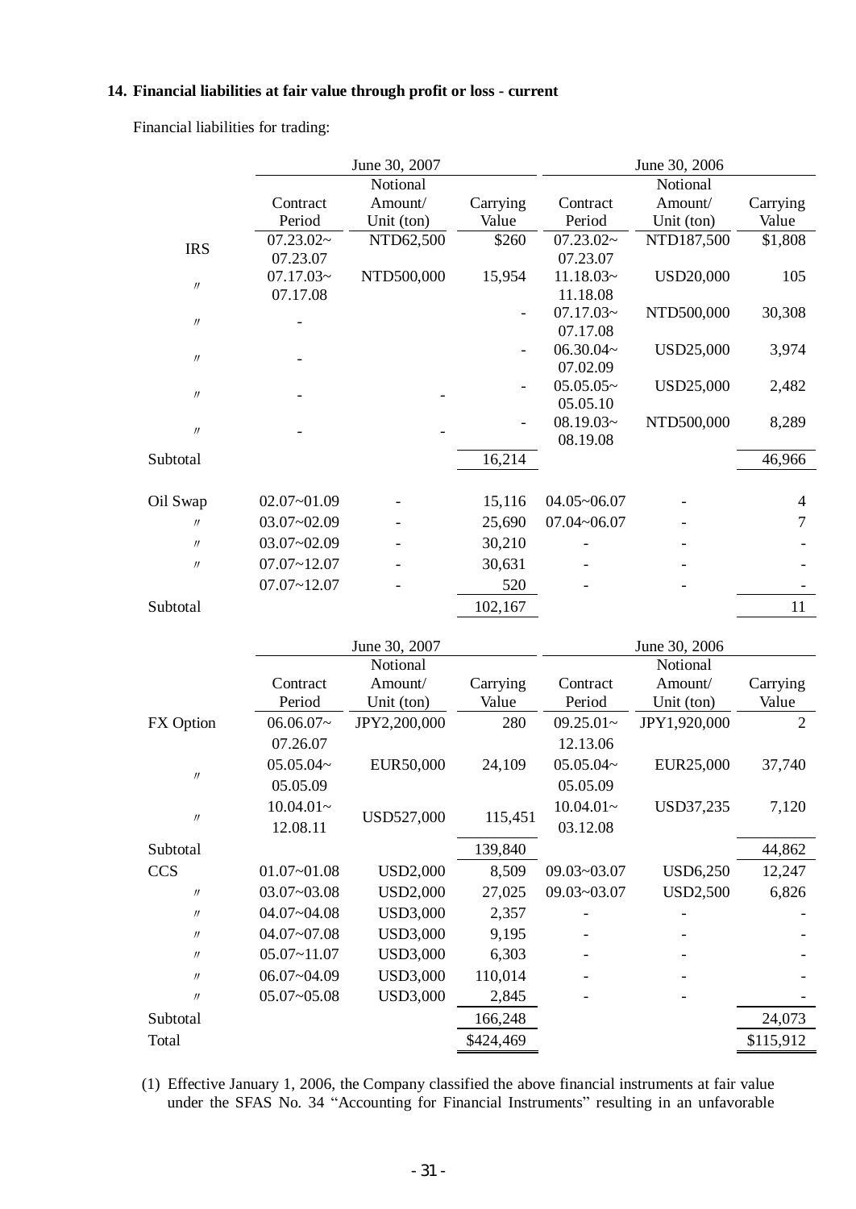## 14. Financial liabilities at fair value through profit or loss - current

Financial liabilities for trading:

| | June 30, 2007 | | | June 30, 2006 | | |
|---|---|---|---|---|---|---|
| | Contract Period | Notional Amount/ Unit (ton) | Carrying Value | Contract Period | Notional Amount/ Unit (ton) | Carrying Value |
| IRS | 07.23.02~ 07.23.07 | NTD62,500 | $260 | 07.23.02~ 07.23.07 | NTD187,500 | $1,808 |
| 〃 | 07.17.03~ 07.17.08 | NTD500,000 | 15,954 | 11.18.03~ 11.18.08 | USD20,000 | 105 |
| 〃 | - | | - | 07.17.03~ 07.17.08 | NTD500,000 | 30,308 |
| 〃 | - | | - | 06.30.04~ 07.02.09 | USD25,000 | 3,974 |
| 〃 | - | - | - | 05.05.05~ 05.05.10 | USD25,000 | 2,482 |
| 〃 | - | - | - | 08.19.03~ 08.19.08 | NTD500,000 | 8,289 |
| Subtotal | | | 16,214 | | | 46,966 |
| Oil Swap | 02.07~01.09 | - | 15,116 | 04.05~06.07 | - | 4 |
| 〃 | 03.07~02.09 | - | 25,690 | 07.04~06.07 | - | 7 |
| 〃 | 03.07~02.09 | - | 30,210 | - | - | - |
| 〃 | 07.07~12.07 | - | 30,631 | - | - | - |
| | 07.07~12.07 | - | 520 | - | - | - |
| Subtotal | | | 102,167 | | | 11 |

| | June 30, 2007 | | | June 30, 2006 | | |
|---|---|---|---|---|---|---|
| | Contract Period | Notional Amount/ Unit (ton) | Carrying Value | Contract Period | Notional Amount/ Unit (ton) | Carrying Value |
| FX Option | 06.06.07~ 07.26.07 | JPY2,200,000 | 280 | 09.25.01~ 12.13.06 | JPY1,920,000 | 2 |
| 〃 | 05.05.04~ 05.05.09 | EUR50,000 | 24,109 | 05.05.04~ 05.05.09 | EUR25,000 | 37,740 |
| 〃 | 10.04.01~ 12.08.11 | USD527,000 | 115,451 | 10.04.01~ 03.12.08 | USD37,235 | 7,120 |
| Subtotal | | | 139,840 | | | 44,862 |
| CCS | 01.07~01.08 | USD2,000 | 8,509 | 09.03~03.07 | USD6,250 | 12,247 |
| 〃 | 03.07~03.08 | USD2,000 | 27,025 | 09.03~03.07 | USD2,500 | 6,826 |
| 〃 | 04.07~04.08 | USD3,000 | 2,357 | - | - | - |
| 〃 | 04.07~07.08 | USD3,000 | 9,195 | - | - | - |
| 〃 | 05.07~11.07 | USD3,000 | 6,303 | - | - | - |
| 〃 | 06.07~04.09 | USD3,000 | 110,014 | - | - | - |
| 〃 | 05.07~05.08 | USD3,000 | 2,845 | - | - | - |
| Subtotal | | | 166,248 | | | 24,073 |
| Total | | | $424,469 | | | $115,912 |

(1) Effective January 1, 2006, the Company classified the above financial instruments at fair value under the SFAS No. 34 "Accounting for Financial Instruments" resulting in an unfavorable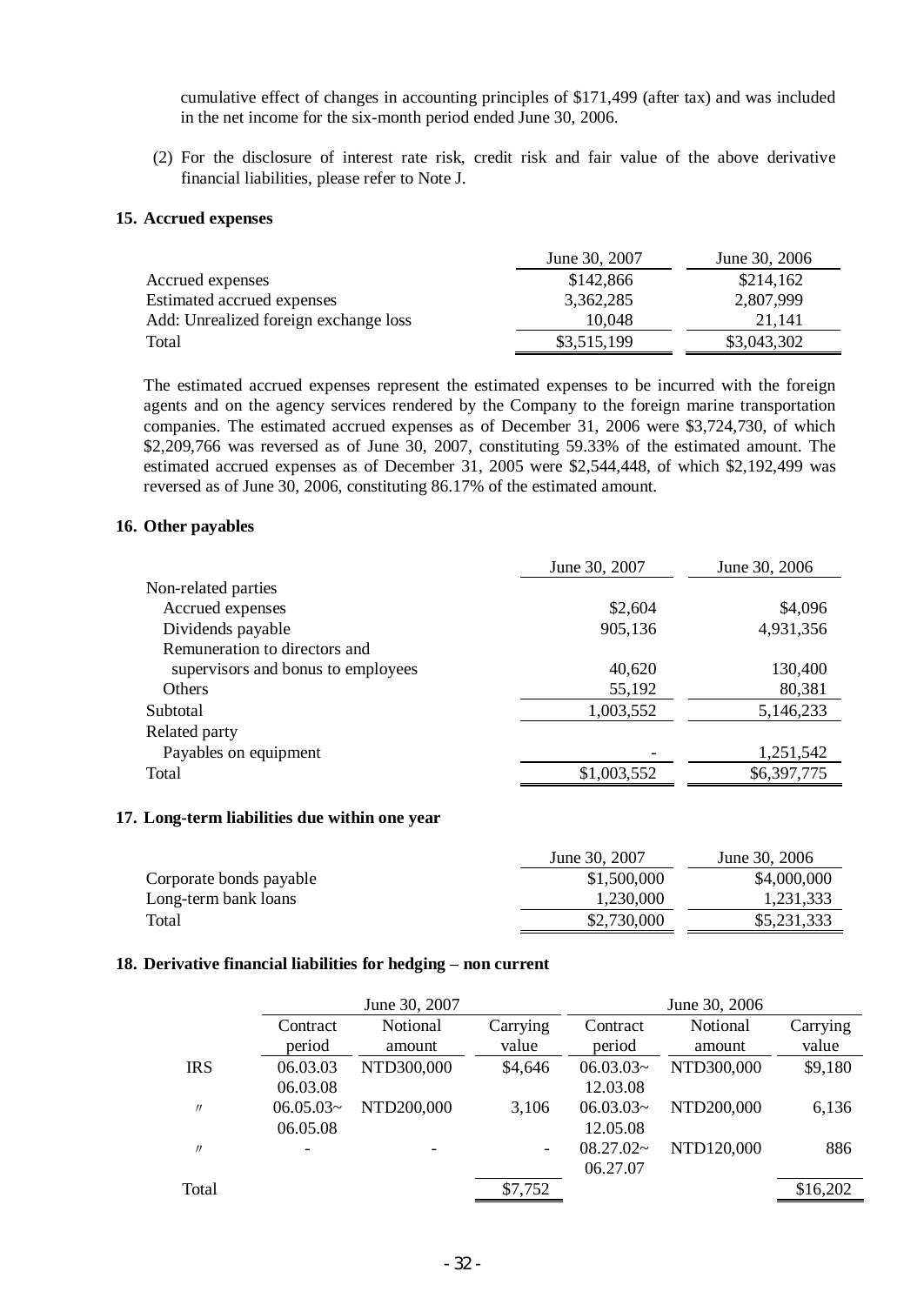cumulative effect of changes in accounting principles of $171,499 (after tax) and was included in the net income for the six-month period ended June 30, 2006.

(2) For the disclosure of interest rate risk, credit risk and fair value of the above derivative financial liabilities, please refer to Note J.

**15. Accrued expenses**

| | June 30, 2007 | June 30, 2006 |
|---|---|---|
| Accrued expenses | $142,866 | $214,162 |
| Estimated accrued expenses | 3,362,285 | 2,807,999 |
| Add: Unrealized foreign exchange loss | 10,048 | 21,141 |
| Total | $3,515,199 | $3,043,302 |

The estimated accrued expenses represent the estimated expenses to be incurred with the foreign agents and on the agency services rendered by the Company to the foreign marine transportation companies. The estimated accrued expenses as of December 31, 2006 were $3,724,730, of which $2,209,766 was reversed as of June 30, 2007, constituting 59.33% of the estimated amount. The estimated accrued expenses as of December 31, 2005 were $2,544,448, of which $2,192,499 was reversed as of June 30, 2006, constituting 86.17% of the estimated amount.

**16. Other payables**

| | June 30, 2007 | June 30, 2006 |
|---|---|---|
| Non-related parties | | |
| Accrued expenses | $2,604 | $4,096 |
| Dividends payable | 905,136 | 4,931,356 |
| Remuneration to directors and supervisors and bonus to employees | 40,620 | 130,400 |
| Others | 55,192 | 80,381 |
| Subtotal | 1,003,552 | 5,146,233 |
| Related party | | |
| Payables on equipment | - | 1,251,542 |
| Total | $1,003,552 | $6,397,775 |

**17. Long-term liabilities due within one year**

| | June 30, 2007 | June 30, 2006 |
|---|---|---|
| Corporate bonds payable | $1,500,000 | $4,000,000 |
| Long-term bank loans | 1,230,000 | 1,231,333 |
| Total | $2,730,000 | $5,231,333 |

**18. Derivative financial liabilities for hedging – non current**

| | June 30, 2007 | | | June 30, 2006 | | |
|---|---|---|---|---|---|---|
| | Contract period | Notional amount | Carrying value | Contract period | Notional amount | Carrying value |
| IRS | 06.03.03 06.03.08 | NTD300,000 | $4,646 | 06.03.03~ 12.03.08 | NTD300,000 | $9,180 |
| 〃 | 06.05.03~ 06.05.08 | NTD200,000 | 3,106 | 06.03.03~ 12.05.08 | NTD200,000 | 6,136 |
| 〃 | - | - | - | 08.27.02~ 06.27.07 | NTD120,000 | 886 |
| Total | | | $7,752 | | | $16,202 |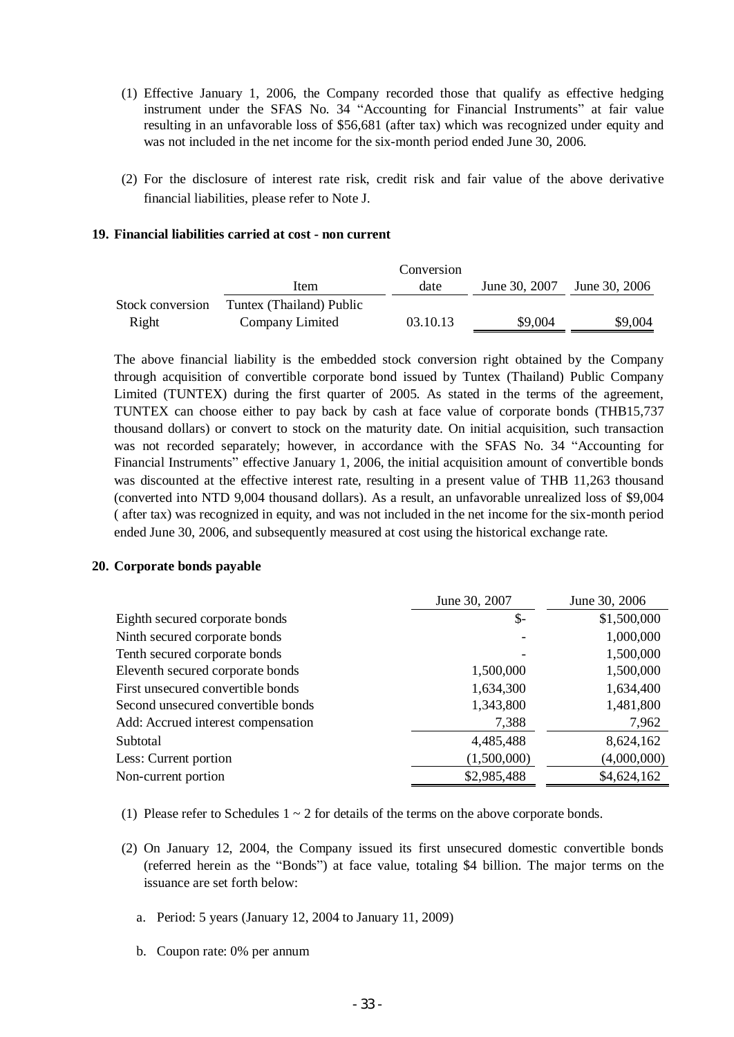(1) Effective January 1, 2006, the Company recorded those that qualify as effective hedging instrument under the SFAS No. 34 "Accounting for Financial Instruments" at fair value resulting in an unfavorable loss of $56,681 (after tax) which was recognized under equity and was not included in the net income for the six-month period ended June 30, 2006.

(2) For the disclosure of interest rate risk, credit risk and fair value of the above derivative financial liabilities, please refer to Note J.

**19. Financial liabilities carried at cost - non current**

| | Item | Conversion date | June 30, 2007 | June 30, 2006 |
|---|---|---|---|---|
| Stock conversion Right | Tuntex (Thailand) Public Company Limited | 03.10.13 | $9,004 | $9,004 |

The above financial liability is the embedded stock conversion right obtained by the Company through acquisition of convertible corporate bond issued by Tuntex (Thailand) Public Company Limited (TUNTEX) during the first quarter of 2005. As stated in the terms of the agreement, TUNTEX can choose either to pay back by cash at face value of corporate bonds (THB15,737 thousand dollars) or convert to stock on the maturity date. On initial acquisition, such transaction was not recorded separately; however, in accordance with the SFAS No. 34 "Accounting for Financial Instruments" effective January 1, 2006, the initial acquisition amount of convertible bonds was discounted at the effective interest rate, resulting in a present value of THB 11,263 thousand (converted into NTD 9,004 thousand dollars). As a result, an unfavorable unrealized loss of $9,004 ( after tax) was recognized in equity, and was not included in the net income for the six-month period ended June 30, 2006, and subsequently measured at cost using the historical exchange rate.

**20. Corporate bonds payable**

| | June 30, 2007 | June 30, 2006 |
|---|---|---|
| Eighth secured corporate bonds | $- | $1,500,000 |
| Ninth secured corporate bonds | - | 1,000,000 |
| Tenth secured corporate bonds | - | 1,500,000 |
| Eleventh secured corporate bonds | 1,500,000 | 1,500,000 |
| First unsecured convertible bonds | 1,634,300 | 1,634,400 |
| Second unsecured convertible bonds | 1,343,800 | 1,481,800 |
| Add: Accrued interest compensation | 7,388 | 7,962 |
| Subtotal | 4,485,488 | 8,624,162 |
| Less: Current portion | (1,500,000) | (4,000,000) |
| Non-current portion | $2,985,488 | $4,624,162 |

(1) Please refer to Schedules 1 ~ 2 for details of the terms on the above corporate bonds.

(2) On January 12, 2004, the Company issued its first unsecured domestic convertible bonds (referred herein as the "Bonds") at face value, totaling $4 billion. The major terms on the issuance are set forth below:

a. Period: 5 years (January 12, 2004 to January 11, 2009)

b. Coupon rate: 0% per annum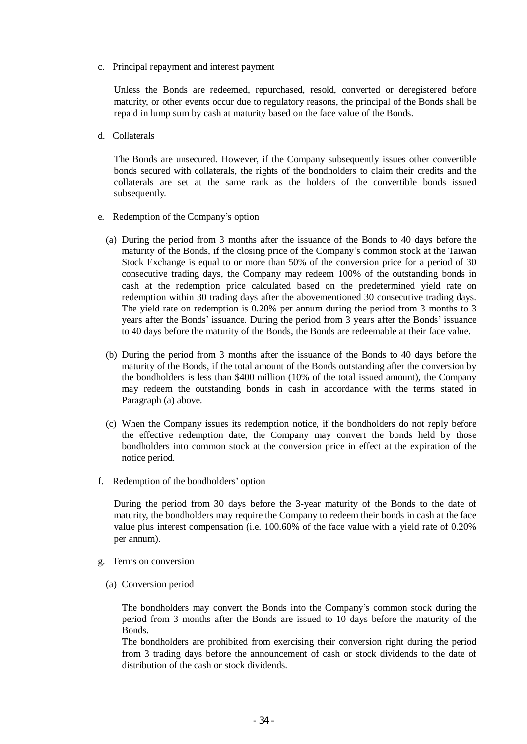c. Principal repayment and interest payment

Unless the Bonds are redeemed, repurchased, resold, converted or deregistered before maturity, or other events occur due to regulatory reasons, the principal of the Bonds shall be repaid in lump sum by cash at maturity based on the face value of the Bonds.

d. Collaterals

The Bonds are unsecured. However, if the Company subsequently issues other convertible bonds secured with collaterals, the rights of the bondholders to claim their credits and the collaterals are set at the same rank as the holders of the convertible bonds issued subsequently.

e. Redemption of the Company's option

(a) During the period from 3 months after the issuance of the Bonds to 40 days before the maturity of the Bonds, if the closing price of the Company's common stock at the Taiwan Stock Exchange is equal to or more than 50% of the conversion price for a period of 30 consecutive trading days, the Company may redeem 100% of the outstanding bonds in cash at the redemption price calculated based on the predetermined yield rate on redemption within 30 trading days after the abovementioned 30 consecutive trading days. The yield rate on redemption is 0.20% per annum during the period from 3 months to 3 years after the Bonds' issuance. During the period from 3 years after the Bonds' issuance to 40 days before the maturity of the Bonds, the Bonds are redeemable at their face value.

(b) During the period from 3 months after the issuance of the Bonds to 40 days before the maturity of the Bonds, if the total amount of the Bonds outstanding after the conversion by the bondholders is less than $400 million (10% of the total issued amount), the Company may redeem the outstanding bonds in cash in accordance with the terms stated in Paragraph (a) above.

(c) When the Company issues its redemption notice, if the bondholders do not reply before the effective redemption date, the Company may convert the bonds held by those bondholders into common stock at the conversion price in effect at the expiration of the notice period.

f. Redemption of the bondholders' option

During the period from 30 days before the 3-year maturity of the Bonds to the date of maturity, the bondholders may require the Company to redeem their bonds in cash at the face value plus interest compensation (i.e. 100.60% of the face value with a yield rate of 0.20% per annum).

g. Terms on conversion

(a) Conversion period

The bondholders may convert the Bonds into the Company's common stock during the period from 3 months after the Bonds are issued to 10 days before the maturity of the Bonds.

The bondholders are prohibited from exercising their conversion right during the period from 3 trading days before the announcement of cash or stock dividends to the date of distribution of the cash or stock dividends.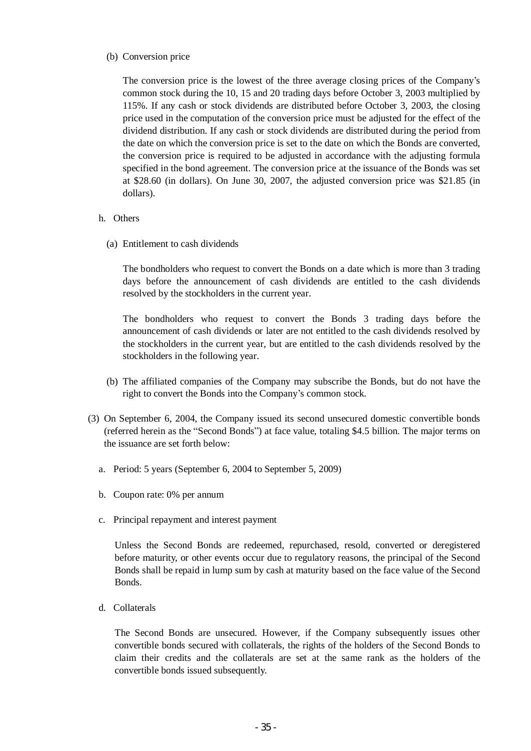(b) Conversion price

The conversion price is the lowest of the three average closing prices of the Company's common stock during the 10, 15 and 20 trading days before October 3, 2003 multiplied by 115%. If any cash or stock dividends are distributed before October 3, 2003, the closing price used in the computation of the conversion price must be adjusted for the effect of the dividend distribution. If any cash or stock dividends are distributed during the period from the date on which the conversion price is set to the date on which the Bonds are converted, the conversion price is required to be adjusted in accordance with the adjusting formula specified in the bond agreement. The conversion price at the issuance of the Bonds was set at $28.60 (in dollars). On June 30, 2007, the adjusted conversion price was $21.85 (in dollars).

h. Others

(a) Entitlement to cash dividends

The bondholders who request to convert the Bonds on a date which is more than 3 trading days before the announcement of cash dividends are entitled to the cash dividends resolved by the stockholders in the current year.

The bondholders who request to convert the Bonds 3 trading days before the announcement of cash dividends or later are not entitled to the cash dividends resolved by the stockholders in the current year, but are entitled to the cash dividends resolved by the stockholders in the following year.

(b) The affiliated companies of the Company may subscribe the Bonds, but do not have the right to convert the Bonds into the Company's common stock.

(3) On September 6, 2004, the Company issued its second unsecured domestic convertible bonds (referred herein as the "Second Bonds") at face value, totaling $4.5 billion. The major terms on the issuance are set forth below:

a. Period: 5 years (September 6, 2004 to September 5, 2009)

b. Coupon rate: 0% per annum

c. Principal repayment and interest payment

Unless the Second Bonds are redeemed, repurchased, resold, converted or deregistered before maturity, or other events occur due to regulatory reasons, the principal of the Second Bonds shall be repaid in lump sum by cash at maturity based on the face value of the Second Bonds.

d. Collaterals

The Second Bonds are unsecured. However, if the Company subsequently issues other convertible bonds secured with collaterals, the rights of the holders of the Second Bonds to claim their credits and the collaterals are set at the same rank as the holders of the convertible bonds issued subsequently.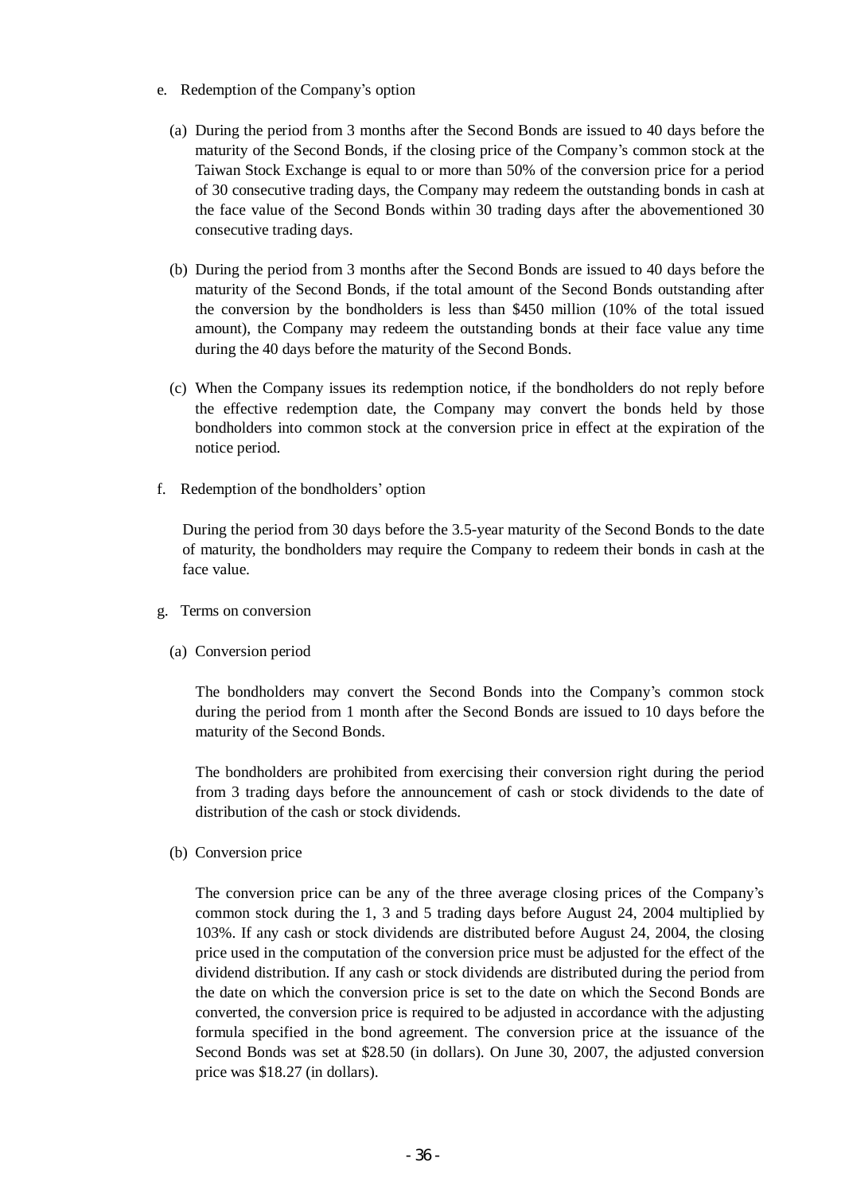e. Redemption of the Company's option

   (a) During the period from 3 months after the Second Bonds are issued to 40 days before the maturity of the Second Bonds, if the closing price of the Company's common stock at the Taiwan Stock Exchange is equal to or more than 50% of the conversion price for a period of 30 consecutive trading days, the Company may redeem the outstanding bonds in cash at the face value of the Second Bonds within 30 trading days after the abovementioned 30 consecutive trading days.

   (b) During the period from 3 months after the Second Bonds are issued to 40 days before the maturity of the Second Bonds, if the total amount of the Second Bonds outstanding after the conversion by the bondholders is less than $450 million (10% of the total issued amount), the Company may redeem the outstanding bonds at their face value any time during the 40 days before the maturity of the Second Bonds.

   (c) When the Company issues its redemption notice, if the bondholders do not reply before the effective redemption date, the Company may convert the bonds held by those bondholders into common stock at the conversion price in effect at the expiration of the notice period.

f. Redemption of the bondholders' option

   During the period from 30 days before the 3.5-year maturity of the Second Bonds to the date of maturity, the bondholders may require the Company to redeem their bonds in cash at the face value.

g. Terms on conversion

   (a) Conversion period

   The bondholders may convert the Second Bonds into the Company's common stock during the period from 1 month after the Second Bonds are issued to 10 days before the maturity of the Second Bonds.

   The bondholders are prohibited from exercising their conversion right during the period from 3 trading days before the announcement of cash or stock dividends to the date of distribution of the cash or stock dividends.

   (b) Conversion price

   The conversion price can be any of the three average closing prices of the Company's common stock during the 1, 3 and 5 trading days before August 24, 2004 multiplied by 103%. If any cash or stock dividends are distributed before August 24, 2004, the closing price used in the computation of the conversion price must be adjusted for the effect of the dividend distribution. If any cash or stock dividends are distributed during the period from the date on which the conversion price is set to the date on which the Second Bonds are converted, the conversion price is required to be adjusted in accordance with the adjusting formula specified in the bond agreement. The conversion price at the issuance of the Second Bonds was set at $28.50 (in dollars). On June 30, 2007, the adjusted conversion price was $18.27 (in dollars).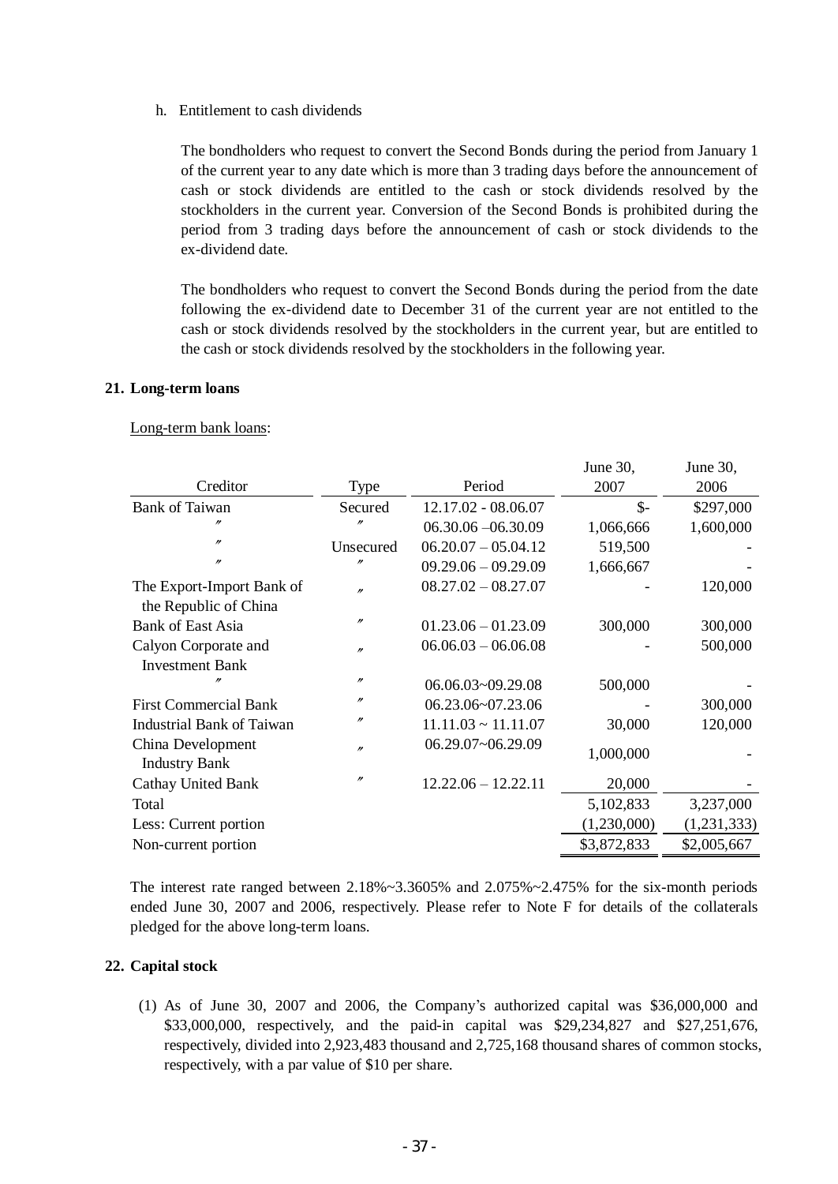h. Entitlement to cash dividends

The bondholders who request to convert the Second Bonds during the period from January 1 of the current year to any date which is more than 3 trading days before the announcement of cash or stock dividends are entitled to the cash or stock dividends resolved by the stockholders in the current year. Conversion of the Second Bonds is prohibited during the period from 3 trading days before the announcement of cash or stock dividends to the ex-dividend date.

The bondholders who request to convert the Second Bonds during the period from the date following the ex-dividend date to December 31 of the current year are not entitled to the cash or stock dividends resolved by the stockholders in the current year, but are entitled to the cash or stock dividends resolved by the stockholders in the following year.

## 21. Long-term loans

Long-term bank loans:

| Creditor | Type | Period | June 30, 2007 | June 30, 2006 |
|---|---|---|---|---|
| Bank of Taiwan | Secured | 12.17.02 - 08.06.07 | $- | $297,000 |
| 〃 | 〃 | 06.30.06 –06.30.09 | 1,066,666 | 1,600,000 |
| 〃 | Unsecured | 06.20.07 – 05.04.12 | 519,500 | - |
| 〃 | 〃 | 09.29.06 – 09.29.09 | 1,666,667 | - |
| The Export-Import Bank of the Republic of China | 〃 | 08.27.02 – 08.27.07 | - | 120,000 |
| Bank of East Asia | 〃 | 01.23.06 – 01.23.09 | 300,000 | 300,000 |
| Calyon Corporate and Investment Bank | 〃 | 06.06.03 – 06.06.08 | - | 500,000 |
| 〃 | 〃 | 06.06.03~09.29.08 | 500,000 | - |
| First Commercial Bank | 〃 | 06.23.06~07.23.06 | - | 300,000 |
| Industrial Bank of Taiwan | 〃 | 11.11.03 ~ 11.11.07 | 30,000 | 120,000 |
| China Development Industry Bank | 〃 | 06.29.07~06.29.09 | 1,000,000 | - |
| Cathay United Bank | 〃 | 12.22.06 – 12.22.11 | 20,000 | - |
| Total | | | 5,102,833 | 3,237,000 |
| Less: Current portion | | | (1,230,000) | (1,231,333) |
| Non-current portion | | | $3,872,833 | $2,005,667 |

The interest rate ranged between 2.18%~3.3605% and 2.075%~2.475% for the six-month periods ended June 30, 2007 and 2006, respectively. Please refer to Note F for details of the collaterals pledged for the above long-term loans.

## 22. Capital stock

(1) As of June 30, 2007 and 2006, the Company's authorized capital was $36,000,000 and $33,000,000, respectively, and the paid-in capital was $29,234,827 and $27,251,676, respectively, divided into 2,923,483 thousand and 2,725,168 thousand shares of common stocks, respectively, with a par value of $10 per share.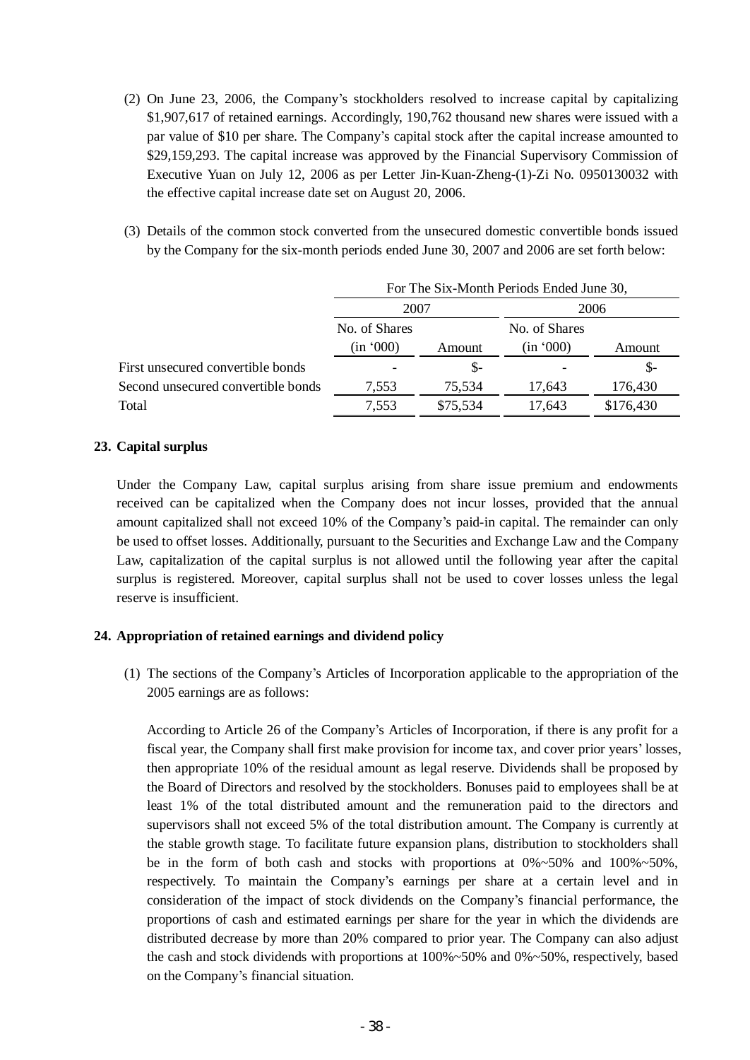(2) On June 23, 2006, the Company's stockholders resolved to increase capital by capitalizing \$1,907,617 of retained earnings. Accordingly, 190,762 thousand new shares were issued with a par value of \$10 per share. The Company's capital stock after the capital increase amounted to \$29,159,293. The capital increase was approved by the Financial Supervisory Commission of Executive Yuan on July 12, 2006 as per Letter Jin-Kuan-Zheng-(1)-Zi No. 0950130032 with the effective capital increase date set on August 20, 2006.

(3) Details of the common stock converted from the unsecured domestic convertible bonds issued by the Company for the six-month periods ended June 30, 2007 and 2006 are set forth below:

| | For The Six-Month Periods Ended June 30, | | | |
|---|---|---|---|---|
| | 2007 | | 2006 | |
| | No. of Shares (in '000) | Amount | No. of Shares (in '000) | Amount |
| First unsecured convertible bonds | - | $- | - | $- |
| Second unsecured convertible bonds | 7,553 | 75,534 | 17,643 | 176,430 |
| Total | 7,553 | $75,534 | 17,643 | $176,430 |

## 23. Capital surplus

Under the Company Law, capital surplus arising from share issue premium and endowments received can be capitalized when the Company does not incur losses, provided that the annual amount capitalized shall not exceed 10% of the Company's paid-in capital. The remainder can only be used to offset losses. Additionally, pursuant to the Securities and Exchange Law and the Company Law, capitalization of the capital surplus is not allowed until the following year after the capital surplus is registered. Moreover, capital surplus shall not be used to cover losses unless the legal reserve is insufficient.

## 24. Appropriation of retained earnings and dividend policy

(1) The sections of the Company's Articles of Incorporation applicable to the appropriation of the 2005 earnings are as follows:

According to Article 26 of the Company's Articles of Incorporation, if there is any profit for a fiscal year, the Company shall first make provision for income tax, and cover prior years' losses, then appropriate 10% of the residual amount as legal reserve. Dividends shall be proposed by the Board of Directors and resolved by the stockholders. Bonuses paid to employees shall be at least 1% of the total distributed amount and the remuneration paid to the directors and supervisors shall not exceed 5% of the total distribution amount. The Company is currently at the stable growth stage. To facilitate future expansion plans, distribution to stockholders shall be in the form of both cash and stocks with proportions at 0%~50% and 100%~50%, respectively. To maintain the Company's earnings per share at a certain level and in consideration of the impact of stock dividends on the Company's financial performance, the proportions of cash and estimated earnings per share for the year in which the dividends are distributed decrease by more than 20% compared to prior year. The Company can also adjust the cash and stock dividends with proportions at 100%~50% and 0%~50%, respectively, based on the Company's financial situation.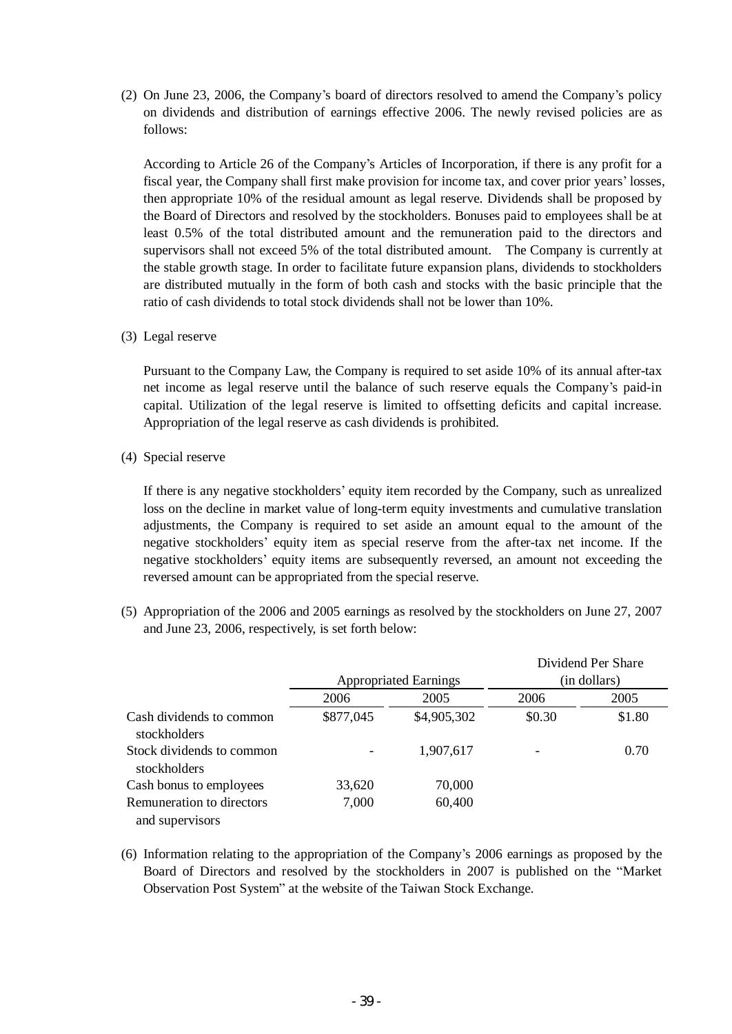(2) On June 23, 2006, the Company's board of directors resolved to amend the Company's policy on dividends and distribution of earnings effective 2006. The newly revised policies are as follows:

According to Article 26 of the Company's Articles of Incorporation, if there is any profit for a fiscal year, the Company shall first make provision for income tax, and cover prior years' losses, then appropriate 10% of the residual amount as legal reserve. Dividends shall be proposed by the Board of Directors and resolved by the stockholders. Bonuses paid to employees shall be at least 0.5% of the total distributed amount and the remuneration paid to the directors and supervisors shall not exceed 5% of the total distributed amount. The Company is currently at the stable growth stage. In order to facilitate future expansion plans, dividends to stockholders are distributed mutually in the form of both cash and stocks with the basic principle that the ratio of cash dividends to total stock dividends shall not be lower than 10%.

(3) Legal reserve

Pursuant to the Company Law, the Company is required to set aside 10% of its annual after-tax net income as legal reserve until the balance of such reserve equals the Company's paid-in capital. Utilization of the legal reserve is limited to offsetting deficits and capital increase. Appropriation of the legal reserve as cash dividends is prohibited.

(4) Special reserve

If there is any negative stockholders' equity item recorded by the Company, such as unrealized loss on the decline in market value of long-term equity investments and cumulative translation adjustments, the Company is required to set aside an amount equal to the amount of the negative stockholders' equity item as special reserve from the after-tax net income. If the negative stockholders' equity items are subsequently reversed, an amount not exceeding the reversed amount can be appropriated from the special reserve.

(5) Appropriation of the 2006 and 2005 earnings as resolved by the stockholders on June 27, 2007 and June 23, 2006, respectively, is set forth below:

| | Appropriated Earnings | | Dividend Per Share (in dollars) | |
|---|---|---|---|---|
| | 2006 | 2005 | 2006 | 2005 |
| Cash dividends to common stockholders | $877,045 | $4,905,302 | $0.30 | $1.80 |
| Stock dividends to common stockholders | - | 1,907,617 | - | 0.70 |
| Cash bonus to employees | 33,620 | 70,000 | | |
| Remuneration to directors and supervisors | 7,000 | 60,400 | | |

(6) Information relating to the appropriation of the Company's 2006 earnings as proposed by the Board of Directors and resolved by the stockholders in 2007 is published on the "Market Observation Post System" at the website of the Taiwan Stock Exchange.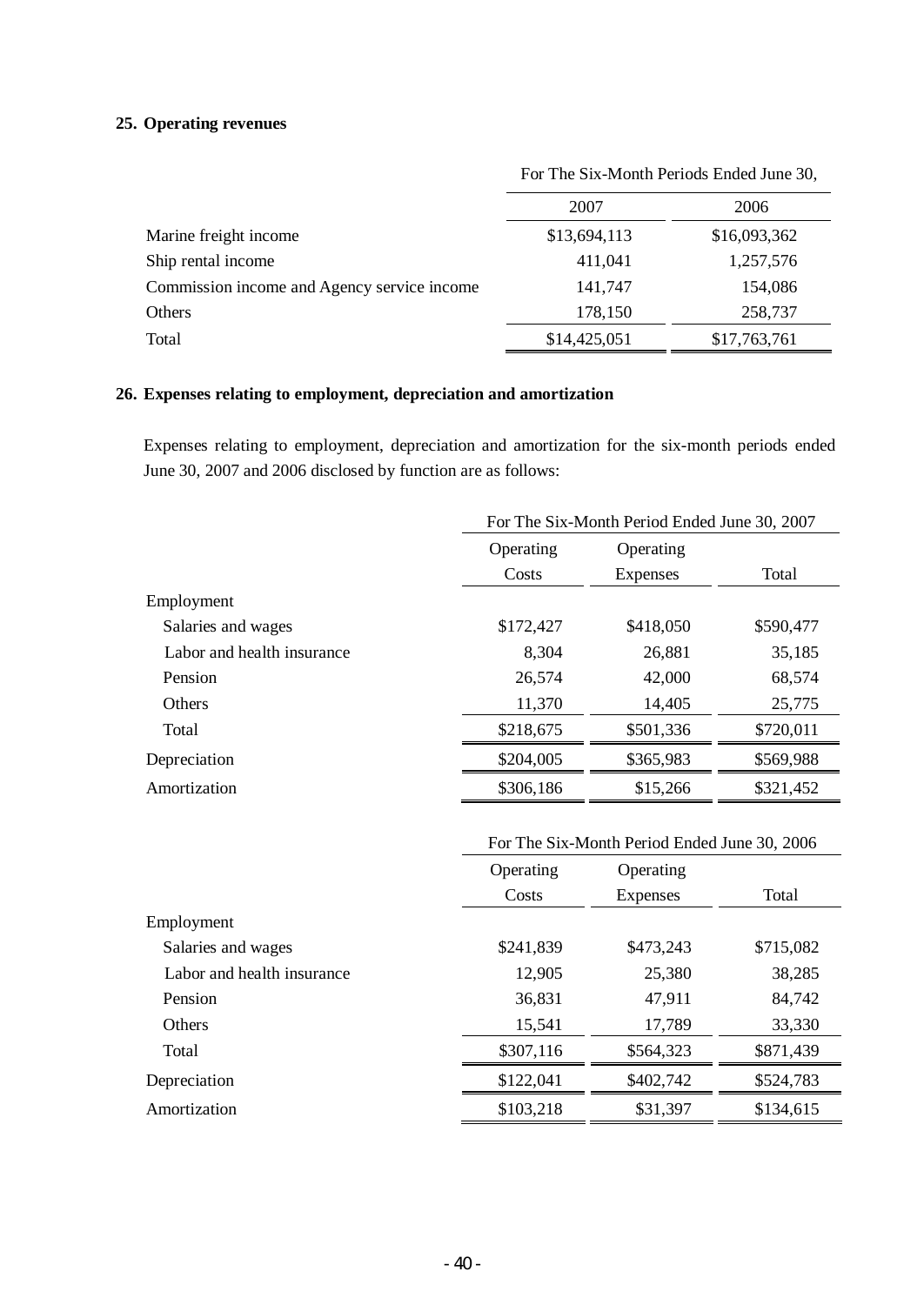## 25. Operating revenues

| | For The Six-Month Periods Ended June 30, | |
|---|---|---|
| | 2007 | 2006 |
| Marine freight income | $13,694,113 | $16,093,362 |
| Ship rental income | 411,041 | 1,257,576 |
| Commission income and Agency service income | 141,747 | 154,086 |
| Others | 178,150 | 258,737 |
| Total | $14,425,051 | $17,763,761 |

## 26. Expenses relating to employment, depreciation and amortization

Expenses relating to employment, depreciation and amortization for the six-month periods ended June 30, 2007 and 2006 disclosed by function are as follows:

| | For The Six-Month Period Ended June 30, 2007 | | |
|---|---|---|---|
| | Operating Costs | Operating Expenses | Total |
| Employment | | | |
| Salaries and wages | $172,427 | $418,050 | $590,477 |
| Labor and health insurance | 8,304 | 26,881 | 35,185 |
| Pension | 26,574 | 42,000 | 68,574 |
| Others | 11,370 | 14,405 | 25,775 |
| Total | $218,675 | $501,336 | $720,011 |
| Depreciation | $204,005 | $365,983 | $569,988 |
| Amortization | $306,186 | $15,266 | $321,452 |

| | For The Six-Month Period Ended June 30, 2006 | | |
|---|---|---|---|
| | Operating Costs | Operating Expenses | Total |
| Employment | | | |
| Salaries and wages | $241,839 | $473,243 | $715,082 |
| Labor and health insurance | 12,905 | 25,380 | 38,285 |
| Pension | 36,831 | 47,911 | 84,742 |
| Others | 15,541 | 17,789 | 33,330 |
| Total | $307,116 | $564,323 | $871,439 |
| Depreciation | $122,041 | $402,742 | $524,783 |
| Amortization | $103,218 | $31,397 | $134,615 |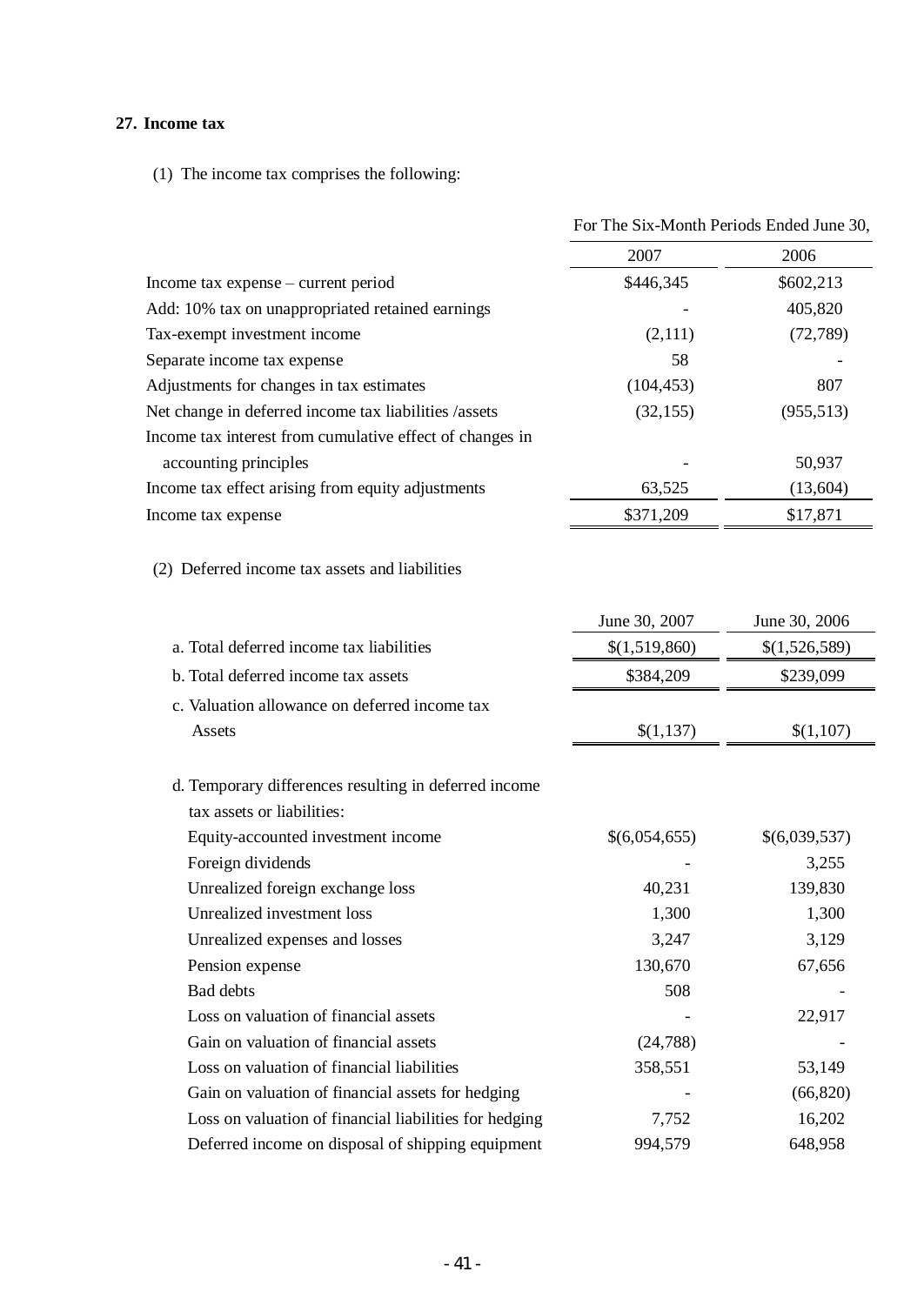## 27. Income tax

(1) The income tax comprises the following:

| | For The Six-Month Periods Ended June 30, | |
|---|---|---|
| | 2007 | 2006 |
| Income tax expense – current period | \$446,345 | \$602,213 |
| Add: 10% tax on unappropriated retained earnings | - | 405,820 |
| Tax-exempt investment income | (2,111) | (72,789) |
| Separate income tax expense | 58 | - |
| Adjustments for changes in tax estimates | (104,453) | 807 |
| Net change in deferred income tax liabilities /assets | (32,155) | (955,513) |
| Income tax interest from cumulative effect of changes in accounting principles | - | 50,937 |
| Income tax effect arising from equity adjustments | 63,525 | (13,604) |
| Income tax expense | \$371,209 | \$17,871 |

(2) Deferred income tax assets and liabilities

| | June 30, 2007 | June 30, 2006 |
|---|---|---|
| a. Total deferred income tax liabilities | \$(1,519,860) | \$(1,526,589) |
| b. Total deferred income tax assets | \$384,209 | \$239,099 |
| c. Valuation allowance on deferred income tax Assets | \$(1,137) | \$(1,107) |
| d. Temporary differences resulting in deferred income tax assets or liabilities: | | |
| Equity-accounted investment income | \$(6,054,655) | \$(6,039,537) |
| Foreign dividends | - | 3,255 |
| Unrealized foreign exchange loss | 40,231 | 139,830 |
| Unrealized investment loss | 1,300 | 1,300 |
| Unrealized expenses and losses | 3,247 | 3,129 |
| Pension expense | 130,670 | 67,656 |
| Bad debts | 508 | - |
| Loss on valuation of financial assets | - | 22,917 |
| Gain on valuation of financial assets | (24,788) | - |
| Loss on valuation of financial liabilities | 358,551 | 53,149 |
| Gain on valuation of financial assets for hedging | - | (66,820) |
| Loss on valuation of financial liabilities for hedging | 7,752 | 16,202 |
| Deferred income on disposal of shipping equipment | 994,579 | 648,958 |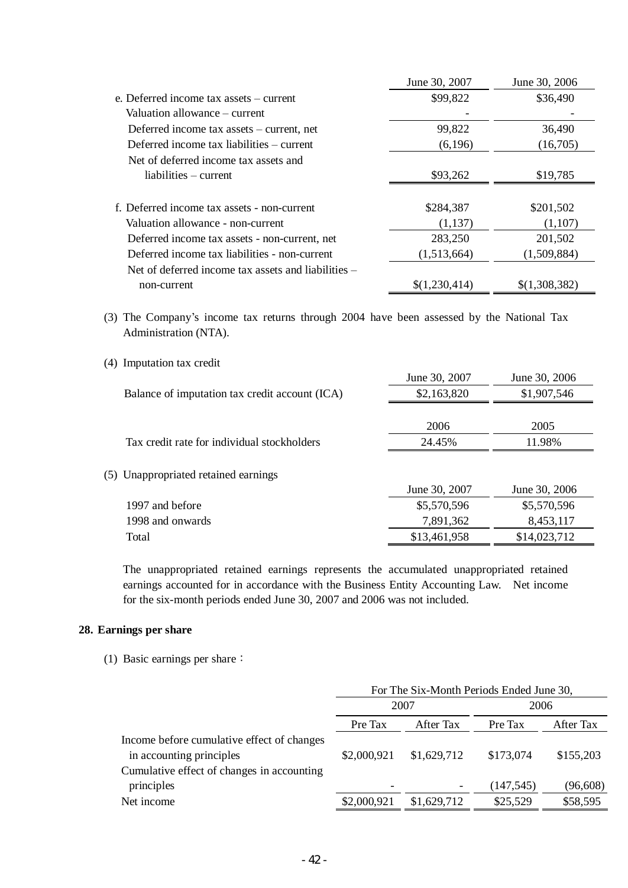| | June 30, 2007 | June 30, 2006 |
|---|---|---|
| e. Deferred income tax assets – current | $99,822 | $36,490 |
| Valuation allowance – current | - | - |
| Deferred income tax assets – current, net | 99,822 | 36,490 |
| Deferred income tax liabilities – current | (6,196) | (16,705) |
| Net of deferred income tax assets and liabilities – current | $93,262 | $19,785 |
| | | |
| f. Deferred income tax assets - non-current | $284,387 | $201,502 |
| Valuation allowance - non-current | (1,137) | (1,107) |
| Deferred income tax assets - non-current, net | 283,250 | 201,502 |
| Deferred income tax liabilities - non-current | (1,513,664) | (1,509,884) |
| Net of deferred income tax assets and liabilities – non-current | $(1,230,414) | $(1,308,382) |

(3) The Company's income tax returns through 2004 have been assessed by the National Tax Administration (NTA).

(4) Imputation tax credit

| | June 30, 2007 | June 30, 2006 |
|---|---|---|
| Balance of imputation tax credit account (ICA) | $2,163,820 | $1,907,546 |

| | 2006 | 2005 |
|---|---|---|
| Tax credit rate for individual stockholders | 24.45% | 11.98% |

(5) Unappropriated retained earnings

| | June 30, 2007 | June 30, 2006 |
|---|---|---|
| 1997 and before | $5,570,596 | $5,570,596 |
| 1998 and onwards | 7,891,362 | 8,453,117 |
| Total | $13,461,958 | $14,023,712 |

The unappropriated retained earnings represents the accumulated unappropriated retained earnings accounted for in accordance with the Business Entity Accounting Law. Net income for the six-month periods ended June 30, 2007 and 2006 was not included.

## 28. Earnings per share

(1) Basic earnings per share：

| | For The Six-Month Periods Ended June 30, | | | |
|---|---|---|---|---|
| | 2007 | | 2006 | |
| | Pre Tax | After Tax | Pre Tax | After Tax |
| Income before cumulative effect of changes in accounting principles | $2,000,921 | $1,629,712 | $173,074 | $155,203 |
| Cumulative effect of changes in accounting principles | - | - | (147,545) | (96,608) |
| Net income | $2,000,921 | $1,629,712 | $25,529 | $58,595 |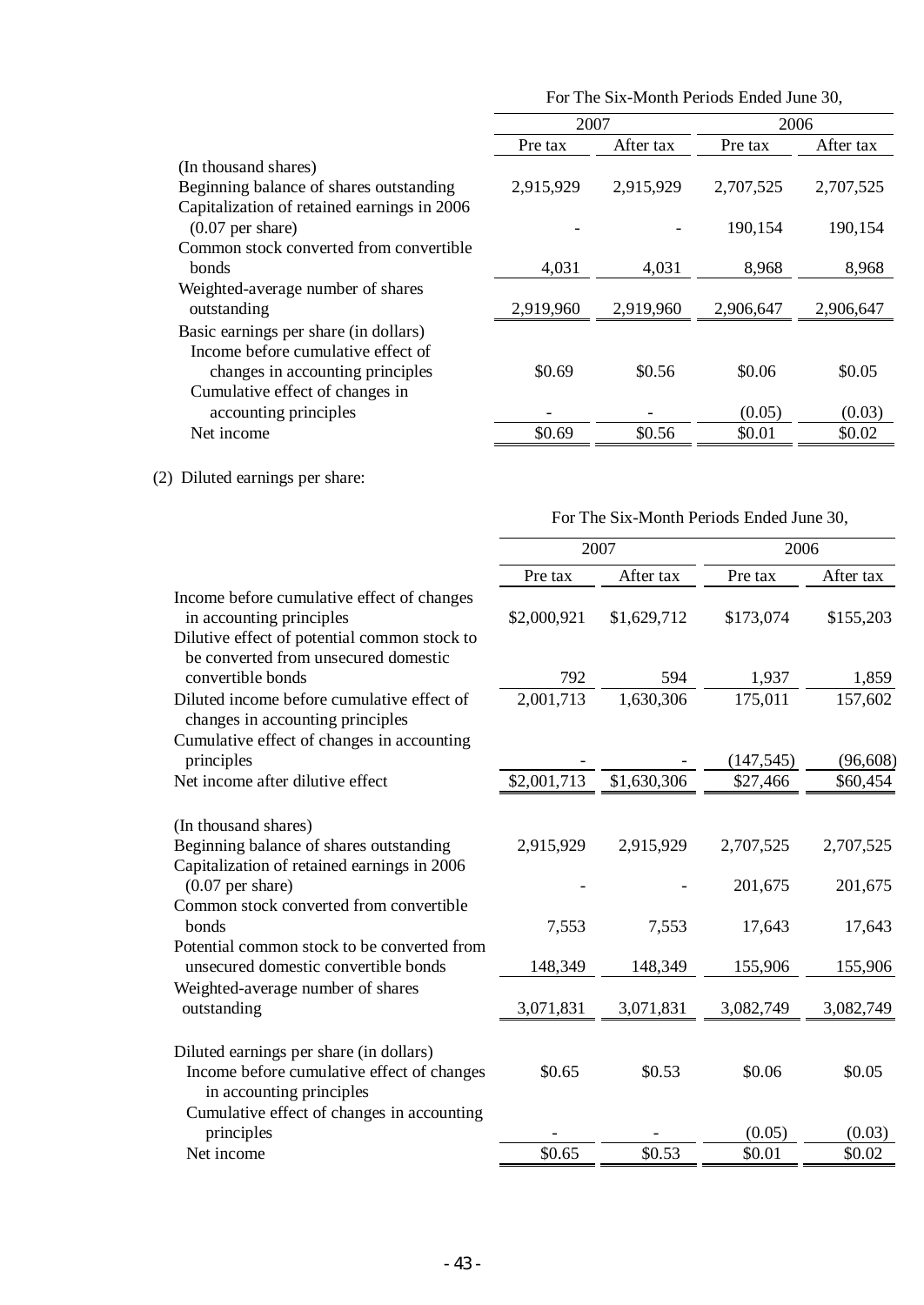| | For The Six-Month Periods Ended June 30, | | | |
|---|---|---|---|---|
| | 2007 | | 2006 | |
| | Pre tax | After tax | Pre tax | After tax |
| (In thousand shares) | | | | |
| Beginning balance of shares outstanding | 2,915,929 | 2,915,929 | 2,707,525 | 2,707,525 |
| Capitalization of retained earnings in 2006 (0.07 per share) | - | - | 190,154 | 190,154 |
| Common stock converted from convertible bonds | 4,031 | 4,031 | 8,968 | 8,968 |
| Weighted-average number of shares outstanding | 2,919,960 | 2,919,960 | 2,906,647 | 2,906,647 |
| Basic earnings per share (in dollars) | | | | |
| Income before cumulative effect of changes in accounting principles | $0.69 | $0.56 | $0.06 | $0.05 |
| Cumulative effect of changes in accounting principles | - | - | (0.05) | (0.03) |
| Net income | $0.69 | $0.56 | $0.01 | $0.02 |

(2) Diluted earnings per share:

| | For The Six-Month Periods Ended June 30, | | | |
|---|---|---|---|---|
| | 2007 | | 2006 | |
| | Pre tax | After tax | Pre tax | After tax |
| Income before cumulative effect of changes in accounting principles | $2,000,921 | $1,629,712 | $173,074 | $155,203 |
| Dilutive effect of potential common stock to be converted from unsecured domestic convertible bonds | 792 | 594 | 1,937 | 1,859 |
| Diluted income before cumulative effect of changes in accounting principles | 2,001,713 | 1,630,306 | 175,011 | 157,602 |
| Cumulative effect of changes in accounting principles | - | - | (147,545) | (96,608) |
| Net income after dilutive effect | $2,001,713 | $1,630,306 | $27,466 | $60,454 |
| (In thousand shares) | | | | |
| Beginning balance of shares outstanding | 2,915,929 | 2,915,929 | 2,707,525 | 2,707,525 |
| Capitalization of retained earnings in 2006 (0.07 per share) | - | - | 201,675 | 201,675 |
| Common stock converted from convertible bonds | 7,553 | 7,553 | 17,643 | 17,643 |
| Potential common stock to be converted from unsecured domestic convertible bonds | 148,349 | 148,349 | 155,906 | 155,906 |
| Weighted-average number of shares outstanding | 3,071,831 | 3,071,831 | 3,082,749 | 3,082,749 |
| Diluted earnings per share (in dollars) | | | | |
| Income before cumulative effect of changes in accounting principles | $0.65 | $0.53 | $0.06 | $0.05 |
| Cumulative effect of changes in accounting principles | - | - | (0.05) | (0.03) |
| Net income | $0.65 | $0.53 | $0.01 | $0.02 |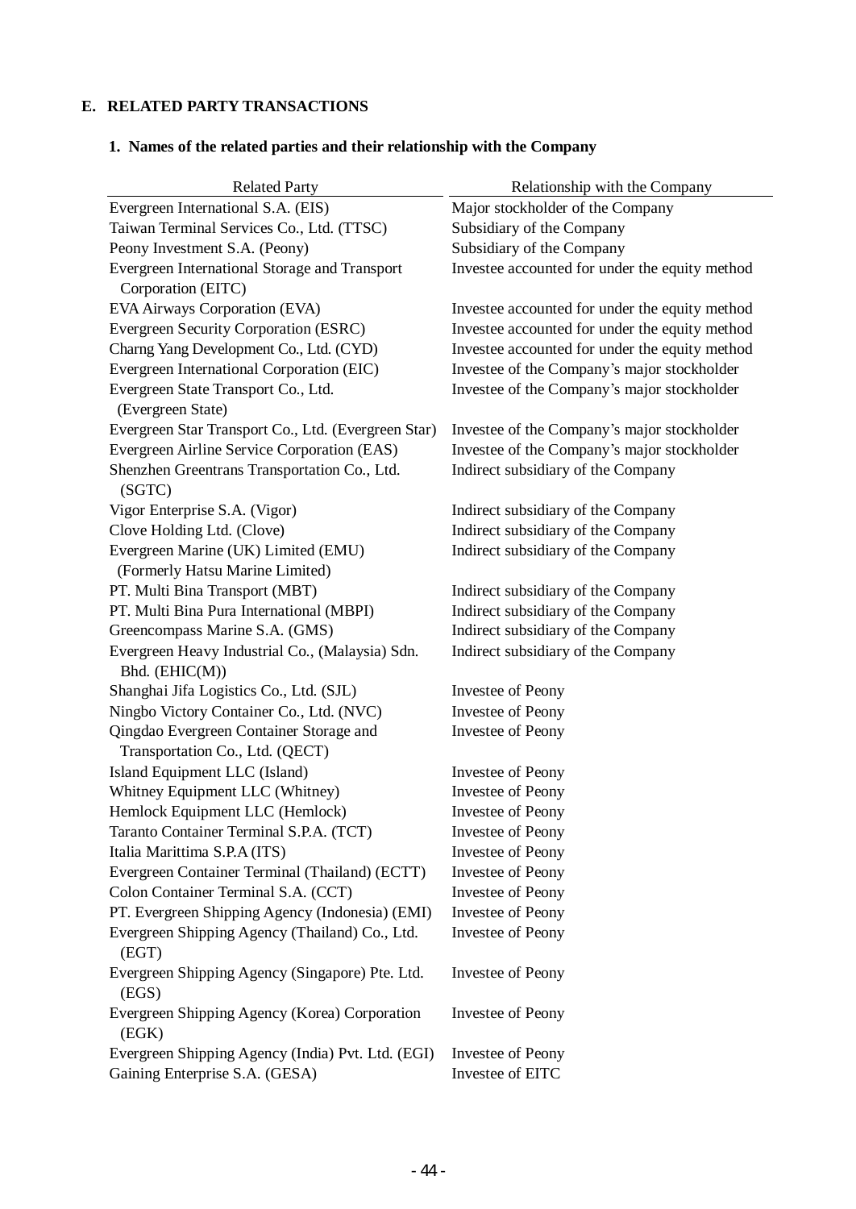## E. RELATED PARTY TRANSACTIONS

### 1. Names of the related parties and their relationship with the Company

| Related Party | Relationship with the Company |
|---|---|
| Evergreen International S.A. (EIS) | Major stockholder of the Company |
| Taiwan Terminal Services Co., Ltd. (TTSC) | Subsidiary of the Company |
| Peony Investment S.A. (Peony) | Subsidiary of the Company |
| Evergreen International Storage and Transport Corporation (EITC) | Investee accounted for under the equity method |
| EVA Airways Corporation (EVA) | Investee accounted for under the equity method |
| Evergreen Security Corporation (ESRC) | Investee accounted for under the equity method |
| Charng Yang Development Co., Ltd. (CYD) | Investee accounted for under the equity method |
| Evergreen International Corporation (EIC) | Investee of the Company's major stockholder |
| Evergreen State Transport Co., Ltd. (Evergreen State) | Investee of the Company's major stockholder |
| Evergreen Star Transport Co., Ltd. (Evergreen Star) | Investee of the Company's major stockholder |
| Evergreen Airline Service Corporation (EAS) | Investee of the Company's major stockholder |
| Shenzhen Greentrans Transportation Co., Ltd. (SGTC) | Indirect subsidiary of the Company |
| Vigor Enterprise S.A. (Vigor) | Indirect subsidiary of the Company |
| Clove Holding Ltd. (Clove) | Indirect subsidiary of the Company |
| Evergreen Marine (UK) Limited (EMU) (Formerly Hatsu Marine Limited) | Indirect subsidiary of the Company |
| PT. Multi Bina Transport (MBT) | Indirect subsidiary of the Company |
| PT. Multi Bina Pura International (MBPI) | Indirect subsidiary of the Company |
| Greencompass Marine S.A. (GMS) | Indirect subsidiary of the Company |
| Evergreen Heavy Industrial Co., (Malaysia) Sdn. Bhd. (EHIC(M)) | Indirect subsidiary of the Company |
| Shanghai Jifa Logistics Co., Ltd. (SJL) | Investee of Peony |
| Ningbo Victory Container Co., Ltd. (NVC) | Investee of Peony |
| Qingdao Evergreen Container Storage and Transportation Co., Ltd. (QECT) | Investee of Peony |
| Island Equipment LLC (Island) | Investee of Peony |
| Whitney Equipment LLC (Whitney) | Investee of Peony |
| Hemlock Equipment LLC (Hemlock) | Investee of Peony |
| Taranto Container Terminal S.P.A. (TCT) | Investee of Peony |
| Italia Marittima S.P.A (ITS) | Investee of Peony |
| Evergreen Container Terminal (Thailand) (ECTT) | Investee of Peony |
| Colon Container Terminal S.A. (CCT) | Investee of Peony |
| PT. Evergreen Shipping Agency (Indonesia) (EMI) | Investee of Peony |
| Evergreen Shipping Agency (Thailand) Co., Ltd. (EGT) | Investee of Peony |
| Evergreen Shipping Agency (Singapore) Pte. Ltd. (EGS) | Investee of Peony |
| Evergreen Shipping Agency (Korea) Corporation (EGK) | Investee of Peony |
| Evergreen Shipping Agency (India) Pvt. Ltd. (EGI) | Investee of Peony |
| Gaining Enterprise S.A. (GESA) | Investee of EITC |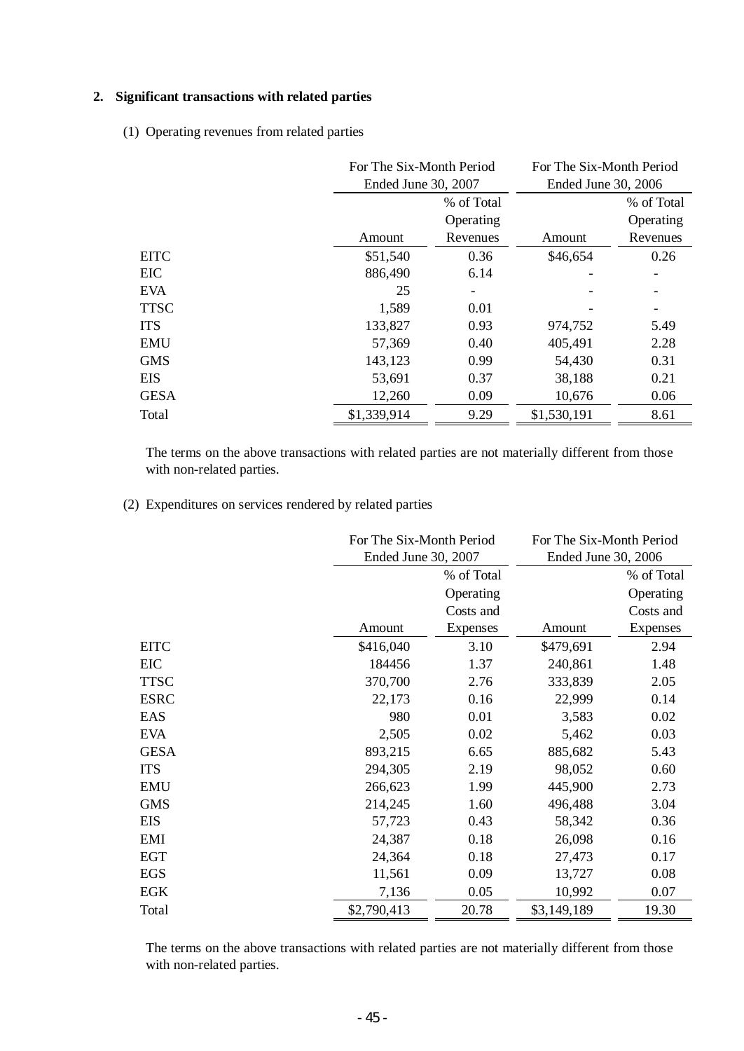**2. Significant transactions with related parties**

(1) Operating revenues from related parties

| | For The Six-Month Period Ended June 30, 2007 | | For The Six-Month Period Ended June 30, 2006 | |
|---|---|---|---|---|
| | Amount | % of Total Operating Revenues | Amount | % of Total Operating Revenues |
| EITC | $51,540 | 0.36 | $46,654 | 0.26 |
| EIC | 886,490 | 6.14 | - | - |
| EVA | 25 | - | - | - |
| TTSC | 1,589 | 0.01 | - | - |
| ITS | 133,827 | 0.93 | 974,752 | 5.49 |
| EMU | 57,369 | 0.40 | 405,491 | 2.28 |
| GMS | 143,123 | 0.99 | 54,430 | 0.31 |
| EIS | 53,691 | 0.37 | 38,188 | 0.21 |
| GESA | 12,260 | 0.09 | 10,676 | 0.06 |
| Total | $1,339,914 | 9.29 | $1,530,191 | 8.61 |

The terms on the above transactions with related parties are not materially different from those with non-related parties.

(2) Expenditures on services rendered by related parties

| | For The Six-Month Period Ended June 30, 2007 | | For The Six-Month Period Ended June 30, 2006 | |
|---|---|---|---|---|
| | Amount | % of Total Operating Costs and Expenses | Amount | % of Total Operating Costs and Expenses |
| EITC | $416,040 | 3.10 | $479,691 | 2.94 |
| EIC | 184456 | 1.37 | 240,861 | 1.48 |
| TTSC | 370,700 | 2.76 | 333,839 | 2.05 |
| ESRC | 22,173 | 0.16 | 22,999 | 0.14 |
| EAS | 980 | 0.01 | 3,583 | 0.02 |
| EVA | 2,505 | 0.02 | 5,462 | 0.03 |
| GESA | 893,215 | 6.65 | 885,682 | 5.43 |
| ITS | 294,305 | 2.19 | 98,052 | 0.60 |
| EMU | 266,623 | 1.99 | 445,900 | 2.73 |
| GMS | 214,245 | 1.60 | 496,488 | 3.04 |
| EIS | 57,723 | 0.43 | 58,342 | 0.36 |
| EMI | 24,387 | 0.18 | 26,098 | 0.16 |
| EGT | 24,364 | 0.18 | 27,473 | 0.17 |
| EGS | 11,561 | 0.09 | 13,727 | 0.08 |
| EGK | 7,136 | 0.05 | 10,992 | 0.07 |
| Total | $2,790,413 | 20.78 | $3,149,189 | 19.30 |

The terms on the above transactions with related parties are not materially different from those with non-related parties.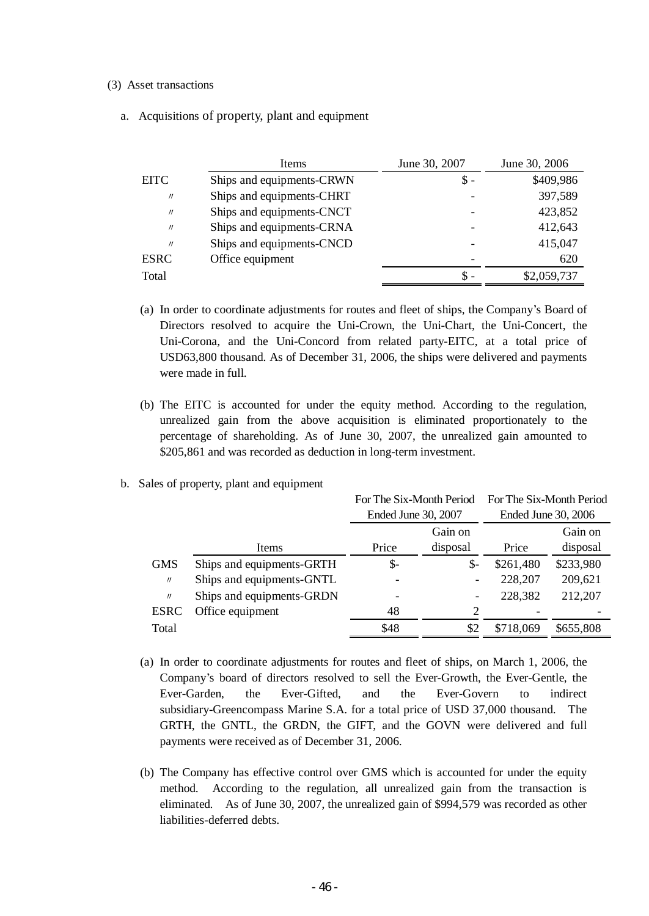(3) Asset transactions

a. Acquisitions of property, plant and equipment

| | Items | June 30, 2007 | June 30, 2006 |
|---|---|---|---|
| EITC | Ships and equipments-CRWN | $ - | $409,986 |
| 〃 | Ships and equipments-CHRT | - | 397,589 |
| 〃 | Ships and equipments-CNCT | - | 423,852 |
| 〃 | Ships and equipments-CRNA | - | 412,643 |
| 〃 | Ships and equipments-CNCD | - | 415,047 |
| ESRC | Office equipment | - | 620 |
| Total | | $ - | $2,059,737 |

(a) In order to coordinate adjustments for routes and fleet of ships, the Company's Board of Directors resolved to acquire the Uni-Crown, the Uni-Chart, the Uni-Concert, the Uni-Corona, and the Uni-Concord from related party-EITC, at a total price of USD63,800 thousand. As of December 31, 2006, the ships were delivered and payments were made in full.

(b) The EITC is accounted for under the equity method. According to the regulation, unrealized gain from the above acquisition is eliminated proportionately to the percentage of shareholding. As of June 30, 2007, the unrealized gain amounted to $205,861 and was recorded as deduction in long-term investment.

b. Sales of property, plant and equipment

| | | For The Six-Month Period Ended June 30, 2007 | | For The Six-Month Period Ended June 30, 2006 | |
|---|---|---|---|---|---|
| | Items | Price | Gain on disposal | Price | Gain on disposal |
| GMS | Ships and equipments-GRTH | $- | $- | $261,480 | $233,980 |
| 〃 | Ships and equipments-GNTL | - | - | 228,207 | 209,621 |
| 〃 | Ships and equipments-GRDN | - | - | 228,382 | 212,207 |
| ESRC | Office equipment | 48 | 2 | - | - |
| Total | | $48 | $2 | $718,069 | $655,808 |

(a) In order to coordinate adjustments for routes and fleet of ships, on March 1, 2006, the Company's board of directors resolved to sell the Ever-Growth, the Ever-Gentle, the Ever-Garden, the Ever-Gifted, and the Ever-Govern to indirect subsidiary-Greencompass Marine S.A. for a total price of USD 37,000 thousand. The GRTH, the GNTL, the GRDN, the GIFT, and the GOVN were delivered and full payments were received as of December 31, 2006.

(b) The Company has effective control over GMS which is accounted for under the equity method. According to the regulation, all unrealized gain from the transaction is eliminated. As of June 30, 2007, the unrealized gain of $994,579 was recorded as other liabilities-deferred debts.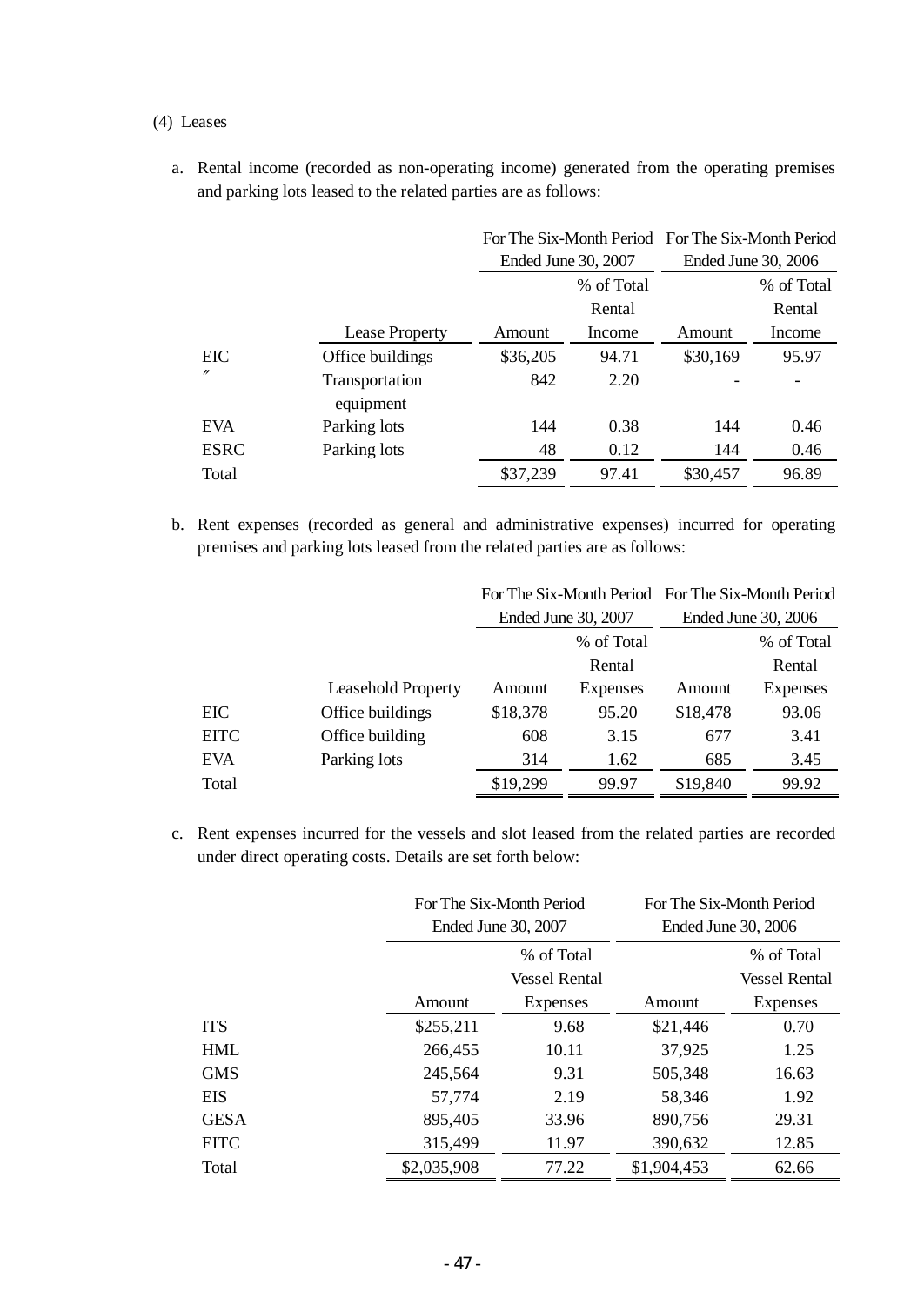(4) Leases

a. Rental income (recorded as non-operating income) generated from the operating premises and parking lots leased to the related parties are as follows:

| | Lease Property | For The Six-Month Period Ended June 30, 2007 Amount | % of Total Rental Income | For The Six-Month Period Ended June 30, 2006 Amount | % of Total Rental Income |
|---|---|---|---|---|---|
| EIC | Office buildings | $36,205 | 94.71 | $30,169 | 95.97 |
| 〃 | Transportation equipment | 842 | 2.20 | - | - |
| EVA | Parking lots | 144 | 0.38 | 144 | 0.46 |
| ESRC | Parking lots | 48 | 0.12 | 144 | 0.46 |
| Total | | $37,239 | 97.41 | $30,457 | 96.89 |

b. Rent expenses (recorded as general and administrative expenses) incurred for operating premises and parking lots leased from the related parties are as follows:

| | Leasehold Property | For The Six-Month Period Ended June 30, 2007 Amount | % of Total Rental Expenses | For The Six-Month Period Ended June 30, 2006 Amount | % of Total Rental Expenses |
|---|---|---|---|---|---|
| EIC | Office buildings | $18,378 | 95.20 | $18,478 | 93.06 |
| EITC | Office building | 608 | 3.15 | 677 | 3.41 |
| EVA | Parking lots | 314 | 1.62 | 685 | 3.45 |
| Total | | $19,299 | 99.97 | $19,840 | 99.92 |

c. Rent expenses incurred for the vessels and slot leased from the related parties are recorded under direct operating costs. Details are set forth below:

| | For The Six-Month Period Ended June 30, 2007 Amount | % of Total Vessel Rental Expenses | For The Six-Month Period Ended June 30, 2006 Amount | % of Total Vessel Rental Expenses |
|---|---|---|---|---|
| ITS | $255,211 | 9.68 | $21,446 | 0.70 |
| HML | 266,455 | 10.11 | 37,925 | 1.25 |
| GMS | 245,564 | 9.31 | 505,348 | 16.63 |
| EIS | 57,774 | 2.19 | 58,346 | 1.92 |
| GESA | 895,405 | 33.96 | 890,756 | 29.31 |
| EITC | 315,499 | 11.97 | 390,632 | 12.85 |
| Total | $2,035,908 | 77.22 | $1,904,453 | 62.66 |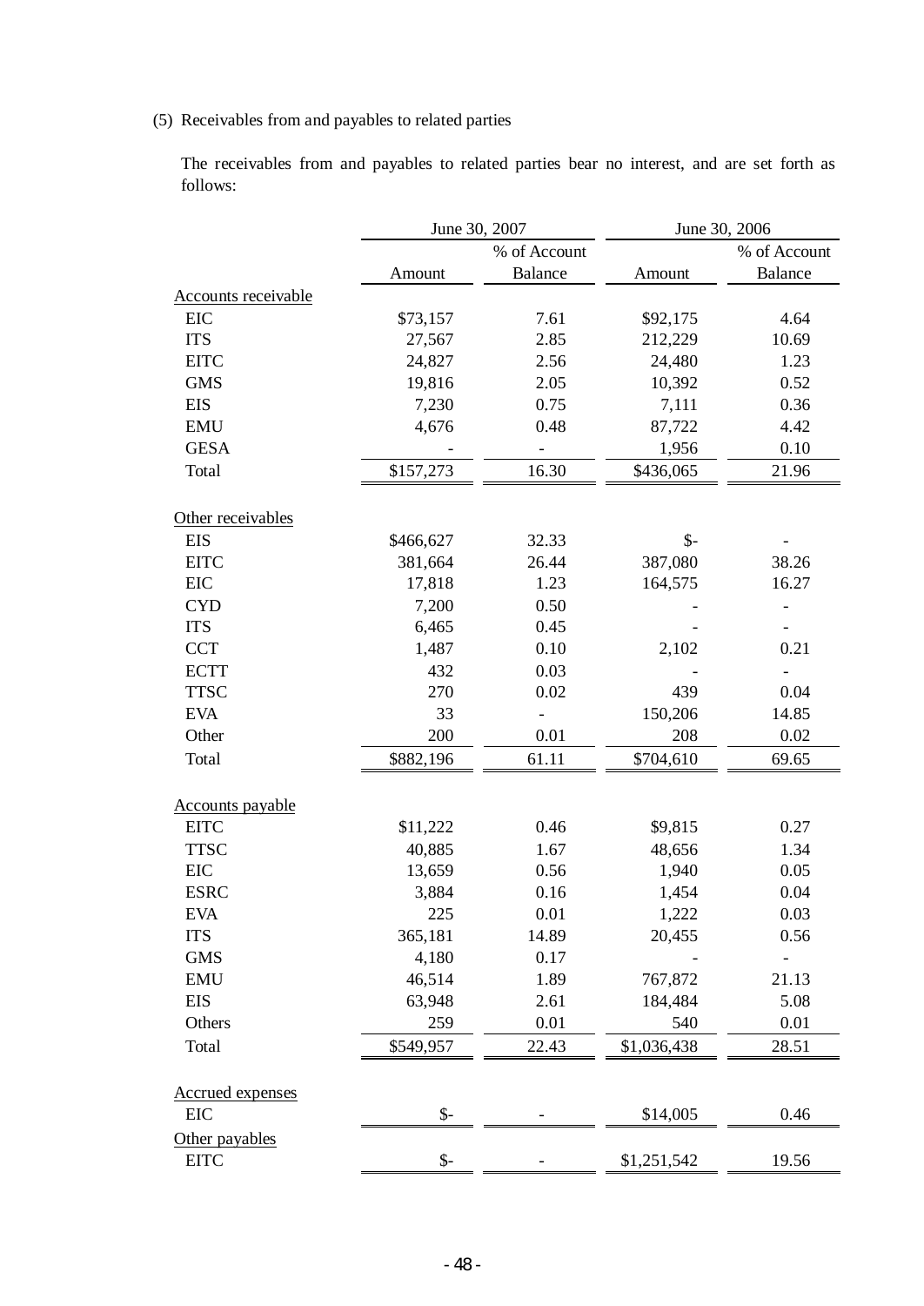(5) Receivables from and payables to related parties

The receivables from and payables to related parties bear no interest, and are set forth as follows:

| | June 30, 2007 | | June 30, 2006 | |
|---|---|---|---|---|
| | Amount | % of Account Balance | Amount | % of Account Balance |
| Accounts receivable | | | | |
| EIC | \$73,157 | 7.61 | \$92,175 | 4.64 |
| ITS | 27,567 | 2.85 | 212,229 | 10.69 |
| EITC | 24,827 | 2.56 | 24,480 | 1.23 |
| GMS | 19,816 | 2.05 | 10,392 | 0.52 |
| EIS | 7,230 | 0.75 | 7,111 | 0.36 |
| EMU | 4,676 | 0.48 | 87,722 | 4.42 |
| GESA | - | - | 1,956 | 0.10 |
| Total | \$157,273 | 16.30 | \$436,065 | 21.96 |
| Other receivables | | | | |
| EIS | \$466,627 | 32.33 | \$- | - |
| EITC | 381,664 | 26.44 | 387,080 | 38.26 |
| EIC | 17,818 | 1.23 | 164,575 | 16.27 |
| CYD | 7,200 | 0.50 | - | - |
| ITS | 6,465 | 0.45 | - | - |
| CCT | 1,487 | 0.10 | 2,102 | 0.21 |
| ECTT | 432 | 0.03 | - | - |
| TTSC | 270 | 0.02 | 439 | 0.04 |
| EVA | 33 | - | 150,206 | 14.85 |
| Other | 200 | 0.01 | 208 | 0.02 |
| Total | \$882,196 | 61.11 | \$704,610 | 69.65 |
| Accounts payable | | | | |
| EITC | \$11,222 | 0.46 | \$9,815 | 0.27 |
| TTSC | 40,885 | 1.67 | 48,656 | 1.34 |
| EIC | 13,659 | 0.56 | 1,940 | 0.05 |
| ESRC | 3,884 | 0.16 | 1,454 | 0.04 |
| EVA | 225 | 0.01 | 1,222 | 0.03 |
| ITS | 365,181 | 14.89 | 20,455 | 0.56 |
| GMS | 4,180 | 0.17 | - | - |
| EMU | 46,514 | 1.89 | 767,872 | 21.13 |
| EIS | 63,948 | 2.61 | 184,484 | 5.08 |
| Others | 259 | 0.01 | 540 | 0.01 |
| Total | \$549,957 | 22.43 | \$1,036,438 | 28.51 |
| Accrued expenses | | | | |
| EIC | \$- | - | \$14,005 | 0.46 |
| Other payables | | | | |
| EITC | \$- | - | \$1,251,542 | 19.56 |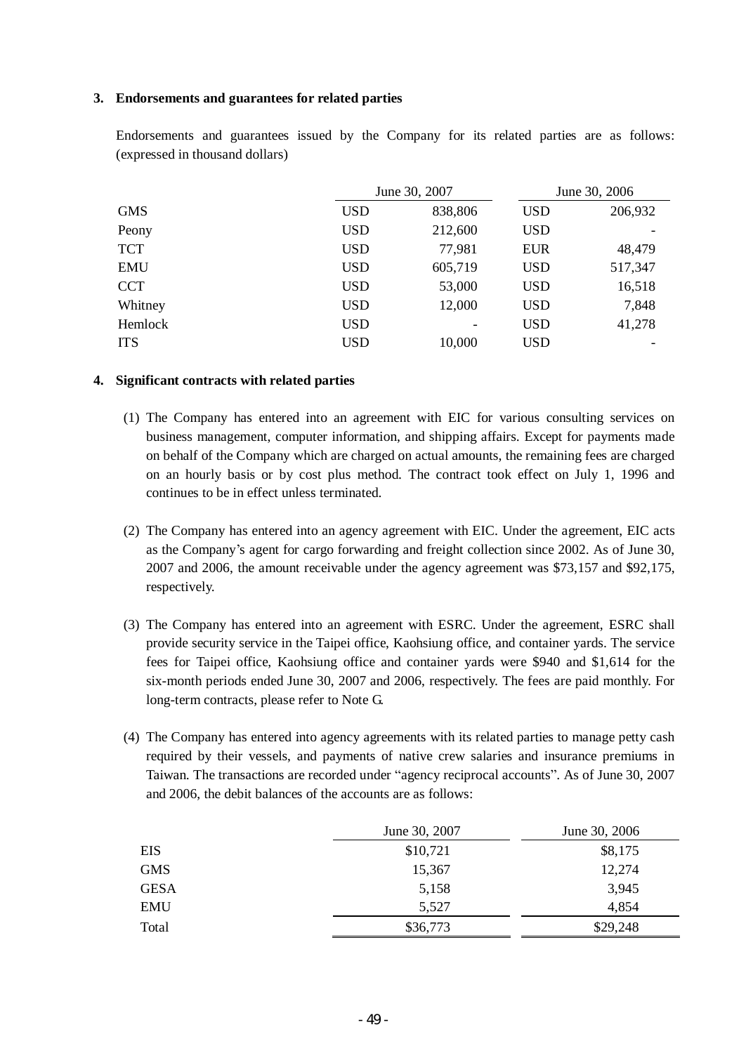### 3. Endorsements and guarantees for related parties

Endorsements and guarantees issued by the Company for its related parties are as follows: (expressed in thousand dollars)

| | June 30, 2007 | | June 30, 2006 | |
|---|---|---|---|---|
| GMS | USD | 838,806 | USD | 206,932 |
| Peony | USD | 212,600 | USD | - |
| TCT | USD | 77,981 | EUR | 48,479 |
| EMU | USD | 605,719 | USD | 517,347 |
| CCT | USD | 53,000 | USD | 16,518 |
| Whitney | USD | 12,000 | USD | 7,848 |
| Hemlock | USD | - | USD | 41,278 |
| ITS | USD | 10,000 | USD | - |

### 4. Significant contracts with related parties

(1) The Company has entered into an agreement with EIC for various consulting services on business management, computer information, and shipping affairs. Except for payments made on behalf of the Company which are charged on actual amounts, the remaining fees are charged on an hourly basis or by cost plus method. The contract took effect on July 1, 1996 and continues to be in effect unless terminated.

(2) The Company has entered into an agency agreement with EIC. Under the agreement, EIC acts as the Company's agent for cargo forwarding and freight collection since 2002. As of June 30, 2007 and 2006, the amount receivable under the agency agreement was $73,157 and $92,175, respectively.

(3) The Company has entered into an agreement with ESRC. Under the agreement, ESRC shall provide security service in the Taipei office, Kaohsiung office, and container yards. The service fees for Taipei office, Kaohsiung office and container yards were $940 and $1,614 for the six-month periods ended June 30, 2007 and 2006, respectively. The fees are paid monthly. For long-term contracts, please refer to Note G.

(4) The Company has entered into agency agreements with its related parties to manage petty cash required by their vessels, and payments of native crew salaries and insurance premiums in Taiwan. The transactions are recorded under "agency reciprocal accounts". As of June 30, 2007 and 2006, the debit balances of the accounts are as follows:

| | June 30, 2007 | June 30, 2006 |
|---|---|---|
| EIS | $10,721 | $8,175 |
| GMS | 15,367 | 12,274 |
| GESA | 5,158 | 3,945 |
| EMU | 5,527 | 4,854 |
| Total | $36,773 | $29,248 |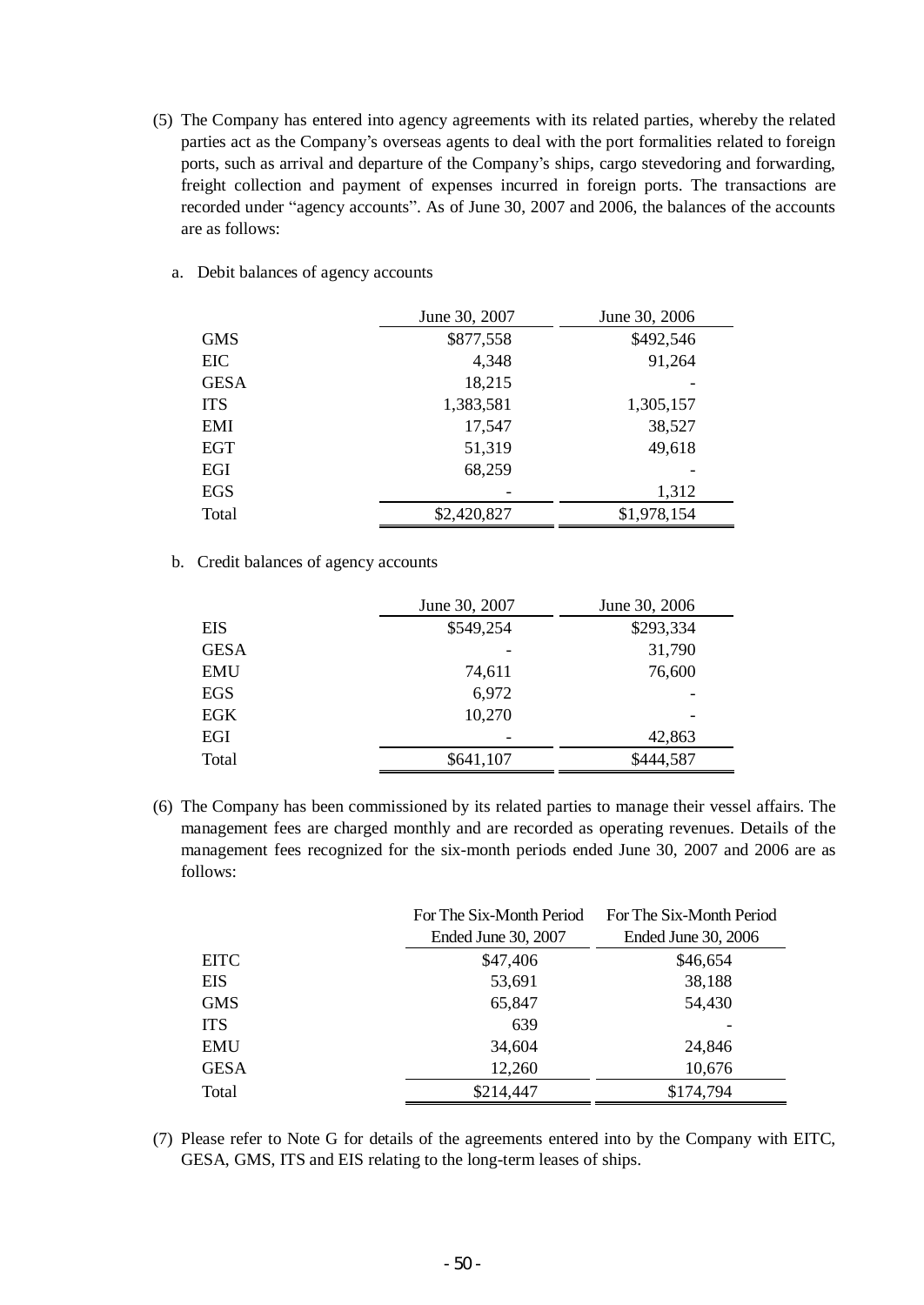(5) The Company has entered into agency agreements with its related parties, whereby the related parties act as the Company's overseas agents to deal with the port formalities related to foreign ports, such as arrival and departure of the Company's ships, cargo stevedoring and forwarding, freight collection and payment of expenses incurred in foreign ports. The transactions are recorded under "agency accounts". As of June 30, 2007 and 2006, the balances of the accounts are as follows:

a. Debit balances of agency accounts

| | June 30, 2007 | June 30, 2006 |
|---|---|---|
| GMS | $877,558 | $492,546 |
| EIC | 4,348 | 91,264 |
| GESA | 18,215 | - |
| ITS | 1,383,581 | 1,305,157 |
| EMI | 17,547 | 38,527 |
| EGT | 51,319 | 49,618 |
| EGI | 68,259 | - |
| EGS | - | 1,312 |
| Total | $2,420,827 | $1,978,154 |

b. Credit balances of agency accounts

| | June 30, 2007 | June 30, 2006 |
|---|---|---|
| EIS | $549,254 | $293,334 |
| GESA | - | 31,790 |
| EMU | 74,611 | 76,600 |
| EGS | 6,972 | - |
| EGK | 10,270 | - |
| EGI | - | 42,863 |
| Total | $641,107 | $444,587 |

(6) The Company has been commissioned by its related parties to manage their vessel affairs. The management fees are charged monthly and are recorded as operating revenues. Details of the management fees recognized for the six-month periods ended June 30, 2007 and 2006 are as follows:

| | For The Six-Month Period Ended June 30, 2007 | For The Six-Month Period Ended June 30, 2006 |
|---|---|---|
| EITC | $47,406 | $46,654 |
| EIS | 53,691 | 38,188 |
| GMS | 65,847 | 54,430 |
| ITS | 639 | - |
| EMU | 34,604 | 24,846 |
| GESA | 12,260 | 10,676 |
| Total | $214,447 | $174,794 |

(7) Please refer to Note G for details of the agreements entered into by the Company with EITC, GESA, GMS, ITS and EIS relating to the long-term leases of ships.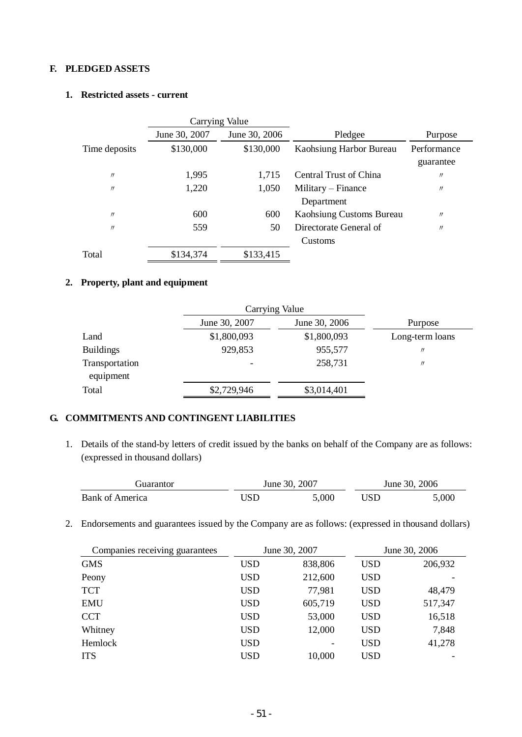## F. PLEDGED ASSETS

### 1. Restricted assets - current

| | Carrying Value | | | |
|---|---|---|---|---|
| | June 30, 2007 | June 30, 2006 | Pledgee | Purpose |
| Time deposits | $130,000 | $130,000 | Kaohsiung Harbor Bureau | Performance guarantee |
| 〃 | 1,995 | 1,715 | Central Trust of China | 〃 |
| 〃 | 1,220 | 1,050 | Military – Finance Department | 〃 |
| 〃 | 600 | 600 | Kaohsiung Customs Bureau | 〃 |
| 〃 | 559 | 50 | Directorate General of Customs | 〃 |
| Total | $134,374 | $133,415 | | |

### 2. Property, plant and equipment

| | Carrying Value | | |
|---|---|---|---|
| | June 30, 2007 | June 30, 2006 | Purpose |
| Land | $1,800,093 | $1,800,093 | Long-term loans |
| Buildings | 929,853 | 955,577 | 〃 |
| Transportation equipment | - | 258,731 | 〃 |
| Total | $2,729,946 | $3,014,401 | |

## G. COMMITMENTS AND CONTINGENT LIABILITIES

1. Details of the stand-by letters of credit issued by the banks on behalf of the Company are as follows: (expressed in thousand dollars)

| Guarantor | June 30, 2007 | | June 30, 2006 | |
|---|---|---|---|---|
| Bank of America | USD | 5,000 | USD | 5,000 |

2. Endorsements and guarantees issued by the Company are as follows: (expressed in thousand dollars)

| Companies receiving guarantees | June 30, 2007 | | June 30, 2006 | |
|---|---|---|---|---|
| GMS | USD | 838,806 | USD | 206,932 |
| Peony | USD | 212,600 | USD | - |
| TCT | USD | 77,981 | USD | 48,479 |
| EMU | USD | 605,719 | USD | 517,347 |
| CCT | USD | 53,000 | USD | 16,518 |
| Whitney | USD | 12,000 | USD | 7,848 |
| Hemlock | USD | - | USD | 41,278 |
| ITS | USD | 10,000 | USD | - |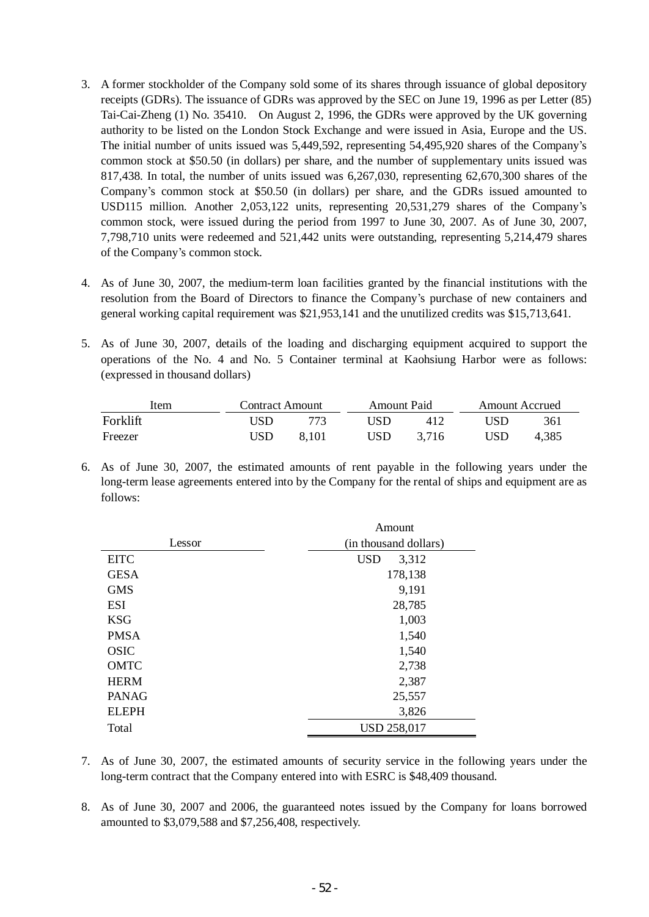3. A former stockholder of the Company sold some of its shares through issuance of global depository receipts (GDRs). The issuance of GDRs was approved by the SEC on June 19, 1996 as per Letter (85) Tai-Cai-Zheng (1) No. 35410. On August 2, 1996, the GDRs were approved by the UK governing authority to be listed on the London Stock Exchange and were issued in Asia, Europe and the US. The initial number of units issued was 5,449,592, representing 54,495,920 shares of the Company's common stock at $50.50 (in dollars) per share, and the number of supplementary units issued was 817,438. In total, the number of units issued was 6,267,030, representing 62,670,300 shares of the Company's common stock at $50.50 (in dollars) per share, and the GDRs issued amounted to USD115 million. Another 2,053,122 units, representing 20,531,279 shares of the Company's common stock, were issued during the period from 1997 to June 30, 2007. As of June 30, 2007, 7,798,710 units were redeemed and 521,442 units were outstanding, representing 5,214,479 shares of the Company's common stock.

4. As of June 30, 2007, the medium-term loan facilities granted by the financial institutions with the resolution from the Board of Directors to finance the Company's purchase of new containers and general working capital requirement was $21,953,141 and the unutilized credits was $15,713,641.

5. As of June 30, 2007, details of the loading and discharging equipment acquired to support the operations of the No. 4 and No. 5 Container terminal at Kaohsiung Harbor were as follows: (expressed in thousand dollars)

| Item | Contract Amount | Amount Paid | Amount Accrued |
|---|---|---|---|
| Forklift | USD 773 | USD 412 | USD 361 |
| Freezer | USD 8,101 | USD 3,716 | USD 4,385 |

6. As of June 30, 2007, the estimated amounts of rent payable in the following years under the long-term lease agreements entered into by the Company for the rental of ships and equipment are as follows:

| Lessor | Amount (in thousand dollars) |
|---|---|
| EITC | USD 3,312 |
| GESA | 178,138 |
| GMS | 9,191 |
| ESI | 28,785 |
| KSG | 1,003 |
| PMSA | 1,540 |
| OSIC | 1,540 |
| OMTC | 2,738 |
| HERM | 2,387 |
| PANAG | 25,557 |
| ELEPH | 3,826 |
| Total | USD 258,017 |

7. As of June 30, 2007, the estimated amounts of security service in the following years under the long-term contract that the Company entered into with ESRC is $48,409 thousand.

8. As of June 30, 2007 and 2006, the guaranteed notes issued by the Company for loans borrowed amounted to $3,079,588 and $7,256,408, respectively.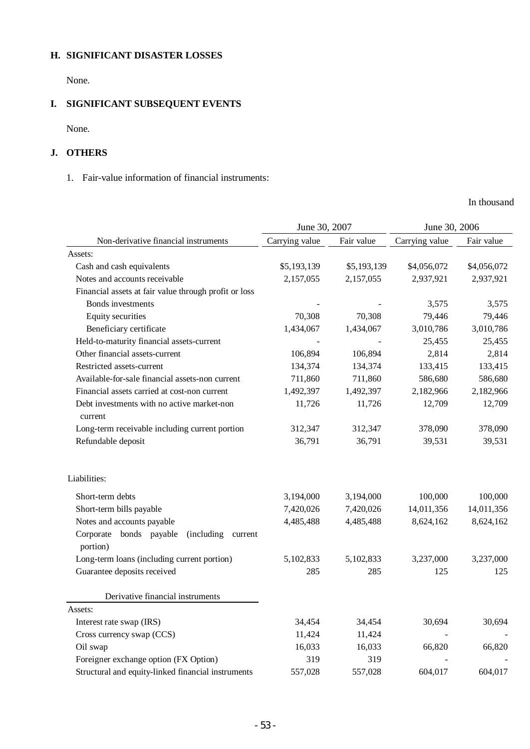## H. SIGNIFICANT DISASTER LOSSES

None.

## I. SIGNIFICANT SUBSEQUENT EVENTS

None.

## J. OTHERS

1. Fair-value information of financial instruments:

In thousand

| | June 30, 2007 | | June 30, 2006 | |
|---|---|---|---|---|
| Non-derivative financial instruments | Carrying value | Fair value | Carrying value | Fair value |
| Assets: | | | | |
| Cash and cash equivalents | $5,193,139 | $5,193,139 | $4,056,072 | $4,056,072 |
| Notes and accounts receivable | 2,157,055 | 2,157,055 | 2,937,921 | 2,937,921 |
| Financial assets at fair value through profit or loss | | | | |
| Bonds investments | - | - | 3,575 | 3,575 |
| Equity securities | 70,308 | 70,308 | 79,446 | 79,446 |
| Beneficiary certificate | 1,434,067 | 1,434,067 | 3,010,786 | 3,010,786 |
| Held-to-maturity financial assets-current | - | - | 25,455 | 25,455 |
| Other financial assets-current | 106,894 | 106,894 | 2,814 | 2,814 |
| Restricted assets-current | 134,374 | 134,374 | 133,415 | 133,415 |
| Available-for-sale financial assets-non current | 711,860 | 711,860 | 586,680 | 586,680 |
| Financial assets carried at cost-non current | 1,492,397 | 1,492,397 | 2,182,966 | 2,182,966 |
| Debt investments with no active market-non current | 11,726 | 11,726 | 12,709 | 12,709 |
| Long-term receivable including current portion | 312,347 | 312,347 | 378,090 | 378,090 |
| Refundable deposit | 36,791 | 36,791 | 39,531 | 39,531 |
| Liabilities: | | | | |
| Short-term debts | 3,194,000 | 3,194,000 | 100,000 | 100,000 |
| Short-term bills payable | 7,420,026 | 7,420,026 | 14,011,356 | 14,011,356 |
| Notes and accounts payable | 4,485,488 | 4,485,488 | 8,624,162 | 8,624,162 |
| Corporate bonds payable (including current portion) | | | | |
| Long-term loans (including current portion) | 5,102,833 | 5,102,833 | 3,237,000 | 3,237,000 |
| Guarantee deposits received | 285 | 285 | 125 | 125 |
| Derivative financial instruments | | | | |
| Assets: | | | | |
| Interest rate swap (IRS) | 34,454 | 34,454 | 30,694 | 30,694 |
| Cross currency swap (CCS) | 11,424 | 11,424 | - | - |
| Oil swap | 16,033 | 16,033 | 66,820 | 66,820 |
| Foreigner exchange option (FX Option) | 319 | 319 | - | - |
| Structural and equity-linked financial instruments | 557,028 | 557,028 | 604,017 | 604,017 |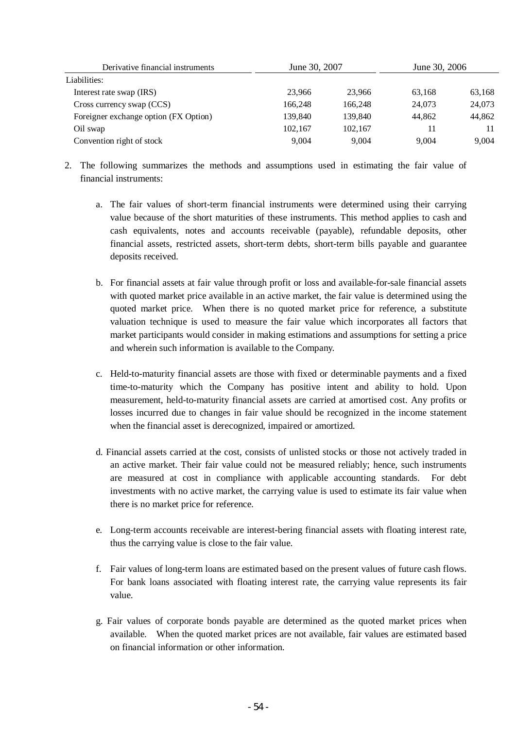| Derivative financial instruments | June 30, 2007 | | June 30, 2006 | |
|---|---|---|---|---|
| Liabilities: | | | | |
| Interest rate swap (IRS) | 23,966 | 23,966 | 63,168 | 63,168 |
| Cross currency swap (CCS) | 166,248 | 166,248 | 24,073 | 24,073 |
| Foreigner exchange option (FX Option) | 139,840 | 139,840 | 44,862 | 44,862 |
| Oil swap | 102,167 | 102,167 | 11 | 11 |
| Convention right of stock | 9,004 | 9,004 | 9,004 | 9,004 |

2. The following summarizes the methods and assumptions used in estimating the fair value of financial instruments:

   a. The fair values of short-term financial instruments were determined using their carrying value because of the short maturities of these instruments. This method applies to cash and cash equivalents, notes and accounts receivable (payable), refundable deposits, other financial assets, restricted assets, short-term debts, short-term bills payable and guarantee deposits received.

   b. For financial assets at fair value through profit or loss and available-for-sale financial assets with quoted market price available in an active market, the fair value is determined using the quoted market price. When there is no quoted market price for reference, a substitute valuation technique is used to measure the fair value which incorporates all factors that market participants would consider in making estimations and assumptions for setting a price and wherein such information is available to the Company.

   c. Held-to-maturity financial assets are those with fixed or determinable payments and a fixed time-to-maturity which the Company has positive intent and ability to hold. Upon measurement, held-to-maturity financial assets are carried at amortised cost. Any profits or losses incurred due to changes in fair value should be recognized in the income statement when the financial asset is derecognized, impaired or amortized.

   d. Financial assets carried at the cost, consists of unlisted stocks or those not actively traded in an active market. Their fair value could not be measured reliably; hence, such instruments are measured at cost in compliance with applicable accounting standards. For debt investments with no active market, the carrying value is used to estimate its fair value when there is no market price for reference.

   e. Long-term accounts receivable are interest-bering financial assets with floating interest rate, thus the carrying value is close to the fair value.

   f. Fair values of long-term loans are estimated based on the present values of future cash flows. For bank loans associated with floating interest rate, the carrying value represents its fair value.

   g. Fair values of corporate bonds payable are determined as the quoted market prices when available. When the quoted market prices are not available, fair values are estimated based on financial information or other information.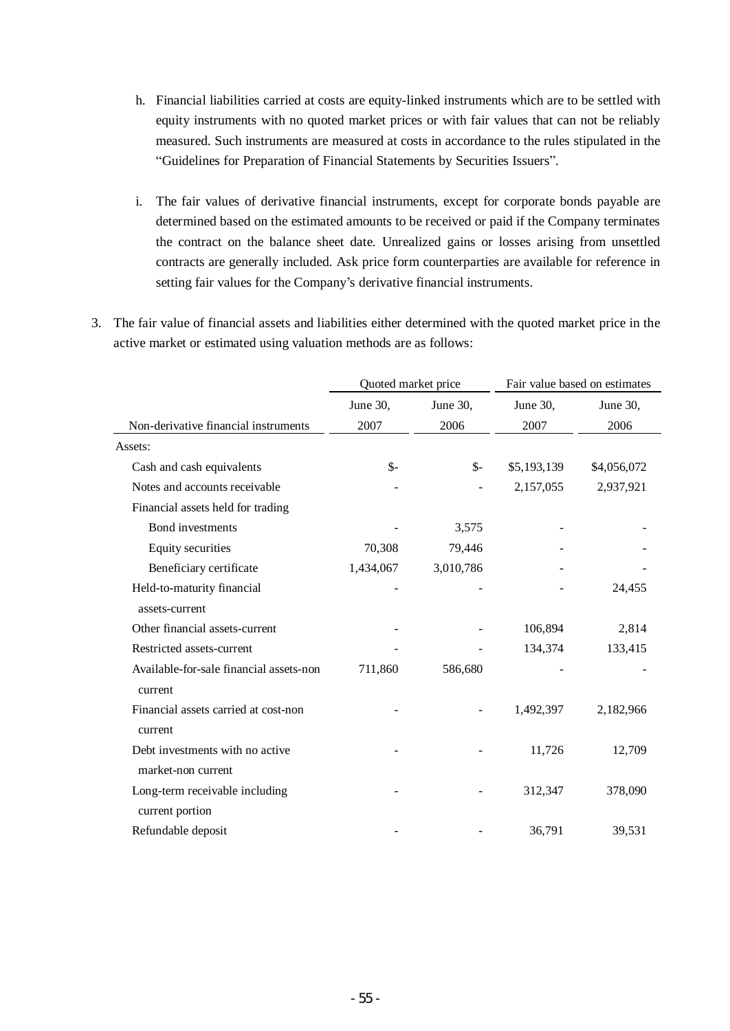h. Financial liabilities carried at costs are equity-linked instruments which are to be settled with equity instruments with no quoted market prices or with fair values that can not be reliably measured. Such instruments are measured at costs in accordance to the rules stipulated in the "Guidelines for Preparation of Financial Statements by Securities Issuers".

i. The fair values of derivative financial instruments, except for corporate bonds payable are determined based on the estimated amounts to be received or paid if the Company terminates the contract on the balance sheet date. Unrealized gains or losses arising from unsettled contracts are generally included. Ask price form counterparties are available for reference in setting fair values for the Company's derivative financial instruments.

3. The fair value of financial assets and liabilities either determined with the quoted market price in the active market or estimated using valuation methods are as follows:

| | Quoted market price | | Fair value based on estimates | |
|---|---|---|---|---|
| Non-derivative financial instruments | June 30, 2007 | June 30, 2006 | June 30, 2007 | June 30, 2006 |
| Assets: | | | | |
| Cash and cash equivalents | $- | $- | $5,193,139 | $4,056,072 |
| Notes and accounts receivable | - | - | 2,157,055 | 2,937,921 |
| Financial assets held for trading | | | | |
| Bond investments | - | 3,575 | - | - |
| Equity securities | 70,308 | 79,446 | - | - |
| Beneficiary certificate | 1,434,067 | 3,010,786 | - | - |
| Held-to-maturity financial assets-current | - | - | - | 24,455 |
| Other financial assets-current | - | - | 106,894 | 2,814 |
| Restricted assets-current | - | - | 134,374 | 133,415 |
| Available-for-sale financial assets-non current | 711,860 | 586,680 | - | - |
| Financial assets carried at cost-non current | - | - | 1,492,397 | 2,182,966 |
| Debt investments with no active market-non current | - | - | 11,726 | 12,709 |
| Long-term receivable including current portion | - | - | 312,347 | 378,090 |
| Refundable deposit | - | - | 36,791 | 39,531 |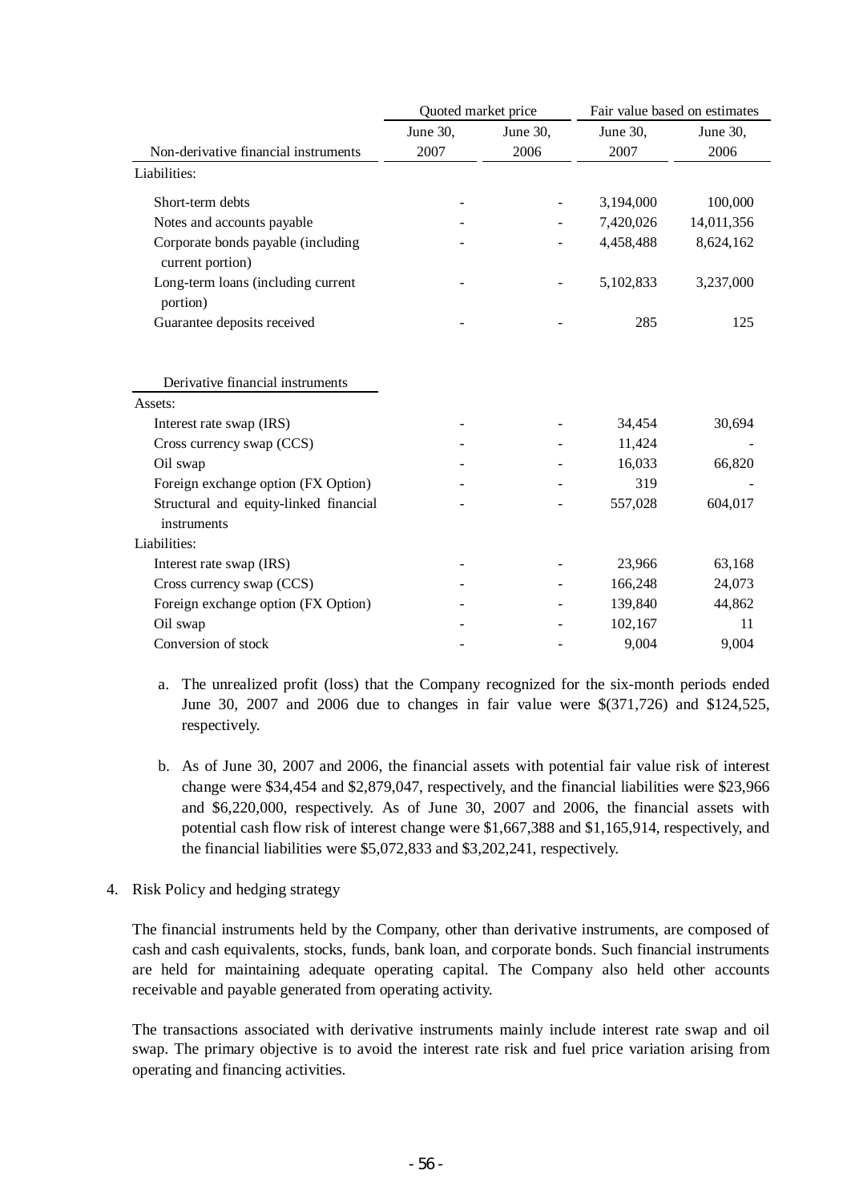| Non-derivative financial instruments | Quoted market price | | Fair value based on estimates | |
|---|---|---|---|---|
| | June 30, 2007 | June 30, 2006 | June 30, 2007 | June 30, 2006 |
| Liabilities: | | | | |
| Short-term debts | - | - | 3,194,000 | 100,000 |
| Notes and accounts payable | - | - | 7,420,026 | 14,011,356 |
| Corporate bonds payable (including current portion) | - | - | 4,458,488 | 8,624,162 |
| Long-term loans (including current portion) | - | - | 5,102,833 | 3,237,000 |
| Guarantee deposits received | - | - | 285 | 125 |
| **Derivative financial instruments** | | | | |
| Assets: | | | | |
| Interest rate swap (IRS) | - | - | 34,454 | 30,694 |
| Cross currency swap (CCS) | - | - | 11,424 | - |
| Oil swap | - | - | 16,033 | 66,820 |
| Foreign exchange option (FX Option) | - | - | 319 | - |
| Structural and equity-linked financial instruments | - | - | 557,028 | 604,017 |
| Liabilities: | | | | |
| Interest rate swap (IRS) | - | - | 23,966 | 63,168 |
| Cross currency swap (CCS) | - | - | 166,248 | 24,073 |
| Foreign exchange option (FX Option) | - | - | 139,840 | 44,862 |
| Oil swap | - | - | 102,167 | 11 |
| Conversion of stock | - | - | 9,004 | 9,004 |

a. The unrealized profit (loss) that the Company recognized for the six-month periods ended June 30, 2007 and 2006 due to changes in fair value were $(371,726) and $124,525, respectively.

b. As of June 30, 2007 and 2006, the financial assets with potential fair value risk of interest change were $34,454 and $2,879,047, respectively, and the financial liabilities were $23,966 and $6,220,000, respectively. As of June 30, 2007 and 2006, the financial assets with potential cash flow risk of interest change were $1,667,388 and $1,165,914, respectively, and the financial liabilities were $5,072,833 and $3,202,241, respectively.

4. Risk Policy and hedging strategy

The financial instruments held by the Company, other than derivative instruments, are composed of cash and cash equivalents, stocks, funds, bank loan, and corporate bonds. Such financial instruments are held for maintaining adequate operating capital. The Company also held other accounts receivable and payable generated from operating activity.

The transactions associated with derivative instruments mainly include interest rate swap and oil swap. The primary objective is to avoid the interest rate risk and fuel price variation arising from operating and financing activities.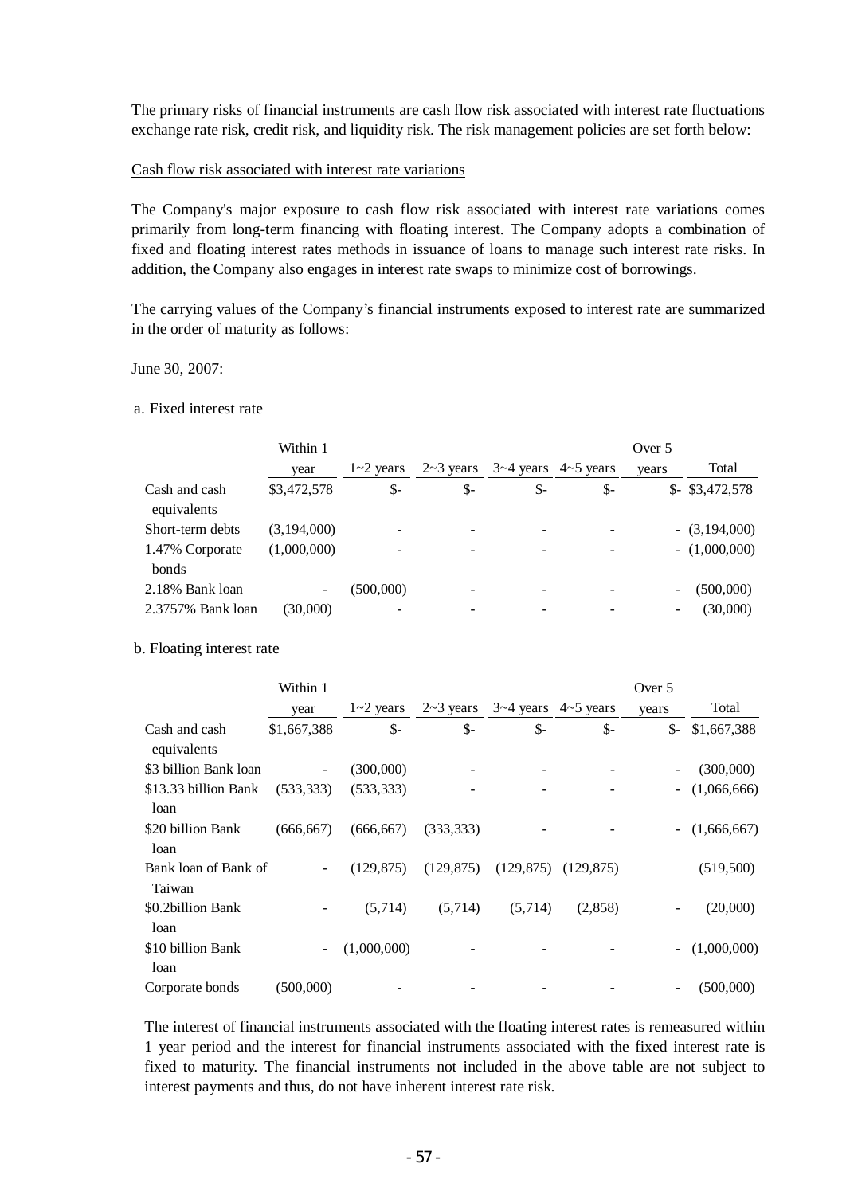The primary risks of financial instruments are cash flow risk associated with interest rate fluctuations exchange rate risk, credit risk, and liquidity risk. The risk management policies are set forth below:

Cash flow risk associated with interest rate variations

The Company's major exposure to cash flow risk associated with interest rate variations comes primarily from long-term financing with floating interest. The Company adopts a combination of fixed and floating interest rates methods in issuance of loans to manage such interest rate risks. In addition, the Company also engages in interest rate swaps to minimize cost of borrowings.

The carrying values of the Company's financial instruments exposed to interest rate are summarized in the order of maturity as follows:

June 30, 2007:

a. Fixed interest rate

| | Within 1 year | 1~2 years | 2~3 years | 3~4 years | 4~5 years | Over 5 years | Total |
|---|---|---|---|---|---|---|---|
| Cash and cash equivalents | $3,472,578 | $- | $- | $- | $- | $- | $3,472,578 |
| Short-term debts | (3,194,000) | - | - | - | - | - | (3,194,000) |
| 1.47% Corporate bonds | (1,000,000) | - | - | - | - | - | (1,000,000) |
| 2.18% Bank loan | - | (500,000) | - | - | - | - | (500,000) |
| 2.3757% Bank loan | (30,000) | - | - | - | - | - | (30,000) |

b. Floating interest rate

| | Within 1 year | 1~2 years | 2~3 years | 3~4 years | 4~5 years | Over 5 years | Total |
|---|---|---|---|---|---|---|---|
| Cash and cash equivalents | $1,667,388 | $- | $- | $- | $- | $- | $1,667,388 |
| $3 billion Bank loan | - | (300,000) | - | - | - | - | (300,000) |
| $13.33 billion Bank loan | (533,333) | (533,333) | - | - | - | - | (1,066,666) |
| $20 billion Bank loan | (666,667) | (666,667) | (333,333) | - | - | - | (1,666,667) |
| Bank loan of Bank of Taiwan | - | (129,875) | (129,875) | (129,875) | (129,875) | | (519,500) |
| $0.2billion Bank loan | - | (5,714) | (5,714) | (5,714) | (2,858) | - | (20,000) |
| $10 billion Bank loan | - | (1,000,000) | - | - | - | - | (1,000,000) |
| Corporate bonds | (500,000) | - | - | - | - | - | (500,000) |

The interest of financial instruments associated with the floating interest rates is remeasured within 1 year period and the interest for financial instruments associated with the fixed interest rate is fixed to maturity. The financial instruments not included in the above table are not subject to interest payments and thus, do not have inherent interest rate risk.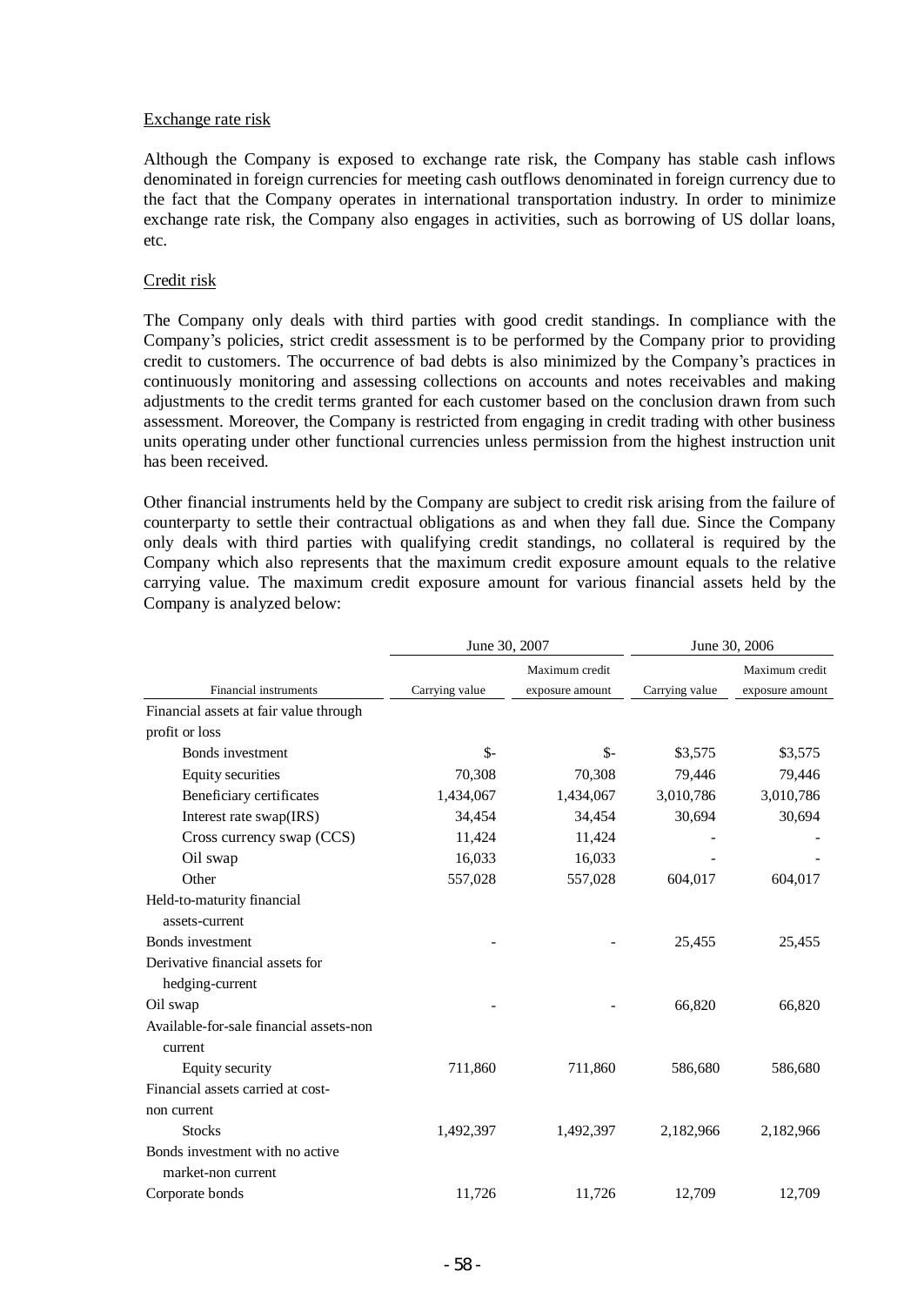Exchange rate risk

Although the Company is exposed to exchange rate risk, the Company has stable cash inflows denominated in foreign currencies for meeting cash outflows denominated in foreign currency due to the fact that the Company operates in international transportation industry. In order to minimize exchange rate risk, the Company also engages in activities, such as borrowing of US dollar loans, etc.

Credit risk

The Company only deals with third parties with good credit standings. In compliance with the Company's policies, strict credit assessment is to be performed by the Company prior to providing credit to customers. The occurrence of bad debts is also minimized by the Company's practices in continuously monitoring and assessing collections on accounts and notes receivables and making adjustments to the credit terms granted for each customer based on the conclusion drawn from such assessment. Moreover, the Company is restricted from engaging in credit trading with other business units operating under other functional currencies unless permission from the highest instruction unit has been received.

Other financial instruments held by the Company are subject to credit risk arising from the failure of counterparty to settle their contractual obligations as and when they fall due. Since the Company only deals with third parties with qualifying credit standings, no collateral is required by the Company which also represents that the maximum credit exposure amount equals to the relative carrying value. The maximum credit exposure amount for various financial assets held by the Company is analyzed below:

| | June 30, 2007 | | June 30, 2006 | |
|---|---|---|---|---|
| Financial instruments | Carrying value | Maximum credit exposure amount | Carrying value | Maximum credit exposure amount |
| Financial assets at fair value through profit or loss | | | | |
| Bonds investment | $- | $- | $3,575 | $3,575 |
| Equity securities | 70,308 | 70,308 | 79,446 | 79,446 |
| Beneficiary certificates | 1,434,067 | 1,434,067 | 3,010,786 | 3,010,786 |
| Interest rate swap(IRS) | 34,454 | 34,454 | 30,694 | 30,694 |
| Cross currency swap (CCS) | 11,424 | 11,424 | - | - |
| Oil swap | 16,033 | 16,033 | - | - |
| Other | 557,028 | 557,028 | 604,017 | 604,017 |
| Held-to-maturity financial assets-current | | | | |
| Bonds investment | - | - | 25,455 | 25,455 |
| Derivative financial assets for hedging-current | | | | |
| Oil swap | - | - | 66,820 | 66,820 |
| Available-for-sale financial assets-non current | | | | |
| Equity security | 711,860 | 711,860 | 586,680 | 586,680 |
| Financial assets carried at cost-non current | | | | |
| Stocks | 1,492,397 | 1,492,397 | 2,182,966 | 2,182,966 |
| Bonds investment with no active market-non current | | | | |
| Corporate bonds | 11,726 | 11,726 | 12,709 | 12,709 |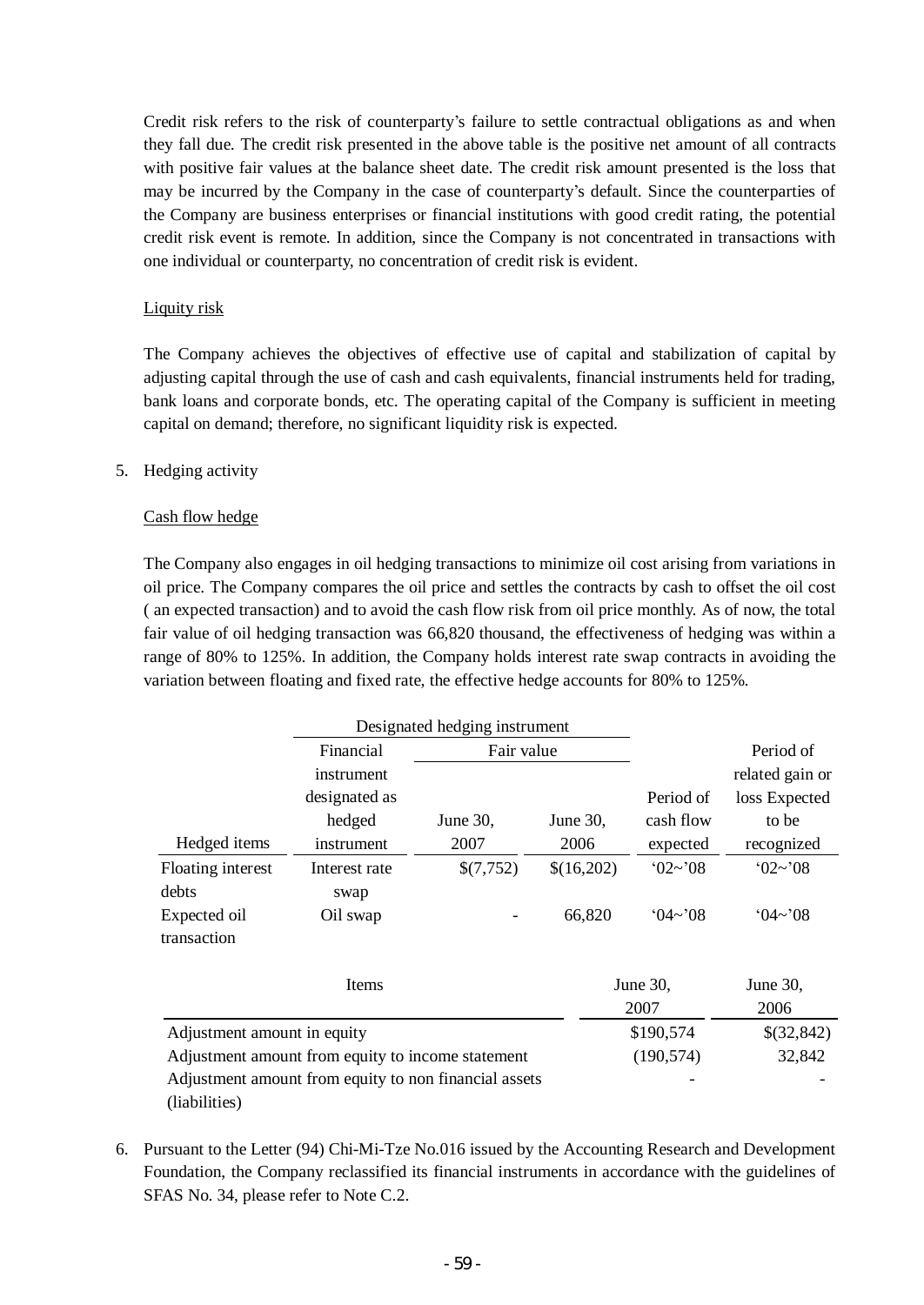Credit risk refers to the risk of counterparty's failure to settle contractual obligations as and when they fall due. The credit risk presented in the above table is the positive net amount of all contracts with positive fair values at the balance sheet date. The credit risk amount presented is the loss that may be incurred by the Company in the case of counterparty's default. Since the counterparties of the Company are business enterprises or financial institutions with good credit rating, the potential credit risk event is remote. In addition, since the Company is not concentrated in transactions with one individual or counterparty, no concentration of credit risk is evident.

Liquity risk

The Company achieves the objectives of effective use of capital and stabilization of capital by adjusting capital through the use of cash and cash equivalents, financial instruments held for trading, bank loans and corporate bonds, etc. The operating capital of the Company is sufficient in meeting capital on demand; therefore, no significant liquidity risk is expected.

5. Hedging activity

Cash flow hedge

The Company also engages in oil hedging transactions to minimize oil cost arising from variations in oil price. The Company compares the oil price and settles the contracts by cash to offset the oil cost ( an expected transaction) and to avoid the cash flow risk from oil price monthly. As of now, the total fair value of oil hedging transaction was 66,820 thousand, the effectiveness of hedging was within a range of 80% to 125%. In addition, the Company holds interest rate swap contracts in avoiding the variation between floating and fixed rate, the effective hedge accounts for 80% to 125%.

| | Designated hedging instrument | | | | |
|---|---|---|---|---|---|
| | Financial instrument designated as hedged | Fair value | | | |
| Hedged items | instrument | June 30, 2007 | June 30, 2006 | Period of cash flow expected | Period of related gain or loss Expected to be recognized |
| Floating interest debts | Interest rate swap | $(7,752) | $(16,202) | '02~'08 | '02~'08 |
| Expected oil transaction | Oil swap | - | 66,820 | '04~'08 | '04~'08 |

| Items | June 30, 2007 | June 30, 2006 |
|---|---|---|
| Adjustment amount in equity | $190,574 | $(32,842) |
| Adjustment amount from equity to income statement | (190,574) | 32,842 |
| Adjustment amount from equity to non financial assets (liabilities) | - | - |

6. Pursuant to the Letter (94) Chi-Mi-Tze No.016 issued by the Accounting Research and Development Foundation, the Company reclassified its financial instruments in accordance with the guidelines of SFAS No. 34, please refer to Note C.2.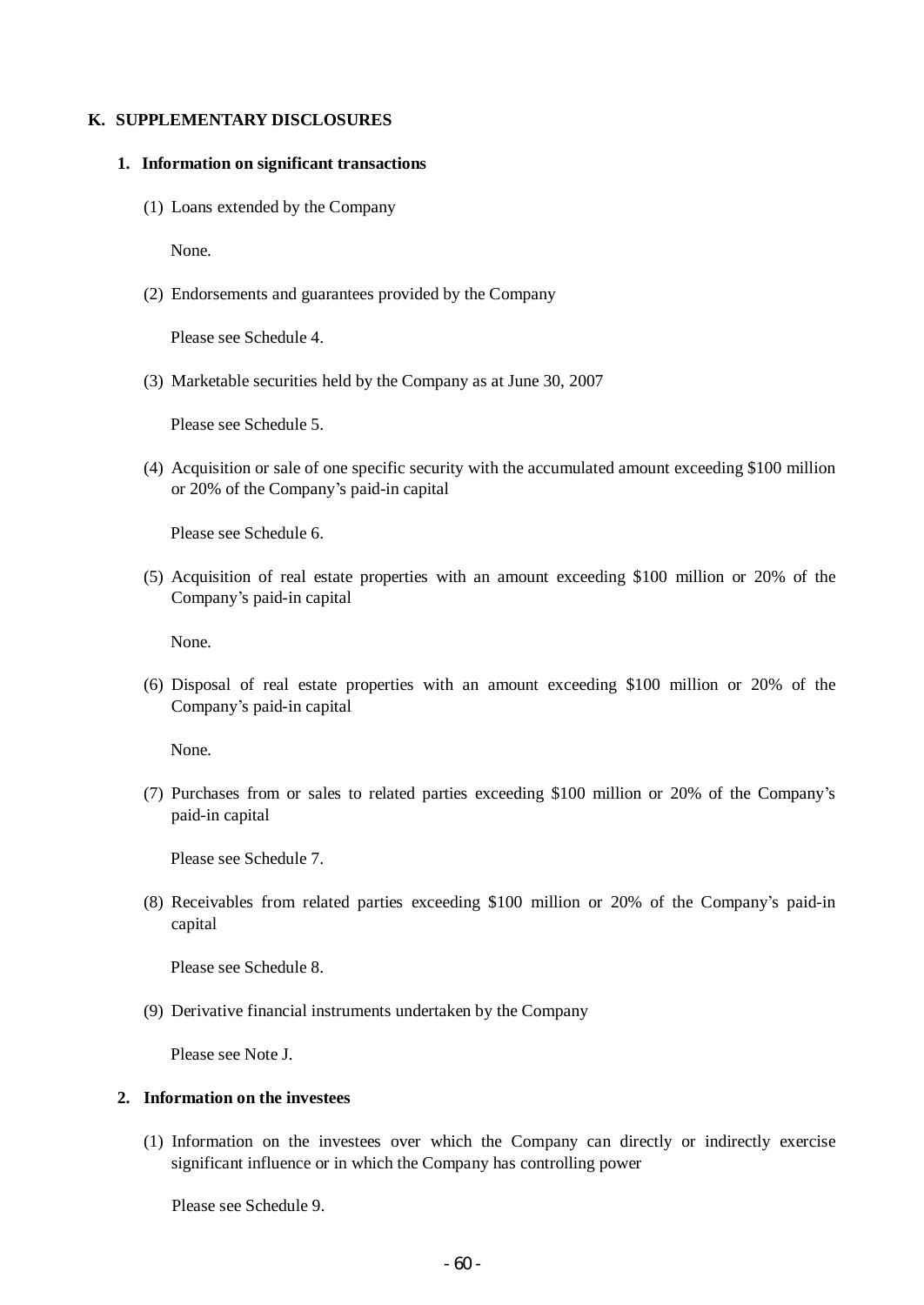## K. SUPPLEMENTARY DISCLOSURES

### 1. Information on significant transactions

(1) Loans extended by the Company

None.

(2) Endorsements and guarantees provided by the Company

Please see Schedule 4.

(3) Marketable securities held by the Company as at June 30, 2007

Please see Schedule 5.

(4) Acquisition or sale of one specific security with the accumulated amount exceeding $100 million or 20% of the Company's paid-in capital

Please see Schedule 6.

(5) Acquisition of real estate properties with an amount exceeding $100 million or 20% of the Company's paid-in capital

None.

(6) Disposal of real estate properties with an amount exceeding $100 million or 20% of the Company's paid-in capital

None.

(7) Purchases from or sales to related parties exceeding $100 million or 20% of the Company's paid-in capital

Please see Schedule 7.

(8) Receivables from related parties exceeding $100 million or 20% of the Company's paid-in capital

Please see Schedule 8.

(9) Derivative financial instruments undertaken by the Company

Please see Note J.

### 2. Information on the investees

(1) Information on the investees over which the Company can directly or indirectly exercise significant influence or in which the Company has controlling power

Please see Schedule 9.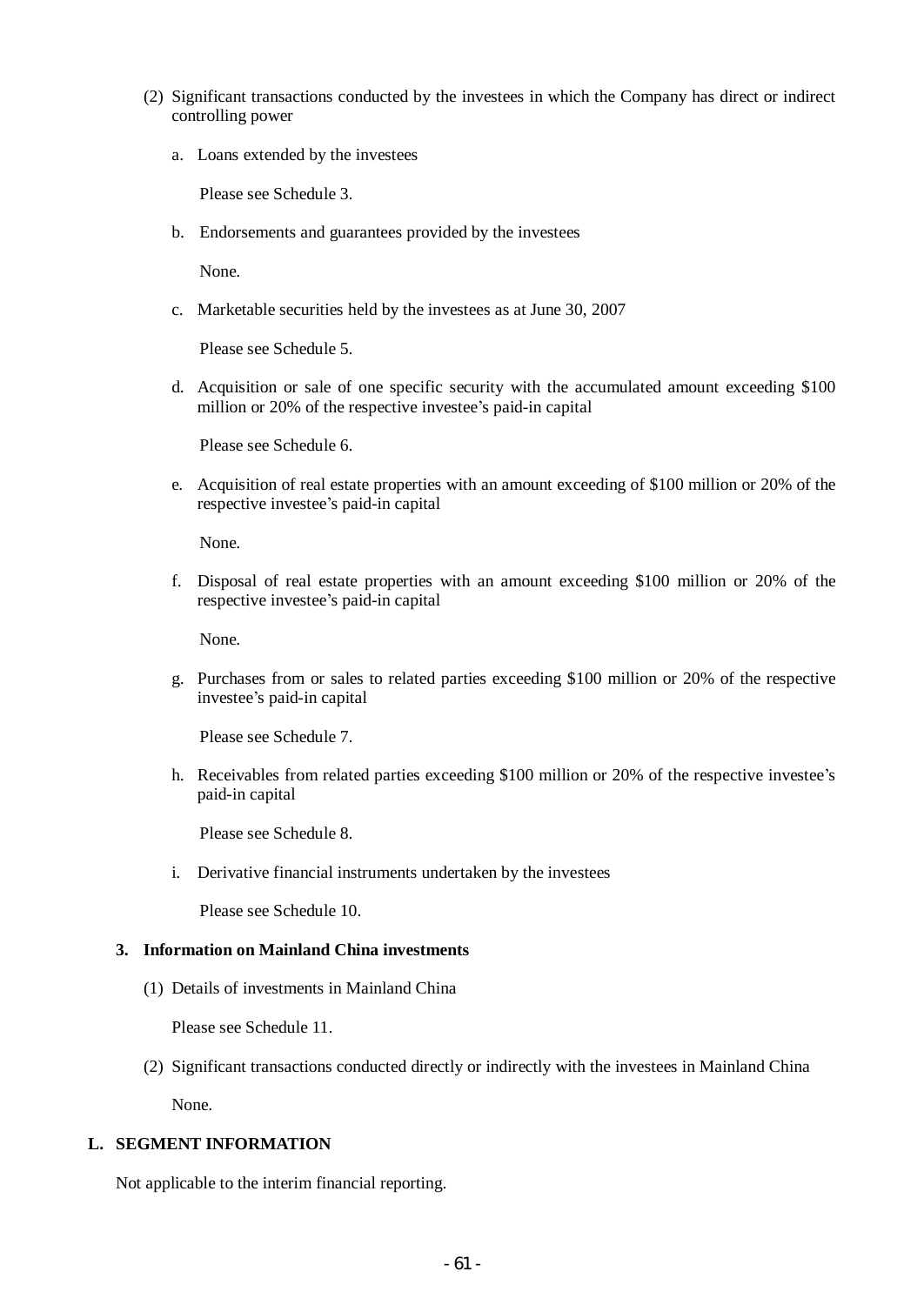(2) Significant transactions conducted by the investees in which the Company has direct or indirect controlling power

a. Loans extended by the investees

Please see Schedule 3.

b. Endorsements and guarantees provided by the investees

None.

c. Marketable securities held by the investees as at June 30, 2007

Please see Schedule 5.

d. Acquisition or sale of one specific security with the accumulated amount exceeding $100 million or 20% of the respective investee's paid-in capital

Please see Schedule 6.

e. Acquisition of real estate properties with an amount exceeding of $100 million or 20% of the respective investee's paid-in capital

None.

f. Disposal of real estate properties with an amount exceeding $100 million or 20% of the respective investee's paid-in capital

None.

g. Purchases from or sales to related parties exceeding $100 million or 20% of the respective investee's paid-in capital

Please see Schedule 7.

h. Receivables from related parties exceeding $100 million or 20% of the respective investee's paid-in capital

Please see Schedule 8.

i. Derivative financial instruments undertaken by the investees

Please see Schedule 10.

**3. Information on Mainland China investments**

(1) Details of investments in Mainland China

Please see Schedule 11.

(2) Significant transactions conducted directly or indirectly with the investees in Mainland China

None.

## L. SEGMENT INFORMATION

Not applicable to the interim financial reporting.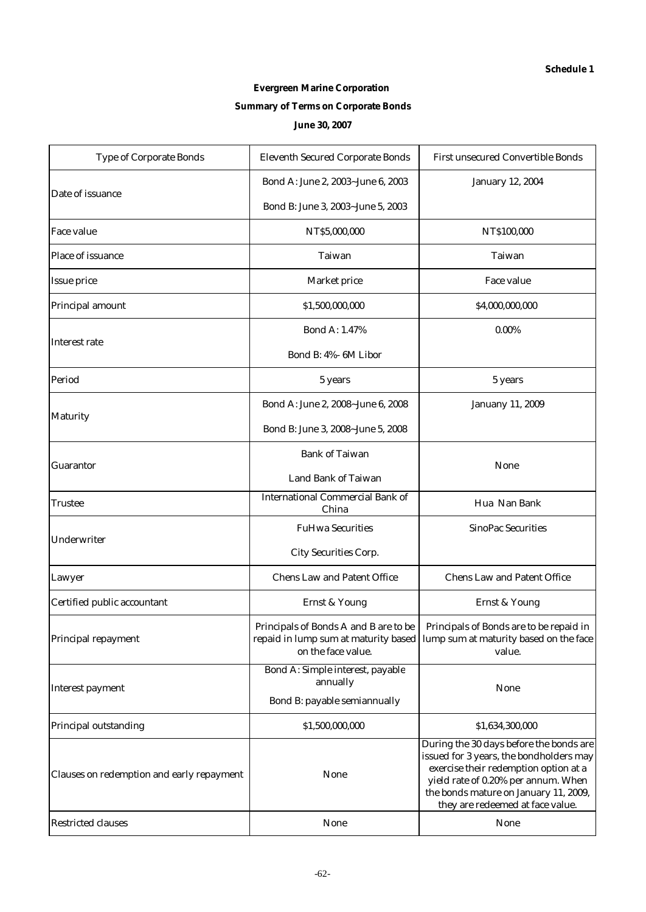Schedule 1

**Evergreen Marine Corporation**

**Summary of Terms on Corporate Bonds**

**June 30, 2007**

| Type of Corporate Bonds | Eleventh Secured Corporate Bonds | First unsecured Convertible Bonds |
|---|---|---|
| Date of issuance | Bond A: June 2, 2003~June 6, 2003<br>Bond B: June 3, 2003~June 5, 2003 | January 12, 2004 |
| Face value | NT$5,000,000 | NT$100,000 |
| Place of issuance | Taiwan | Taiwan |
| Issue price | Market price | Face value |
| Principal amount | $1,500,000,000 | $4,000,000,000 |
| Interest rate | Bond A: 1.47%<br>Bond B: 4%- 6M Libor | 0.00% |
| Period | 5 years | 5 years |
| Maturity | Bond A: June 2, 2008~June 6, 2008<br>Bond B: June 3, 2008~June 5, 2008 | Janunany 11, 2009 |
| Guarantor | Bank of Taiwan<br>Land Bank of Taiwan | None |
| Trustee | International Commercial Bank of China | Hua Nan Bank |
| Underwriter | FuHwa Securities<br>City Securities Corp. | SinoPac Securities |
| Lawyer | Chens Law and Patent Office | Chens Law and Patent Office |
| Certified public accountant | Ernst & Young | Ernst & Young |
| Principal repayment | Principals of Bonds A and B are to be repaid in lump sum at maturity based on the face value. | Principals of Bonds are to be repaid in lump sum at maturity based on the face value. |
| Interest payment | Bond A: Simple interest, payable annually<br>Bond B: payable semiannually | None |
| Principal outstanding | $1,500,000,000 | $1,634,300,000 |
| Clauses on redemption and early repayment | None | During the 30 days before the bonds are issued for 3 years, the bondholders may exercise their redemption option at a yield rate of 0.20% per annum. When the bonds mature on January 11, 2009, they are redeemed at face value. |
| Restricted clauses | None | None |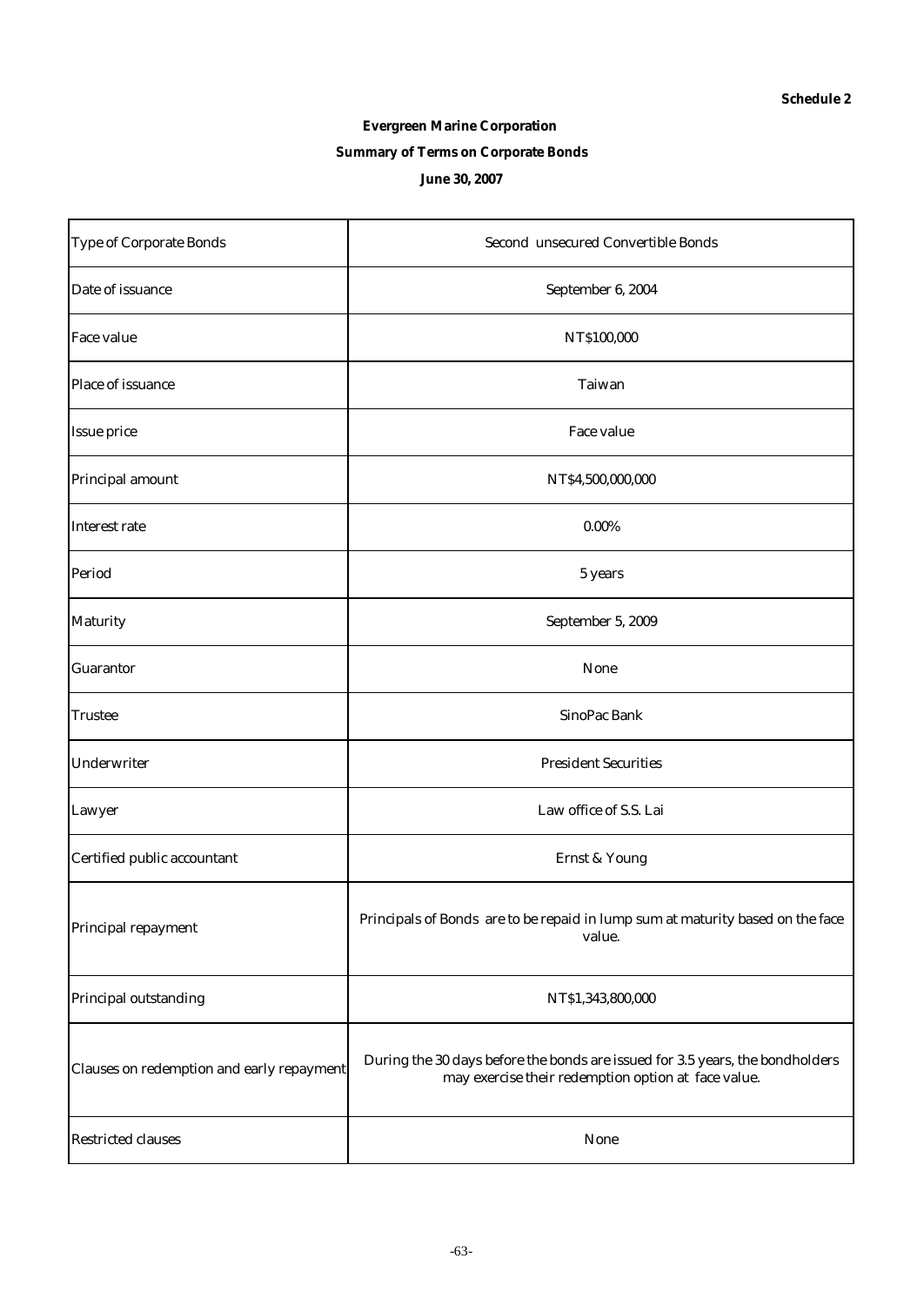Schedule 2

**Evergreen Marine Corporation**

**Summary of Terms on Corporate Bonds**

**June 30, 2007**

| Type of Corporate Bonds | Second unsecured Convertible Bonds |
|---|---|
| Date of issuance | September 6, 2004 |
| Face value | NT$100,000 |
| Place of issuance | Taiwan |
| Issue price | Face value |
| Principal amount | NT$4,500,000,000 |
| Interest rate | 0.00% |
| Period | 5 years |
| Maturity | September 5, 2009 |
| Guarantor | None |
| Trustee | SinoPac Bank |
| Underwriter | President Securities |
| Lawyer | Law office of S.S. Lai |
| Certified public accountant | Ernst & Young |
| Principal repayment | Principals of Bonds are to be repaid in lump sum at maturity based on the face value. |
| Principal outstanding | NT$1,343,800,000 |
| Clauses on redemption and early repayment | During the 30 days before the bonds are issued for 3.5 years, the bondholders may exercise their redemption option at face value. |
| Restricted clauses | None |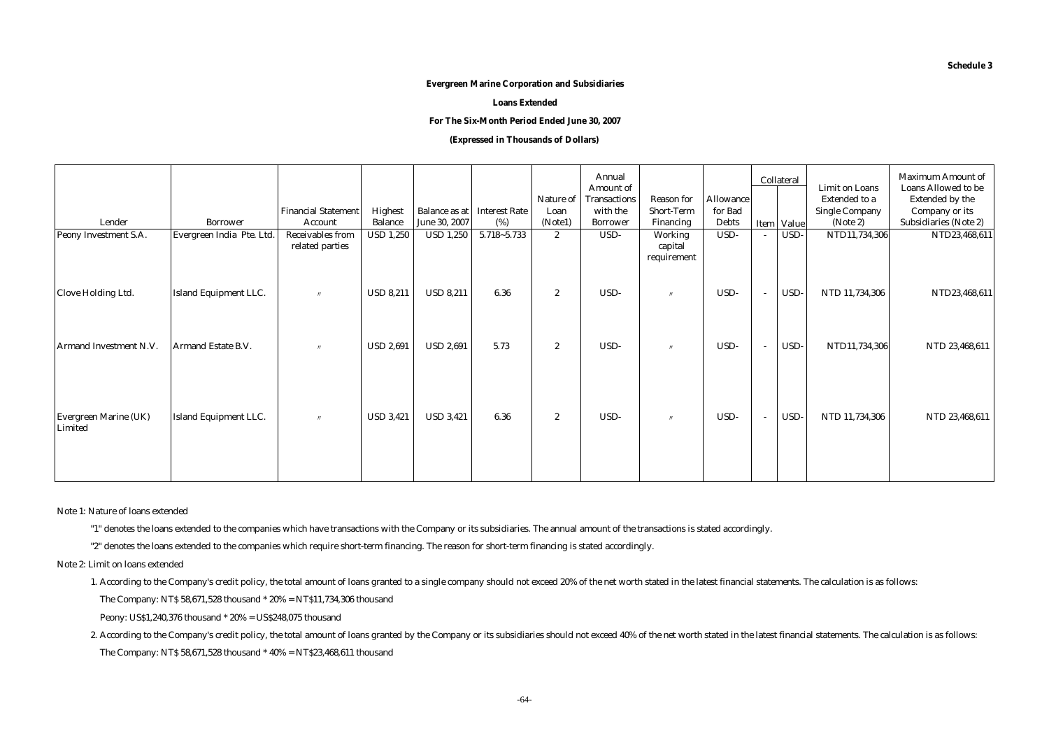Schedule 3

**Evergreen Marine Corporation and Subsidiaries**

**Loans Extended**

**For The Six-Month Period Ended June 30, 2007**

**(Expressed in Thousands of Dollars)**

| Lender | Borrower | Financial Statement Account | Highest Balance | Balance as at June 30, 2007 | Interest Rate (%) | Nature of Loan (Note1) | Annual Amount of Transactions with the Borrower | Reason for Short-Term Financing | Allowance for Bad Debts | Collateral | | Limit on Loans Extended to a Single Company (Note 2) | Maximum Amount of Loans Allowed to be Extended by the Company or its Subsidiaries (Note 2) |
|---|---|---|---|---|---|---|---|---|---|---|---|---|---|
| | | | | | | | | | | Item | Value | | |
| Peony Investment S.A. | Evergreen India Pte. Ltd. | Receivables from related parties | USD 1,250 | USD 1,250 | 5.718~5.733 | 2 | USD- | Working capital requirement | USD- | - | USD- | NTD11,734,306 | NTD23,468,611 |
| Clove Holding Ltd. | Island Equipment LLC. | 〃 | USD 8,211 | USD 8,211 | 6.36 | 2 | USD- | 〃 | USD- | - | USD- | NTD 11,734,306 | NTD23,468,611 |
| Armand Investment N.V. | Armand Estate B.V. | 〃 | USD 2,691 | USD 2,691 | 5.73 | 2 | USD- | 〃 | USD- | - | USD- | NTD11,734,306 | NTD 23,468,611 |
| Evergreen Marine (UK) Limited | Island Equipment LLC. | 〃 | USD 3,421 | USD 3,421 | 6.36 | 2 | USD- | 〃 | USD- | - | USD- | NTD 11,734,306 | NTD 23,468,611 |

Note 1: Nature of loans extended

"1" denotes the loans extended to the companies which have transactions with the Company or its subsidiaries. The annual amount of the transactions is stated accordingly.

"2" denotes the loans extended to the companies which require short-term financing. The reason for short-term financing is stated accordingly.

Note 2: Limit on loans extended

1. According to the Company's credit policy, the total amount of loans granted to a single company should not exceed 20% of the net worth stated in the latest financial statements. The calculation is as follows:

   The Company: NT$ 58,671,528 thousand * 20% = NT$11,734,306 thousand

   Peony: US$1,240,376 thousand * 20% = US$248,075 thousand

2. According to the Company's credit policy, the total amount of loans granted by the Company or its subsidiaries should not exceed 40% of the net worth stated in the latest financial statements. The calculation is as follows:

   The Company: NT$ 58,671,528 thousand * 40% = NT$23,468,611 thousand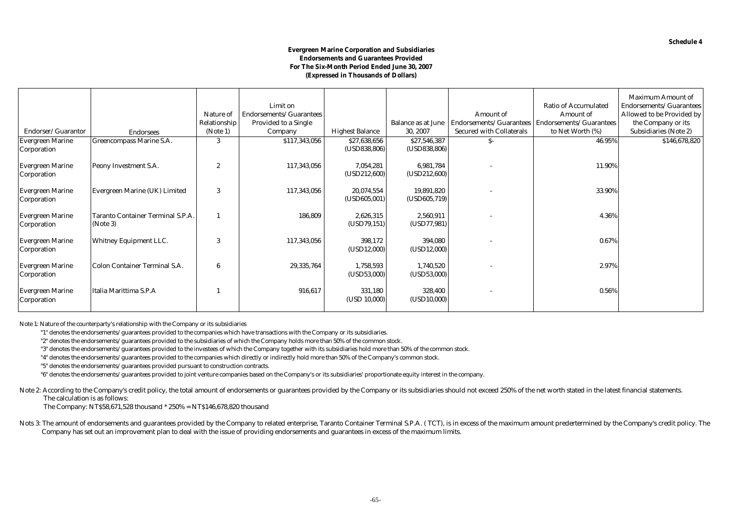**Schedule 4**

**Evergreen Marine Corporation and Subsidiaries**
**Endorsements and Guarantees Provided**
**For The Six-Month Period Ended June 30, 2007**
**(Expressed in Thousands of Dollars)**

| Endorser/Guarantor | Endorsees | Nature of Relationship (Note 1) | Limit on Endorsements/Guarantees Provided to a Single Company | Highest Balance | Balance as at June 30, 2007 | Amount of Endorsements/Guarantees Secured with Collaterals | Ratio of Accumulated Amount of Endorsements/Guarantees to Net Worth (%) | Maximum Amount of Endorsements/Guarantees Allowed to be Provided by the Company or its Subsidiaries (Note 2) |
|---|---|---|---|---|---|---|---|---|
| Evergreen Marine Corporation | Greencompass Marine S.A. | 3 | $117,343,056 | $27,638,656 (USD838,806) | $27,546,387 (USD838,806) | $- | 46.95% | $146,678,820 |
| Evergreen Marine Corporation | Peony Investment S.A. | 2 | 117,343,056 | 7,054,281 (USD212,600) | 6,981,784 (USD212,600) | - | 11.90% | |
| Evergreen Marine Corporation | Evergreen Marine (UK) Limited | 3 | 117,343,056 | 20,074,554 (USD605,001) | 19,891,820 (USD605,719) | - | 33.90% | |
| Evergreen Marine Corporation | Taranto Container Terminal S.P.A. (Note 3) | 1 | 186,809 | 2,626,315 (USD79,151) | 2,560,911 (USD77,981) | - | 4.36% | |
| Evergreen Marine Corporation | Whitney Equipment LLC. | 3 | 117,343,056 | 398,172 (USD12,000) | 394,080 (USD12,000) | - | 0.67% | |
| Evergreen Marine Corporation | Colon Container Terminal S.A. | 6 | 29,335,764 | 1,758,593 (USD53,000) | 1,740,520 (USD53,000) | - | 2.97% | |
| Evergreen Marine Corporation | Italia Marittima S.P.A | 1 | 916,617 | 331,180 (USD 10,000) | 328,400 (USD10,000) | - | 0.56% | |

Note 1: Nature of the counterparty's relationship with the Company or its subsidiaries

"1" denotes the endorsements/guarantees provided to the companies which have transactions with the Company or its subsidiaries.

"2" denotes the endorsements/guarantees provided to the subsidiaries of which the Company holds more than 50% of the common stock.

"3" denotes the endorsements/guarantees provided to the investees of which the Company together with its subsidiaries hold more than 50% of the common stock.

"4" denotes the endorsements/guarantees provided to the companies which directly or indirectly hold more than 50% of the Company's common stock.

"5" denotes the endorsements/guarantees provided pursuant to construction contracts.

"6" denotes the endorsements/guarantees provided to joint venture companies based on the Company's or its subsidiaries' proportionate equity interest in the company.

Note 2: According to the Company's credit policy, the total amount of endorsements or guarantees provided by the Company or its subsidiaries should not exceed 250% of the net worth stated in the latest financial statements. The calculation is as follows:

The Company: NT$58,671,528 thousand * 250% = NT$146,678,820 thousand

Nots 3: The amount of endorsements and guarantees provided by the Company to related enterprise, Taranto Container Terminal S.P.A. ( TCT), is in excess of the maximum amount predertermined by the Company's credit policy. The Company has set out an improvement plan to deal with the issue of providing endorsements and guarantees in excess of the maximum limits.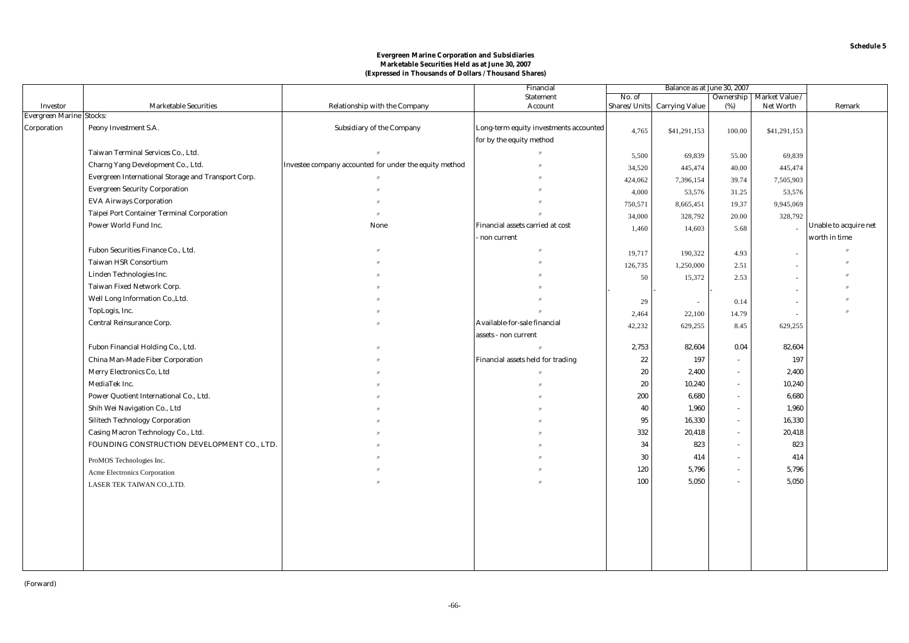Schedule 5

**Evergreen Marine Corporation and Subsidiaries**
**Marketable Securities Held as at June 30, 2007**
**(Expressed in Thousands of Dollars / Thousand Shares)**

| Investor | Marketable Securities | Relationship with the Company | Financial Statement Account | Balance as at June 30, 2007 No. of Shares/ Units | Carrying Value | Ownership (%) | Market Value / Net Worth | Remark |
|---|---|---|---|---|---|---|---|---|
| Evergreen Marine Corporation | Stocks: | | | | | | | |
| | Peony Investment S.A. | Subsidiary of the Company | Long-term equity investments accounted for by the equity method | 4,765 | $41,291,153 | 100.00 | $41,291,153 | |
| | Taiwan Terminal Services Co., Ltd. | 〃 | 〃 | 5,500 | 69,839 | 55.00 | 69,839 | |
| | Charng Yang Development Co., Ltd. | Investee company accounted for under the equity method | 〃 | 34,520 | 445,474 | 40.00 | 445,474 | |
| | Evergreen International Storage and Transport Corp. | 〃 | 〃 | 424,062 | 7,396,154 | 39.74 | 7,505,903 | |
| | Evergreen Security Corporation | 〃 | 〃 | 4,000 | 53,576 | 31.25 | 53,576 | |
| | EVA Airways Corporation | 〃 | 〃 | 750,571 | 8,665,451 | 19.37 | 9,945,069 | |
| | Taipei Port Container Terminal Corporation | 〃 | 〃 | 34,000 | 328,792 | 20.00 | 328,792 | |
| | Power World Fund Inc. | None | Financial assets carried at cost - non current | 1,460 | 14,603 | 5.68 | - | Unable to acquire net worth in time |
| | Fubon Securities Finance Co., Ltd. | 〃 | 〃 | 19,717 | 190,322 | 4.93 | - | 〃 |
| | Taiwan HSR Consortium | 〃 | 〃 | 126,735 | 1,250,000 | 2.51 | - | 〃 |
| | Linden Technologies Inc. | 〃 | 〃 | 50 | 15,372 | 2.53 | - | 〃 |
| | Taiwan Fixed Network Corp. | 〃 | 〃 | - | - | - | - | 〃 |
| | Well Long Information Co.,Ltd. | 〃 | 〃 | 29 | - | 0.14 | - | 〃 |
| | TopLogis, Inc. | 〃 | 〃 | 2,464 | 22,100 | 14.79 | - | 〃 |
| | Central Reinsurance Corp. | 〃 | Available-for-sale financial assets - non current | 42,232 | 629,255 | 8.45 | 629,255 | |
| | Fubon Financial Holding Co., Ltd. | 〃 | 〃 | 2,753 | 82,604 | 0.04 | 82,604 | |
| | China Man-Made Fiber Corporation | 〃 | Financial assets held for trading | 22 | 197 | - | 197 | |
| | Merry Electronics Co, Ltd | 〃 | 〃 | 20 | 2,400 | - | 2,400 | |
| | MediaTek Inc. | 〃 | 〃 | 20 | 10,240 | - | 10,240 | |
| | Power Quotient International Co., Ltd. | 〃 | 〃 | 200 | 6,680 | - | 6,680 | |
| | Shih Wei Navigation Co., Ltd | 〃 | 〃 | 40 | 1,960 | - | 1,960 | |
| | Silitech Technology Corporation | 〃 | 〃 | 95 | 16,330 | - | 16,330 | |
| | Casing Macron Technology Co., Ltd. | 〃 | 〃 | 332 | 20,418 | - | 20,418 | |
| | FOUNDING CONSTRUCTION DEVELOPMENT CO., LTD. | 〃 | 〃 | 34 | 823 | - | 823 | |
| | ProMOS Technologies Inc. | 〃 | 〃 | 30 | 414 | - | 414 | |
| | Acme Electronics Corporation | 〃 | 〃 | 120 | 5,796 | - | 5,796 | |
| | LASER TEK TAIWAN CO.,LTD. | 〃 | 〃 | 100 | 5,050 | - | 5,050 | |

(Forward)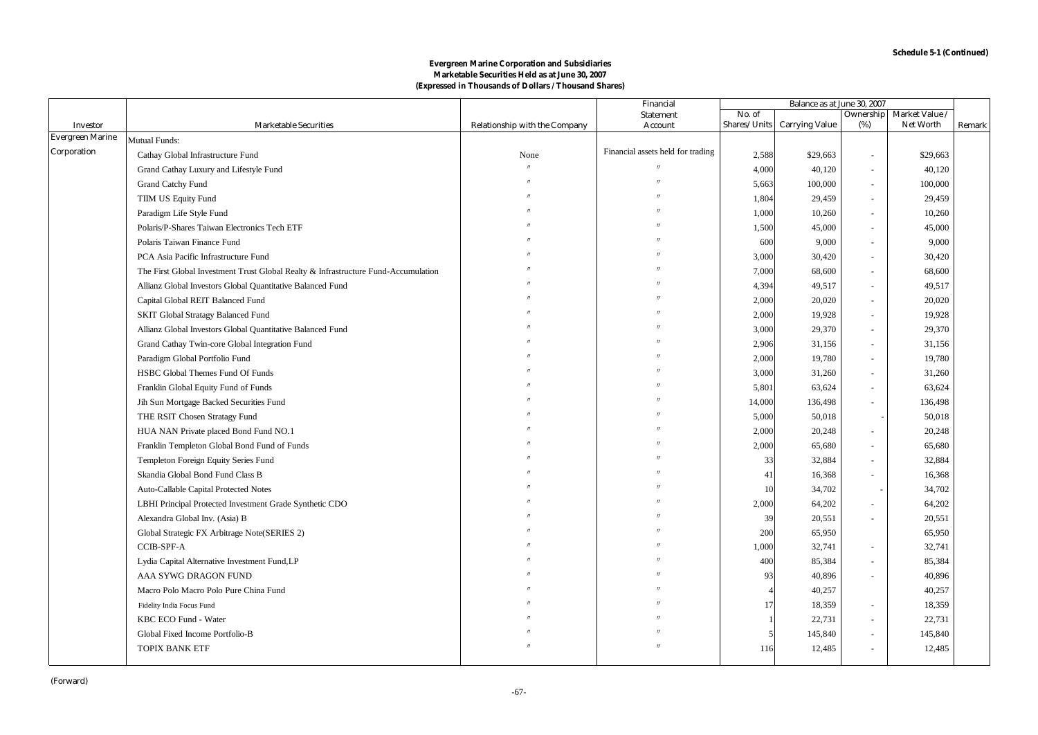Schedule 5-1 (Continued)

**Evergreen Marine Corporation and Subsidiaries**
**Marketable Securities Held as at June 30, 2007**
**(Expressed in Thousands of Dollars / Thousand Shares)**

| Investor | Marketable Securities | Relationship with the Company | Financial Statement Account | Balance as at June 30, 2007 | | | | Remark |
|---|---|---|---|---|---|---|---|---|
| | | | | No. of Shares/Units | Carrying Value | Ownership (%) | Market Value / Net Worth | |
| Evergreen Marine Corporation | Mutual Funds: | | | | | | | |
| | Cathay Global Infrastructure Fund | None | Financial assets held for trading | 2,588 | $29,663 | - | $29,663 | |
| | Grand Cathay Luxury and Lifestyle Fund | 〃 | 〃 | 4,000 | 40,120 | - | 40,120 | |
| | Grand Catchy Fund | 〃 | 〃 | 5,663 | 100,000 | - | 100,000 | |
| | TIIM US Equity Fund | 〃 | 〃 | 1,804 | 29,459 | - | 29,459 | |
| | Paradigm Life Style Fund | 〃 | 〃 | 1,000 | 10,260 | - | 10,260 | |
| | Polaris/P-Shares Taiwan Electronics Tech ETF | 〃 | 〃 | 1,500 | 45,000 | - | 45,000 | |
| | Polaris Taiwan Finance Fund | 〃 | 〃 | 600 | 9,000 | - | 9,000 | |
| | PCA Asia Pacific Infrastructure Fund | 〃 | 〃 | 3,000 | 30,420 | - | 30,420 | |
| | The First Global Investment Trust Global Realty & Infrastructure Fund-Accumulation | 〃 | 〃 | 7,000 | 68,600 | - | 68,600 | |
| | Allianz Global Investors Global Quantitative Balanced Fund | 〃 | 〃 | 4,394 | 49,517 | - | 49,517 | |
| | Capital Global REIT Balanced Fund | 〃 | 〃 | 2,000 | 20,020 | - | 20,020 | |
| | SKIT Global Stratagy Balanced Fund | 〃 | 〃 | 2,000 | 19,928 | - | 19,928 | |
| | Allianz Global Investors Global Quantitative Balanced Fund | 〃 | 〃 | 3,000 | 29,370 | - | 29,370 | |
| | Grand Cathay Twin-core Global Integration Fund | 〃 | 〃 | 2,906 | 31,156 | - | 31,156 | |
| | Paradigm Global Portfolio Fund | 〃 | 〃 | 2,000 | 19,780 | - | 19,780 | |
| | HSBC Global Themes Fund Of Funds | 〃 | 〃 | 3,000 | 31,260 | - | 31,260 | |
| | Franklin Global Equity Fund of Funds | 〃 | 〃 | 5,801 | 63,624 | - | 63,624 | |
| | Jih Sun Mortgage Backed Securities Fund | 〃 | 〃 | 14,000 | 136,498 | - | 136,498 | |
| | THE RSIT Chosen Stratagy Fund | 〃 | 〃 | 5,000 | 50,018 | - | 50,018 | |
| | HUA NAN Private placed Bond Fund NO.1 | 〃 | 〃 | 2,000 | 20,248 | - | 20,248 | |
| | Franklin Templeton Global Bond Fund of Funds | 〃 | 〃 | 2,000 | 65,680 | - | 65,680 | |
| | Templeton Foreign Equity Series Fund | 〃 | 〃 | 33 | 32,884 | - | 32,884 | |
| | Skandia Global Bond Fund Class B | 〃 | 〃 | 41 | 16,368 | - | 16,368 | |
| | Auto-Callable Capital Protected Notes | 〃 | 〃 | 10 | 34,702 | - | 34,702 | |
| | LBHI Principal Protected Investment Grade Synthetic CDO | 〃 | 〃 | 2,000 | 64,202 | - | 64,202 | |
| | Alexandra Global Inv. (Asia) B | 〃 | 〃 | 39 | 20,551 | - | 20,551 | |
| | Global Strategic FX Arbitrage Note(SERIES 2) | 〃 | 〃 | 200 | 65,950 | | 65,950 | |
| | CCIB-SPF-A | 〃 | 〃 | 1,000 | 32,741 | - | 32,741 | |
| | Lydia Capital Alternative Investment Fund,LP | 〃 | 〃 | 400 | 85,384 | - | 85,384 | |
| | AAA SYWG DRAGON FUND | 〃 | 〃 | 93 | 40,896 | - | 40,896 | |
| | Macro Polo Macro Polo Pure China Fund | 〃 | 〃 | 4 | 40,257 | | 40,257 | |
| | Fidelity India Focus Fund | 〃 | 〃 | 17 | 18,359 | - | 18,359 | |
| | KBC ECO Fund - Water | 〃 | 〃 | 1 | 22,731 | - | 22,731 | |
| | Global Fixed Income Portfolio-B | 〃 | 〃 | 5 | 145,840 | - | 145,840 | |
| | TOPIX BANK ETF | 〃 | 〃 | 116 | 12,485 | - | 12,485 | |

(Forward)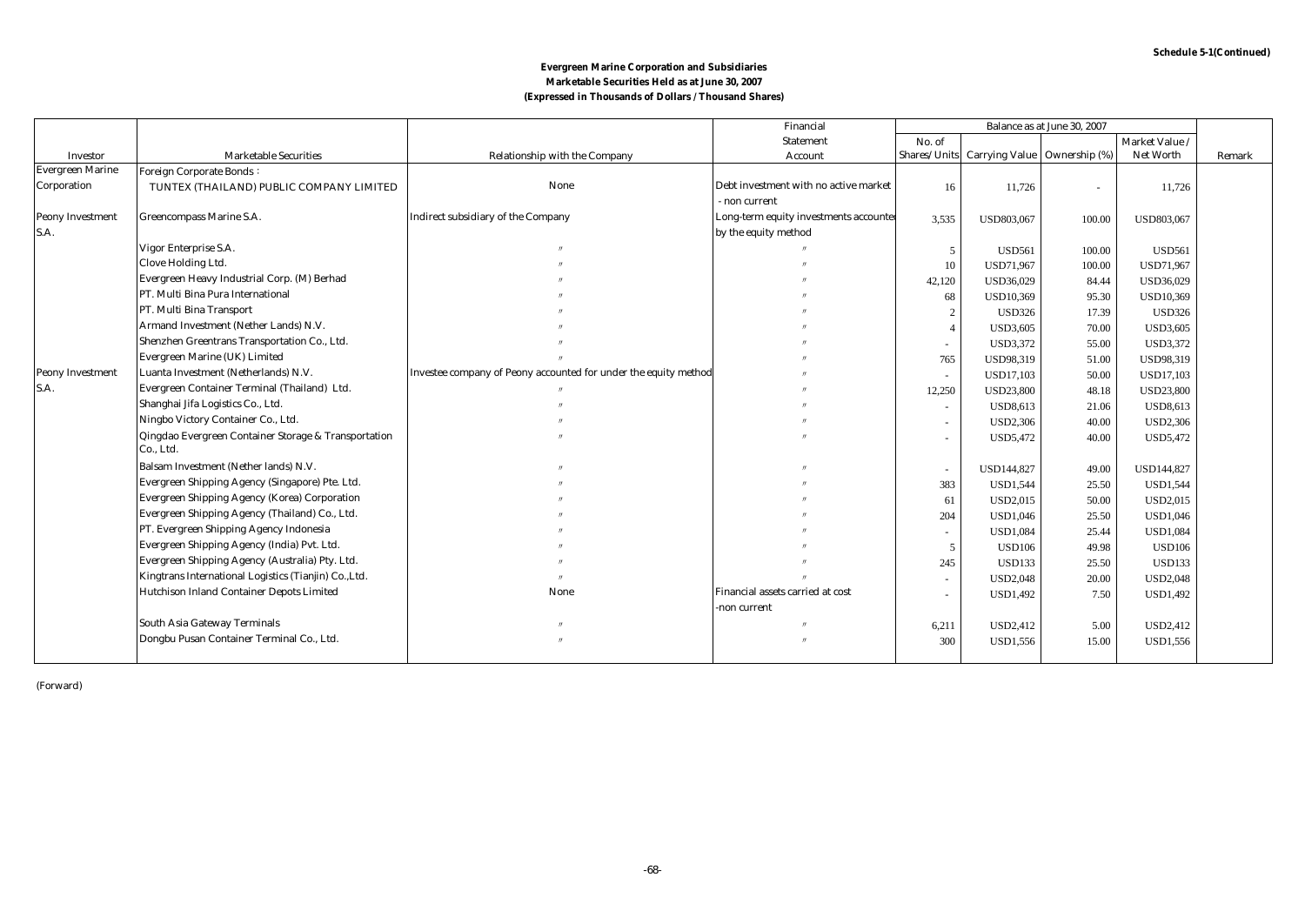Schedule 5-1(Continued)

**Evergreen Marine Corporation and Subsidiaries**
**Marketable Securities Held as at June 30, 2007**
**(Expressed in Thousands of Dollars / Thousand Shares)**

| Investor | Marketable Securities | Relationship with the Company | Financial Statement Account | Balance as at June 30, 2007 | | | | Remark |
|---|---|---|---|---|---|---|---|---|
| | | | | No. of Shares/ Units | Carrying Value | Ownership (%) | Market Value / Net Worth | |
| Evergreen Marine Corporation | Foreign Corporate Bonds： | | | | | | | |
| | TUNTEX (THAILAND) PUBLIC COMPANY LIMITED | None | Debt investment with no active market - non current | 16 | 11,726 | - | 11,726 | |
| Peony Investment S.A. | Greencompass Marine S.A. | Indirect subsidiary of the Company | Long-term equity investments accounted by the equity method | 3,535 | USD803,067 | 100.00 | USD803,067 | |
| | Vigor Enterprise S.A. | 〃 | 〃 | 5 | USD561 | 100.00 | USD561 | |
| | Clove Holding Ltd. | 〃 | 〃 | 10 | USD71,967 | 100.00 | USD71,967 | |
| | Evergreen Heavy Industrial Corp. (M) Berhad | 〃 | 〃 | 42,120 | USD36,029 | 84.44 | USD36,029 | |
| | PT. Multi Bina Pura International | 〃 | 〃 | 68 | USD10,369 | 95.30 | USD10,369 | |
| | PT. Multi Bina Transport | 〃 | 〃 | 2 | USD326 | 17.39 | USD326 | |
| | Armand Investment (Nether Lands) N.V. | 〃 | 〃 | 4 | USD3,605 | 70.00 | USD3,605 | |
| | Shenzhen Greentrans Transportation Co., Ltd. | 〃 | 〃 | - | USD3,372 | 55.00 | USD3,372 | |
| | Evergreen Marine (UK) Limited | 〃 | 〃 | 765 | USD98,319 | 51.00 | USD98,319 | |
| Peony Investment S.A. | Luanta Investment (Netherlands) N.V. | Investee company of Peony accounted for under the equity method | 〃 | - | USD17,103 | 50.00 | USD17,103 | |
| | Evergreen Container Terminal (Thailand) Ltd. | 〃 | 〃 | 12,250 | USD23,800 | 48.18 | USD23,800 | |
| | Shanghai Jifa Logistics Co., Ltd. | 〃 | 〃 | - | USD8,613 | 21.06 | USD8,613 | |
| | Ningbo Victory Container Co., Ltd. | 〃 | 〃 | - | USD2,306 | 40.00 | USD2,306 | |
| | Qingdao Evergreen Container Storage & Transportation Co., Ltd. | 〃 | 〃 | - | USD5,472 | 40.00 | USD5,472 | |
| | Balsam Investment (Nether lands) N.V. | 〃 | 〃 | - | USD144,827 | 49.00 | USD144,827 | |
| | Evergreen Shipping Agency (Singapore) Pte. Ltd. | 〃 | 〃 | 383 | USD1,544 | 25.50 | USD1,544 | |
| | Evergreen Shipping Agency (Korea) Corporation | 〃 | 〃 | 61 | USD2,015 | 50.00 | USD2,015 | |
| | Evergreen Shipping Agency (Thailand) Co., Ltd. | 〃 | 〃 | 204 | USD1,046 | 25.50 | USD1,046 | |
| | PT. Evergreen Shipping Agency Indonesia | 〃 | 〃 | - | USD1,084 | 25.44 | USD1,084 | |
| | Evergreen Shipping Agency (India) Pvt. Ltd. | 〃 | 〃 | 5 | USD106 | 49.98 | USD106 | |
| | Evergreen Shipping Agency (Australia) Pty. Ltd. | 〃 | 〃 | 245 | USD133 | 25.50 | USD133 | |
| | Kingtrans International Logistics (Tianjin) Co.,Ltd. | 〃 | 〃 | - | USD2,048 | 20.00 | USD2,048 | |
| | Hutchison Inland Container Depots Limited | None | Financial assets carried at cost -non current | - | USD1,492 | 7.50 | USD1,492 | |
| | South Asia Gateway Terminals | 〃 | 〃 | 6,211 | USD2,412 | 5.00 | USD2,412 | |
| | Dongbu Pusan Container Terminal Co., Ltd. | 〃 | 〃 | 300 | USD1,556 | 15.00 | USD1,556 | |

(Forward)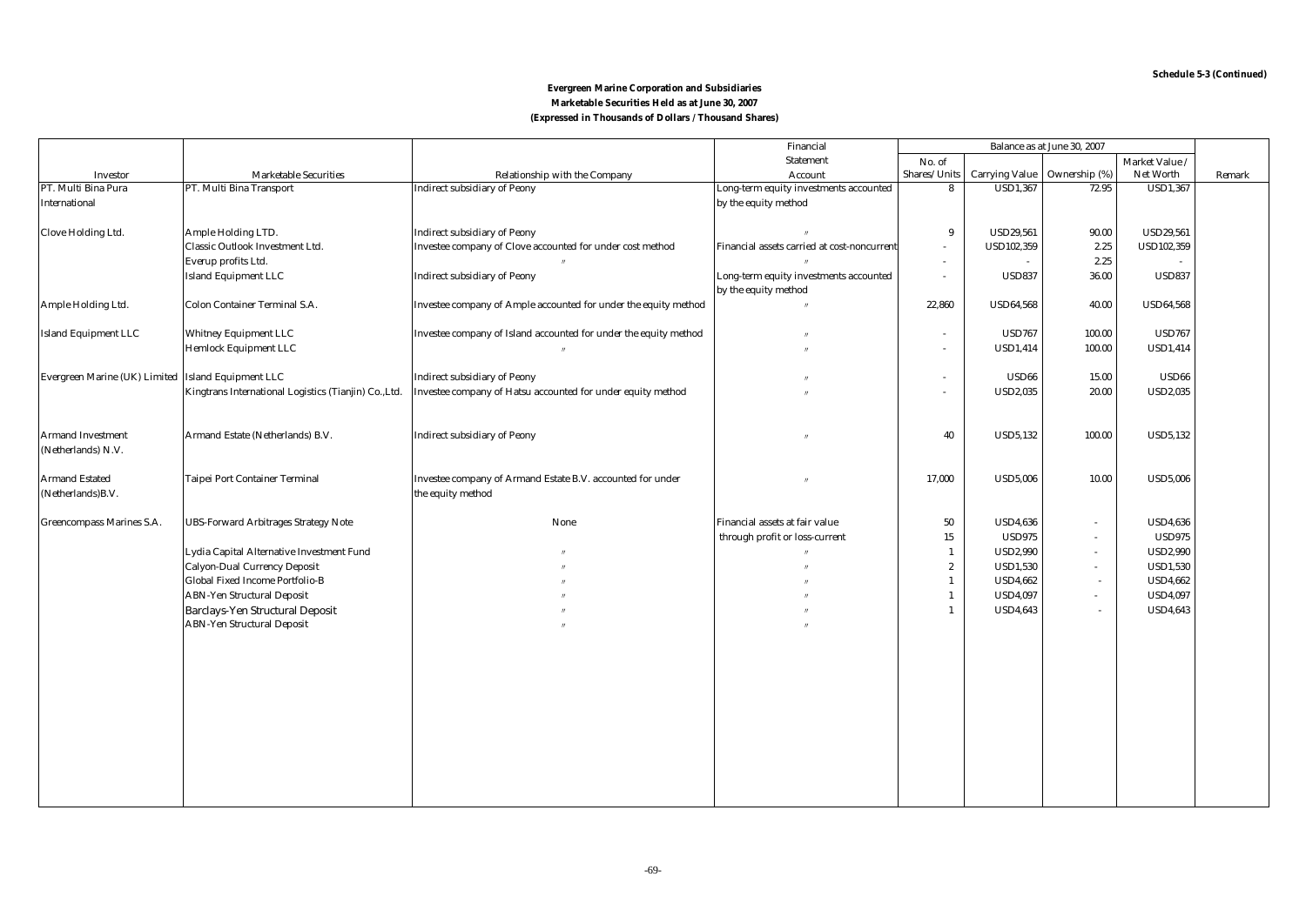Schedule 5-3 (Continued)

**Evergreen Marine Corporation and Subsidiaries**
**Marketable Securities Held as at June 30, 2007**
**(Expressed in Thousands of Dollars / Thousand Shares)**

| Investor | Marketable Securities | Relationship with the Company | Financial Statement Account | Balance as at June 30, 2007 | | | | Remark |
|---|---|---|---|---|---|---|---|---|
| | | | | No. of Shares/ Units | Carrying Value | Ownership (%) | Market Value / Net Worth | |
| PT. Multi Bina Pura International | PT. Multi Bina Transport | Indirect subsidiary of Peony | Long-term equity investments accounted by the equity method | 8 | USD1,367 | 72.95 | USD1,367 | |
| Clove Holding Ltd. | Ample Holding LTD. | Indirect subsidiary of Peony | 〃 | 9 | USD29,561 | 90.00 | USD29,561 | |
| | Classic Outlook Investment Ltd. | Investee company of Clove accounted for under cost method | Financial assets carried at cost-noncurrent | - | USD102,359 | 2.25 | USD102,359 | |
| | Everup profits Ltd. | 〃 | 〃 | - | - | 2.25 | - | |
| | Island Equipment LLC | Indirect subsidiary of Peony | Long-term equity investments accounted by the equity method | - | USD837 | 36.00 | USD837 | |
| Ample Holding Ltd. | Colon Container Terminal S.A. | Investee company of Ample accounted for under the equity method | 〃 | 22,860 | USD64,568 | 40.00 | USD64,568 | |
| Island Equipment LLC | Whitney Equipment LLC | Investee company of Island accounted for under the equity method | 〃 | - | USD767 | 100.00 | USD767 | |
| | Hemlock Equipment LLC | 〃 | 〃 | - | USD1,414 | 100.00 | USD1,414 | |
| Evergreen Marine (UK) Limited | Island Equipment LLC | Indirect subsidiary of Peony | 〃 | - | USD66 | 15.00 | USD66 | |
| | Kingtrans International Logistics (Tianjin) Co.,Ltd. | Investee company of Hatsu accounted for under equity method | 〃 | - | USD2,035 | 20.00 | USD2,035 | |
| Armand Investment (Netherlands) N.V. | Armand Estate (Netherlands) B.V. | Indirect subsidiary of Peony | 〃 | 40 | USD5,132 | 100.00 | USD5,132 | |
| Armand Estated (Netherlands)B.V. | Taipei Port Container Terminal | Investee company of Armand Estate B.V. accounted for under the equity method | 〃 | 17,000 | USD5,006 | 10.00 | USD5,006 | |
| Greencompass Marines S.A. | UBS-Forward Arbitrages Strategy Note | None | Financial assets at fair value through profit or loss-current | 50 | USD4,636 | - | USD4,636 | |
| | | | | 15 | USD975 | - | USD975 | |
| | Lydia Capital Alternative Investment Fund | 〃 | 〃 | 1 | USD2,990 | - | USD2,990 | |
| | Calyon-Dual Currency Deposit | 〃 | 〃 | 2 | USD1,530 | - | USD1,530 | |
| | Global Fixed Income Portfolio-B | 〃 | 〃 | 1 | USD4,662 | - | USD4,662 | |
| | ABN-Yen Structural Deposit | 〃 | 〃 | 1 | USD4,097 | - | USD4,097 | |
| | Barclays-Yen Structural Deposit | 〃 | 〃 | 1 | USD4,643 | - | USD4,643 | |
| | ABN-Yen Structural Deposit | 〃 | 〃 | | | | | |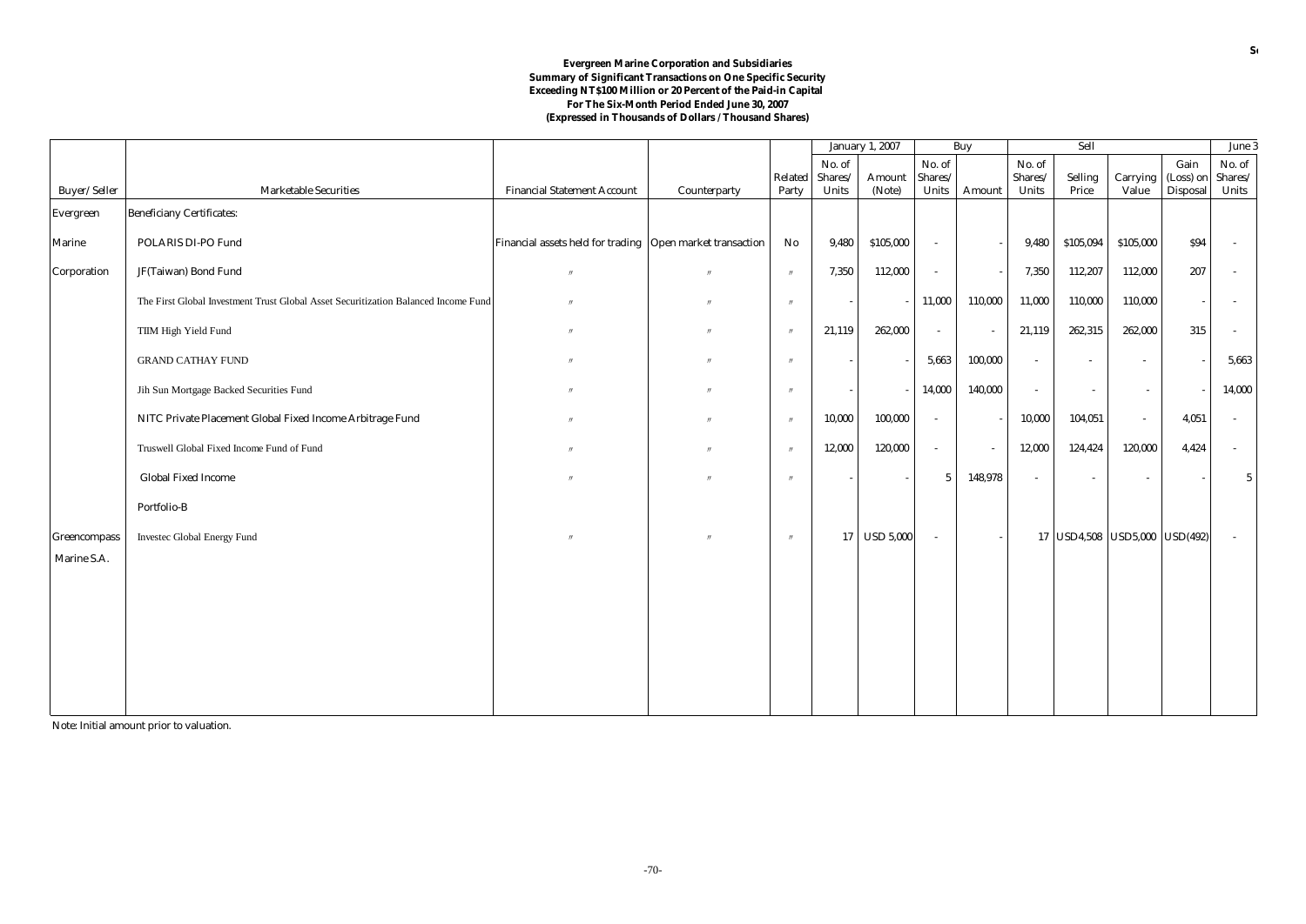**Evergreen Marine Corporation and Subsidiaries**
**Summary of Significant Transactions on One Specific Security**
**Exceeding NT$100 Million or 20 Percent of the Paid-in Capital**
**For The Six-Month Period Ended June 30, 2007**
**(Expressed in Thousands of Dollars / Thousand Shares)**

| | | | | | January 1, 2007 | | Buy | | Sell | | | | June 3 |
|---|---|---|---|---|---|---|---|---|---|---|---|---|---|
| Buyer/ Seller | Marketable Securities | Financial Statement Account | Counterparty | Related Party | No. of Shares/ Units | Amount (Note) | No. of Shares/ Units | Amount | No. of Shares/ Units | Selling Price | Carrying Value | Gain (Loss) on Disposal | No. of Shares/ Units |
| Evergreen | Beneficiany Certificates: | | | | | | | | | | | | |
| Marine | POLARIS DI-PO Fund | Financial assets held for trading | Open market transaction | No | 9,480 | $105,000 | - | - | 9,480 | $105,094 | $105,000 | $94 | - |
| Corporation | JF(Taiwan) Bond Fund | 〃 | 〃 | 〃 | 7,350 | 112,000 | - | - | 7,350 | 112,207 | 112,000 | 207 | - |
| | The First Global Investment Trust Global Asset Securitization Balanced Income Fund | 〃 | 〃 | 〃 | - | - | 11,000 | 110,000 | 11,000 | 110,000 | 110,000 | - | - |
| | TIIM High Yield Fund | 〃 | 〃 | 〃 | 21,119 | 262,000 | - | - | 21,119 | 262,315 | 262,000 | 315 | - |
| | GRAND CATHAY FUND | 〃 | 〃 | 〃 | - | - | 5,663 | 100,000 | - | - | - | - | 5,663 |
| | Jih Sun Mortgage Backed Securities Fund | 〃 | 〃 | 〃 | - | - | 14,000 | 140,000 | - | - | - | - | 14,000 |
| | NITC Private Placement Global Fixed Income Arbitrage Fund | 〃 | 〃 | 〃 | 10,000 | 100,000 | - | - | 10,000 | 104,051 | - | 4,051 | - |
| | Truswell Global Fixed Income Fund of Fund | 〃 | 〃 | 〃 | 12,000 | 120,000 | - | - | 12,000 | 124,424 | 120,000 | 4,424 | - |
| | Global Fixed Income Portfolio-B | 〃 | 〃 | 〃 | - | - | 5 | 148,978 | - | - | - | - | 5 |
| Greencompass Marine S.A. | Investec Global Energy Fund | 〃 | 〃 | 〃 | 17 | USD 5,000 | - | - | 17 | USD4,508 | USD5,000 | USD(492) | - |

Note: Initial amount prior to valuation.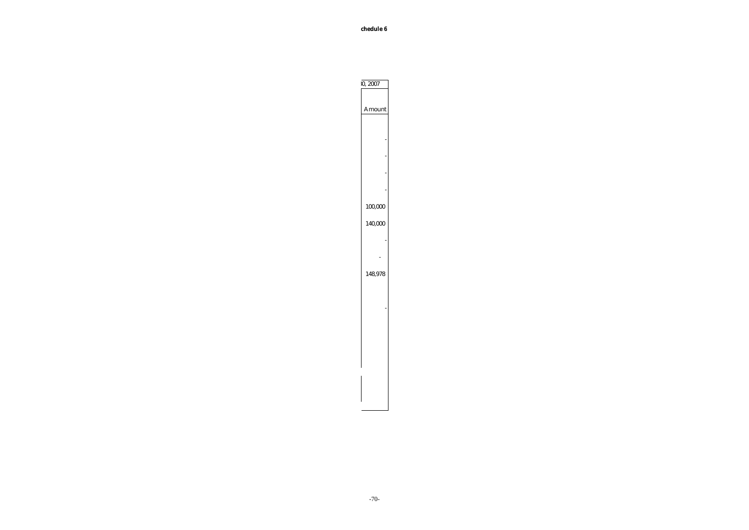**chedule 6**

| 0, 2007 |
| --- |
| Amount |
| - |
| - |
| - |
| - |
| 100,000 |
| 140,000 |
| - |
| - |
| 148,978 |
| - |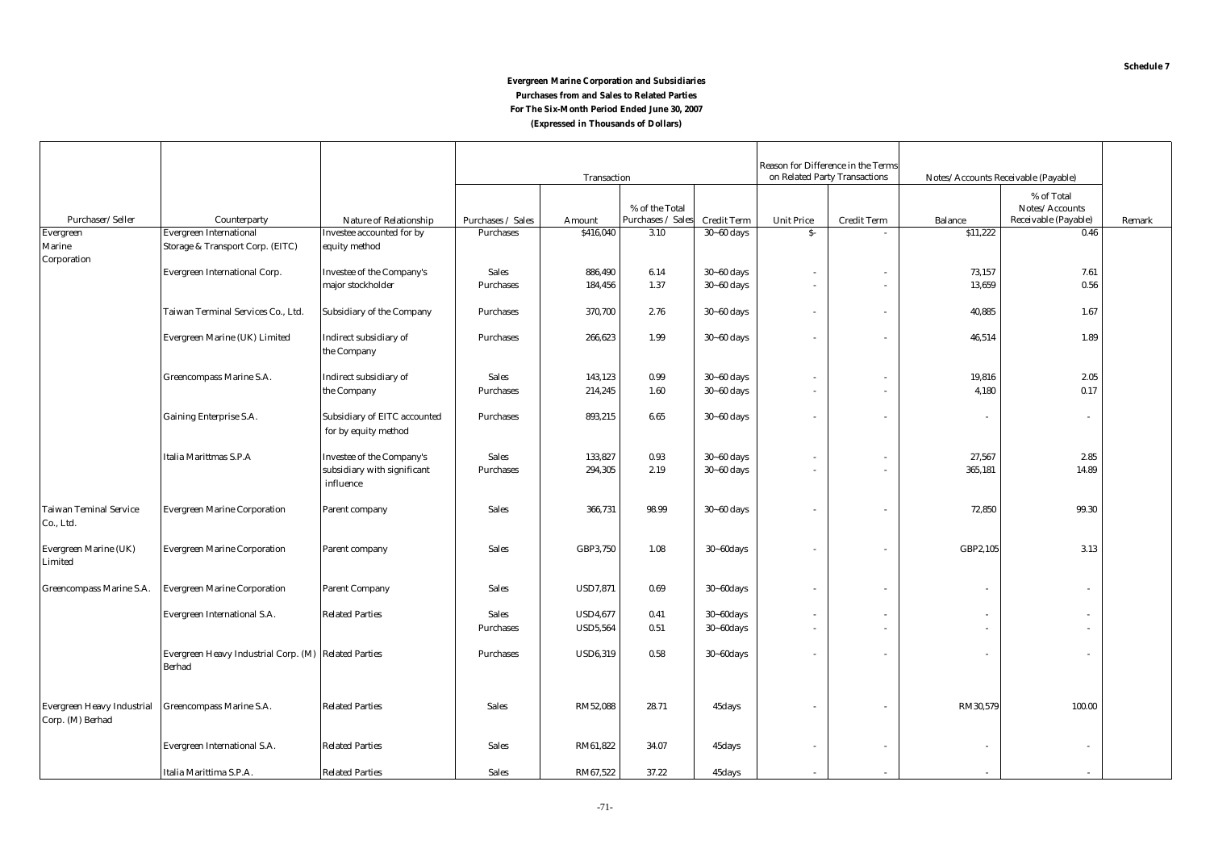**Schedule 7**

**Evergreen Marine Corporation and Subsidiaries**
**Purchases from and Sales to Related Parties**
**For The Six-Month Period Ended June 30, 2007**
**(Expressed in Thousands of Dollars)**

| | | | Transaction | | | | Reason for Difference in the Terms on Related Party Transactions | | Notes/Accounts Receivable (Payable) | | |
|---|---|---|---|---|---|---|---|---|---|---|---|
| Purchaser/Seller | Counterparty | Nature of Relationship | Purchases / Sales | Amount | % of the Total Purchases / Sales | Credit Term | Unit Price | Credit Term | Balance | % of Total Notes/Accounts Receivable (Payable) | Remark |
| Evergreen Marine Corporation | Evergreen International Storage & Transport Corp. (EITC) | Investee accounted for by equity method | Purchases | $416,040 | 3.10 | 30~60 days | $- | - | $11,222 | 0.46 | |
| | Evergreen International Corp. | Investee of the Company's major stockholder | Sales | 886,490 | 6.14 | 30~60 days | - | - | 73,157 | 7.61 | |
| | | | Purchases | 184,456 | 1.37 | 30~60 days | - | - | 13,659 | 0.56 | |
| | Taiwan Terminal Services Co., Ltd. | Subsidiary of the Company | Purchases | 370,700 | 2.76 | 30~60 days | - | - | 40,885 | 1.67 | |
| | Evergreen Marine (UK) Limited | Indirect subsidiary of the Company | Purchases | 266,623 | 1.99 | 30~60 days | - | - | 46,514 | 1.89 | |
| | Greencompass Marine S.A. | Indirect subsidiary of the Company | Sales | 143,123 | 0.99 | 30~60 days | - | - | 19,816 | 2.05 | |
| | | | Purchases | 214,245 | 1.60 | 30~60 days | - | - | 4,180 | 0.17 | |
| | Gaining Enterprise S.A. | Subsidiary of EITC accounted for by equity method | Purchases | 893,215 | 6.65 | 30~60 days | - | - | - | - | |
| | Italia Marittmas S.P.A | Investee of the Company's subsidiary with significant influence | Sales | 133,827 | 0.93 | 30~60 days | - | - | 27,567 | 2.85 | |
| | | | Purchases | 294,305 | 2.19 | 30~60 days | - | - | 365,181 | 14.89 | |
| Taiwan Teminal Service Co., Ltd. | Evergreen Marine Corporation | Parent company | Sales | 366,731 | 98.99 | 30~60 days | - | - | 72,850 | 99.30 | |
| Evergreen Marine (UK) Limited | Evergreen Marine Corporation | Parent company | Sales | GBP3,750 | 1.08 | 30~60days | - | - | GBP2,105 | 3.13 | |
| Greencompass Marine S.A. | Evergreen Marine Corporation | Parent Company | Sales | USD7,871 | 0.69 | 30~60days | - | - | - | - | |
| | Evergreen International S.A. | Related Parties | Sales | USD4,677 | 0.41 | 30~60days | - | - | - | - | |
| | | | Purchases | USD5,564 | 0.51 | 30~60days | - | - | - | - | |
| | Evergreen Heavy Industrial Corp. (M) Berhad | Related Parties | Purchases | USD6,319 | 0.58 | 30~60days | - | - | - | - | |
| Evergreen Heavy Industrial Corp. (M) Berhad | Greencompass Marine S.A. | Related Parties | Sales | RM52,088 | 28.71 | 45days | - | - | RM30,579 | 100.00 | |
| | Evergreen International S.A. | Related Parties | Sales | RM61,822 | 34.07 | 45days | - | - | - | - | |
| | Italia Marittima S.P.A. | Related Parties | Sales | RM67,522 | 37.22 | 45days | - | - | - | - | |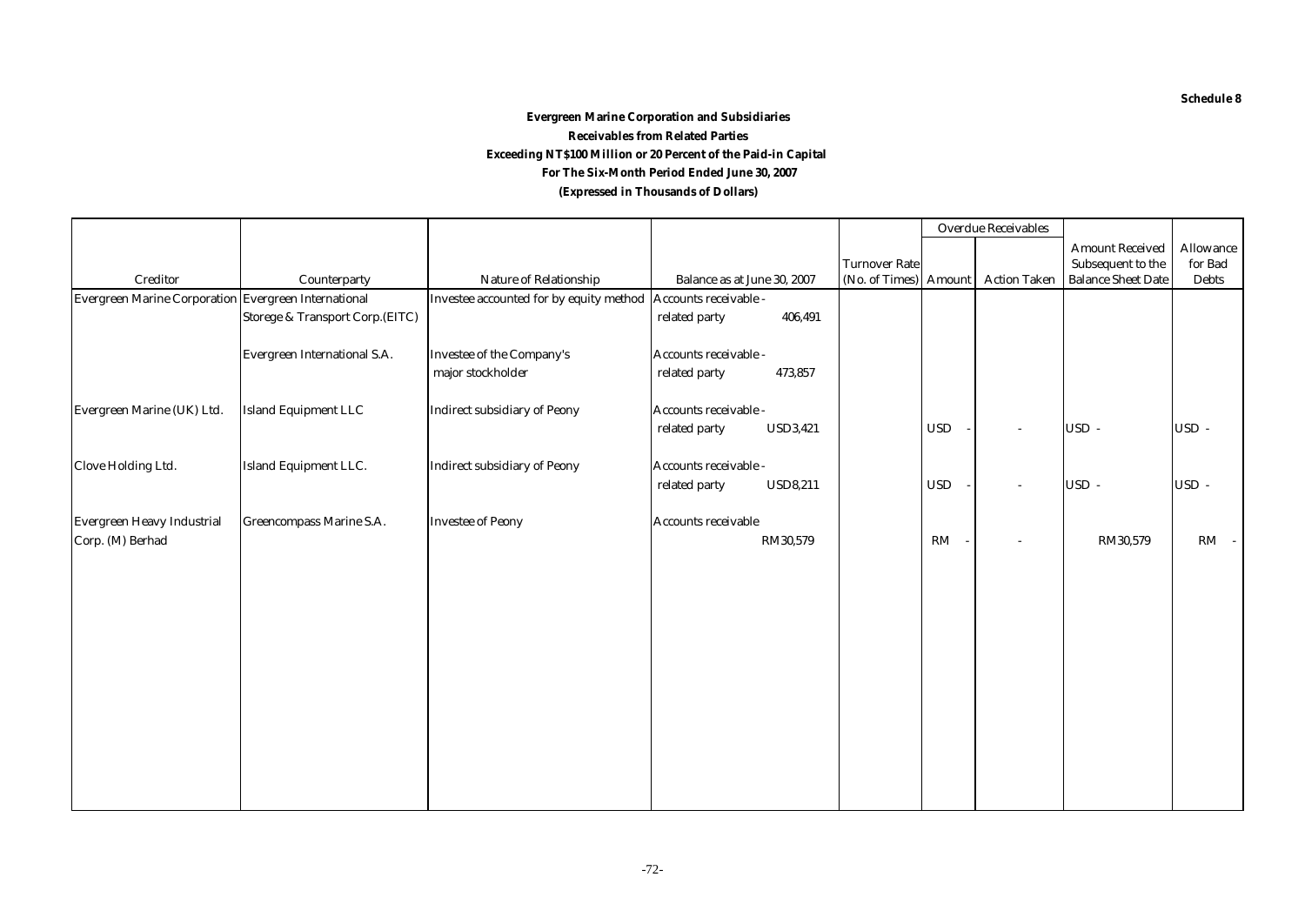Schedule 8

**Evergreen Marine Corporation and Subsidiaries**
**Receivables from Related Parties**
**Exceeding NT$100 Million or 20 Percent of the Paid-in Capital**
**For The Six-Month Period Ended June 30, 2007**
**(Expressed in Thousands of Dollars)**

| Creditor | Counterparty | Nature of Relationship | Balance as at June 30, 2007 | Turnover Rate (No. of Times) | Overdue Receivables | | Amount Received Subsequent to the Balance Sheet Date | Allowance for Bad Debts |
|---|---|---|---|---|---|---|---|---|
| | | | | | Amount | Action Taken | | |
| Evergreen Marine Corporation | Evergreen International Storege & Transport Corp.(EITC) | Investee accounted for by equity method | Accounts receivable - related party 406,491 | | | | | |
| | Evergreen International S.A. | Investee of the Company's major stockholder | Accounts receivable - related party 473,857 | | | | | |
| Evergreen Marine (UK) Ltd. | Island Equipment LLC | Indirect subsidiary of Peony | Accounts receivable - related party USD3,421 | | USD - | - | USD - | USD - |
| Clove Holding Ltd. | Island Equipment LLC. | Indirect subsidiary of Peony | Accounts receivable - related party USD8,211 | | USD - | - | USD - | USD - |
| Evergreen Heavy Industrial Corp. (M) Berhad | Greencompass Marine S.A. | Investee of Peony | Accounts receivable RM30,579 | | RM - | - | RM30,579 | RM - |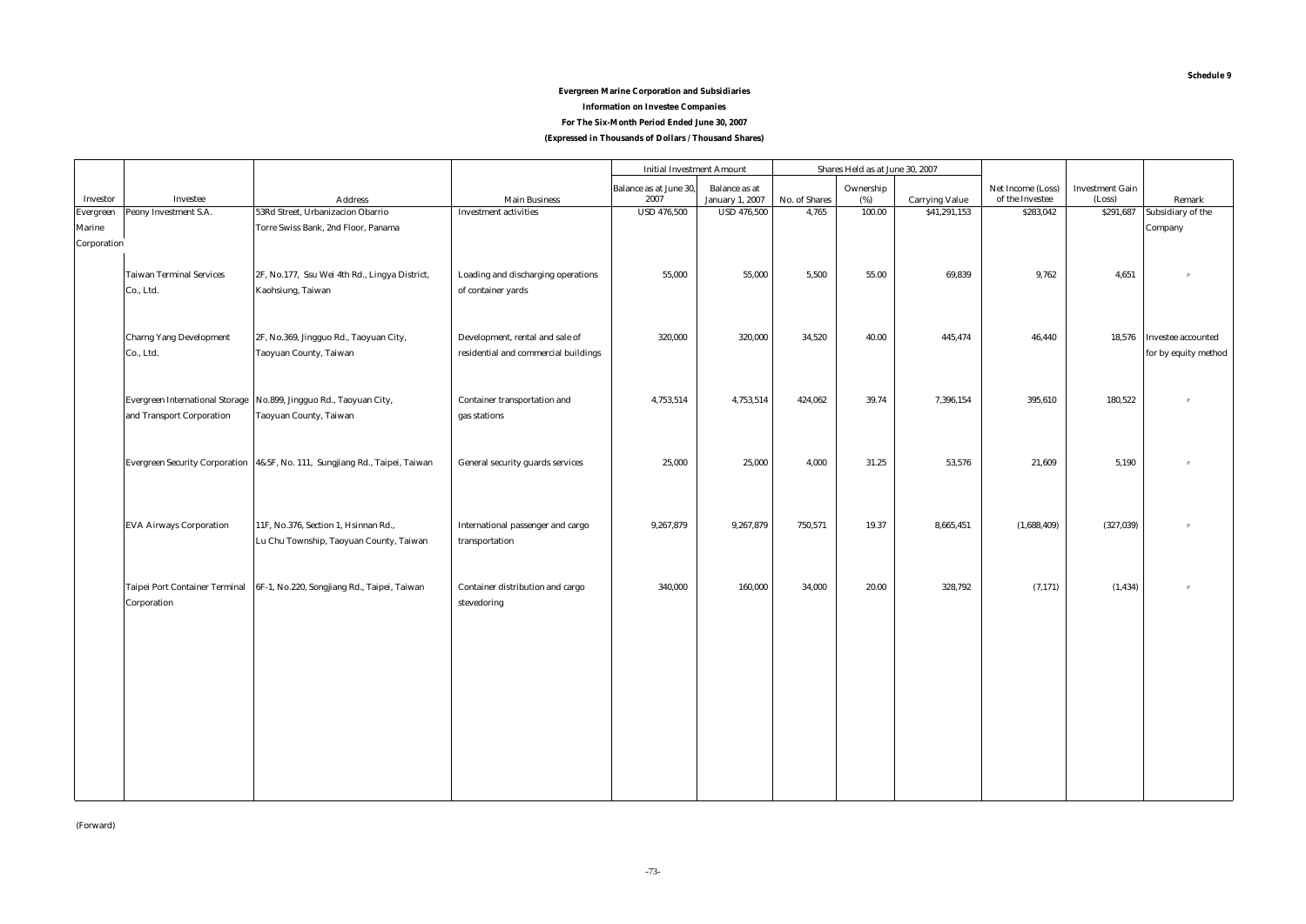**Schedule 9**

**Evergreen Marine Corporation and Subsidiaries**

**Information on Investee Companies**

**For The Six-Month Period Ended June 30, 2007**

**(Expressed in Thousands of Dollars / Thousand Shares)**

| | | | | Initial Investment Amount | | Shares Held as at June 30, 2007 | | | | | |
|---|---|---|---|---|---|---|---|---|---|---|---|
| Investor | Investee | Address | Main Business | Balance as at June 30, 2007 | Balance as at January 1, 2007 | No. of Shares | Ownership (%) | Carrying Value | Net Income (Loss) of the Investee | Investment Gain (Loss) | Remark |
| Evergreen Marine Corporation | Peony Investment S.A. | 53Rd Street, Urbanizacion Obarrio Torre Swiss Bank, 2nd Floor, Panama | Investment activities | USD 476,500 | USD 476,500 | 4,765 | 100.00 | $41,291,153 | $283,042 | $291,687 | Subsidiary of the Company |
| | Taiwan Terminal Services Co., Ltd. | 2F, No.177, Ssu Wei 4th Rd., Lingya District, Kaohsiung, Taiwan | Loading and discharging operations of container yards | 55,000 | 55,000 | 5,500 | 55.00 | 69,839 | 9,762 | 4,651 | 〃 |
| | Charng Yang Development Co., Ltd. | 2F, No.369, Jingguo Rd., Taoyuan City, Taoyuan County, Taiwan | Development, rental and sale of residential and commercial buildings | 320,000 | 320,000 | 34,520 | 40.00 | 445,474 | 46,440 | 18,576 | Investee accounted for by equity method |
| | Evergreen International Storage and Transport Corporation | No.899, Jingguo Rd., Taoyuan City, Taoyuan County, Taiwan | Container transportation and gas stations | 4,753,514 | 4,753,514 | 424,062 | 39.74 | 7,396,154 | 395,610 | 180,522 | 〃 |
| | Evergreen Security Corporation | 4&5F, No. 111, Sungjiang Rd., Taipei, Taiwan | General security guards services | 25,000 | 25,000 | 4,000 | 31.25 | 53,576 | 21,609 | 5,190 | 〃 |
| | EVA Airways Corporation | 11F, No.376, Section 1, Hsinnan Rd., Lu Chu Township, Taoyuan County, Taiwan | International passenger and cargo transportation | 9,267,879 | 9,267,879 | 750,571 | 19.37 | 8,665,451 | (1,688,409) | (327,039) | 〃 |
| | Taipei Port Container Terminal Corporation | 6F-1, No.220, Songjiang Rd., Taipei, Taiwan | Container distribution and cargo stevedoring | 340,000 | 160,000 | 34,000 | 20.00 | 328,792 | (7,171) | (1,434) | 〃 |

(Forward)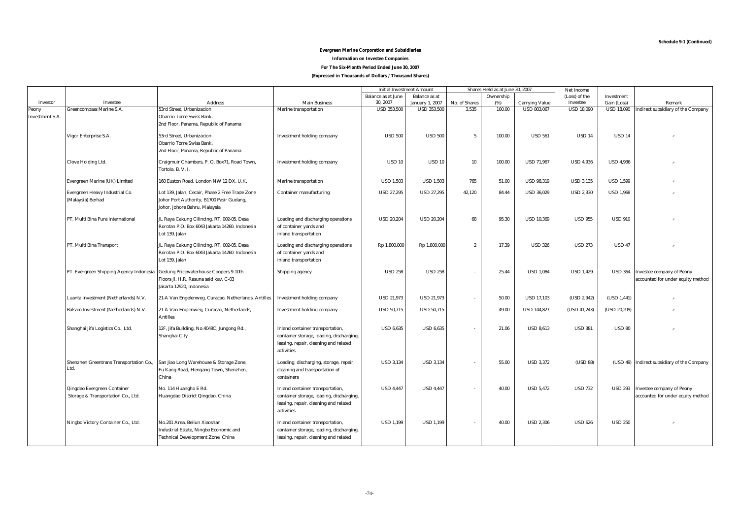Schedule 9-1 (Continued)

**Evergreen Marine Corporation and Subsidiaries**

**Information on Investee Companies**

**For The Six-Month Period Ended June 30, 2007**

**(Expressed in Thousands of Dollars / Thousand Shares)**

| Investor | Investee | Address | Main Business | Initial Investment Amount | | Shares Held as at June 30, 2007 | | | Net Income (Loss) of the Investee | Investment Gain (Loss) | Remark |
|---|---|---|---|---|---|---|---|---|---|---|---|
| | | | | Balance as at June 30, 2007 | Balance as at January 1, 2007 | No. of Shares | Ownership (%) | Carrying Value | | | |
| Peony Investment S.A. | Greencompass Marine S.A. | 53rd Street, Urbanizacion Obarrio Torre Swiss Bank, 2nd Floor, Panama, Republic of Panama | Marine transportation | USD 353,500 | USD 353,500 | 3,535 | 100.00 | USD 803,067 | USD 18,090 | USD 18,090 | Indirect subsidiary of the Company |
| | Vigor Enterprise S.A. | 53rd Street, Urbanizacion Obarrio Torre Swiss Bank, 2nd Floor, Panama, Republic of Panama | Investment holding company | USD 500 | USD 500 | 5 | 100.00 | USD 561 | USD 14 | USD 14 | 〃 |
| | Clove Holding Ltd. | Craigmuir Chambers, P. O. Box71, Road Town, Tortola, B. V. I. | Investment holding company | USD 10 | USD 10 | 10 | 100.00 | USD 71,967 | USD 4,936 | USD 4,936 | 〃 |
| | Evergreen Marine (UK) Limited | 160 Euston Road, London NW 12 DX, U.K. | Marine transportation | USD 1,503 | USD 1,503 | 765 | 51.00 | USD 98,319 | USD 3,135 | USD 1,599 | 〃 |
| | Evergreen Heavy Industrial Co. (Malaysia) Berhad | Lot 139, Jalan, Cecair, Phase 2 Free Trade Zone Johor Port Authority, 81700 Pasir Gudang, Johor, Johore Bahru, Malaysia | Container manufacturing | USD 27,295 | USD 27,295 | 42,120 | 84.44 | USD 36,029 | USD 2,330 | USD 1,968 | 〃 |
| | PT. Multi Bina Pura International | JL Raya Cakung Cilincing, RT, 002-05, Desa Rorotan P.O. Box 6043 Jakarta 14260. Indonesia Lot 139, Jalan | Loading and discharging operations of container yards and inland transportation | USD 20,204 | USD 20,204 | 68 | 95.30 | USD 10,369 | USD 955 | USD 910 | 〃 |
| | PT. Multi Bina Transport | JL Raya Cakung Cilincing, RT, 002-05, Desa Rorotan P.O. Box 6043 Jakarta 14260. Indonesia Lot 139, Jalan | Loading and discharging operations of container yards and inland transportation | Rp 1,800,000 | Rp 1,800,000 | 2 | 17.39 | USD 326 | USD 273 | USD 47 | 〃 |
| | PT. Evergreen Shipping Agency Indonesia | Gedung Pricewaterhouse Coopers 9-10th Floors Jl. H.R. Rasuna said kav. C-03 Jakarta 12920, Indonesia | Shipping agency | USD 258 | USD 258 | - | 25.44 | USD 1,084 | USD 1,429 | USD 364 | Investee company of Peony accounted for under equity method |
| | Luanta Investment (Netherlands) N.V. | 21-A Van Engelenweg, Curacao, Netherlands, Antilles | Investment holding company | USD 21,973 | USD 21,973 | - | 50.00 | USD 17,103 | (USD 2,942) | (USD 1,441) | 〃 |
| | Balsam Investment (Netherlands) N.V. | 21-A Van Englenweg, Curacao, Netherlands, Antilles | Investment holding company | USD 50,715 | USD 50,715 | - | 49.00 | USD 144,827 | (USD 41,243) | (USD 20,209) | 〃 |
| | Shanghai Jifa Logistics Co., Ltd. | 12F, Jifa Building, No.4049C, Jungong Rd., Shanghai City | Inland container transportation, container storage, loading, discharging, leasing, repair, cleaning and related activities | USD 6,635 | USD 6,635 | - | 21.06 | USD 8,613 | USD 381 | USD 80 | 〃 |
| | Shenzhen Greentrans Transportation Co., Ltd. | San Jiao Long Warehouse & Storage Zone, Fu Kang Road, Hengang Town, Shenzhen, China | Loading, discharging, storage, repair, cleaning and transportation of containers | USD 3,134 | USD 3,134 | - | 55.00 | USD 3,372 | (USD 88) | (USD 49) | Indirect subsidiary of the Company |
| | Qingdao Evergreen Container Storage & Transportation Co., Ltd. | No. 114 Huangho E Rd. Huangdao District Qingdao, China | Inland container transportation, container storage, loading, discharging, leasing, repair, cleaning and related activities | USD 4,447 | USD 4,447 | - | 40.00 | USD 5,472 | USD 732 | USD 293 | Investee company of Peony accounted for under equity method |
| | Ningbo Victory Container Co., Ltd. | No.201 Area, Beilun Xiaoshan Industrial Estate, Ningbo Economic and Technical Development Zone, China | Inland container transportation, container storage, loading, discharging, leasing, repair, cleaning and related | USD 1,199 | USD 1,199 | - | 40.00 | USD 2,306 | USD 626 | USD 250 | 〃 |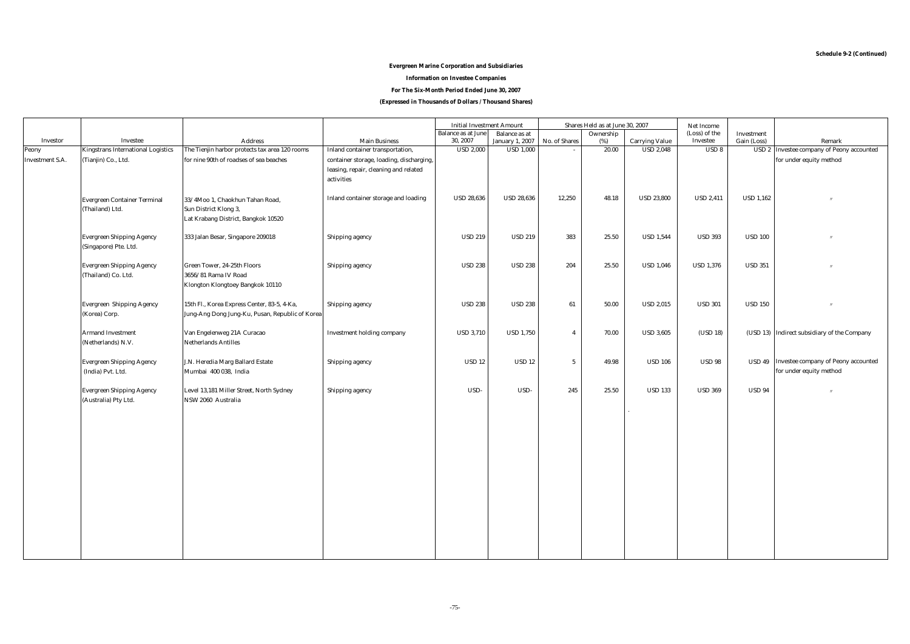**Schedule 9-2 (Continued)**

**Evergreen Marine Corporation and Subsidiaries**

**Information on Investee Companies**

**For The Six-Month Period Ended June 30, 2007**

**(Expressed in Thousands of Dollars / Thousand Shares)**

| Investor | Investee | Address | Main Business | Initial Investment Amount | | Shares Held as at June 30, 2007 | | | Net Income (Loss) of the Investee | Investment Gain (Loss) | Remark |
|---|---|---|---|---|---|---|---|---|---|---|---|
| | | | | Balance as at June 30, 2007 | Balance as at January 1, 2007 | No. of Shares | Ownership (%) | Carrying Value | | | |
| Peony Investment S.A. | Kingstrans International Logistics (Tianjin) Co., Ltd. | The Tienjin harbor protects tax area 120 rooms for nine 90th of roadses of sea beaches | Inland container transportation, container storage, loading, discharging, leasing, repair, cleaning and related activities | USD 2,000 | USD 1,000 | - | 20.00 | USD 2,048 | USD 8 | USD 2 | Investee company of Peony accounted for under equity method |
| | Evergreen Container Terminal (Thailand) Ltd. | 33/4Moo 1, Chaokhun Tahan Road, Sun District Klong 3, Lat Krabang District, Bangkok 10520 | Inland container storage and loading | USD 28,636 | USD 28,636 | 12,250 | 48.18 | USD 23,800 | USD 2,411 | USD 1,162 | 〃 |
| | Evergreen Shipping Agency (Singapore) Pte. Ltd. | 333 Jalan Besar, Singapore 209018 | Shipping agency | USD 219 | USD 219 | 383 | 25.50 | USD 1,544 | USD 393 | USD 100 | 〃 |
| | Evergreen Shipping Agency (Thailand) Co. Ltd. | Green Tower, 24-25th Floors 3656/81 Rama IV Road Klongton Klongtoey Bangkok 10110 | Shipping agency | USD 238 | USD 238 | 204 | 25.50 | USD 1,046 | USD 1,376 | USD 351 | 〃 |
| | Evergreen Shipping Agency (Korea) Corp. | 15th Fl., Korea Express Center, 83-5, 4-Ka, Jung-Ang Dong Jung-Ku, Pusan, Republic of Korea | Shipping agency | USD 238 | USD 238 | 61 | 50.00 | USD 2,015 | USD 301 | USD 150 | 〃 |
| | Armand Investment (Netherlands) N.V. | Van Engelenweg 21A Curacao Netherlands Antilles | Investment holding company | USD 3,710 | USD 1,750 | 4 | 70.00 | USD 3,605 | (USD 18) | (USD 13) | Indirect subsidiary of the Company |
| | Evergreen Shipping Agency (India) Pvt. Ltd. | J.N. Heredia Marg Ballard Estate Mumbai 400 038, India | Shipping agency | USD 12 | USD 12 | 5 | 49.98 | USD 106 | USD 98 | USD 49 | Investee company of Peony accounted for under equity method |
| | Evergreen Shipping Agency (Australia) Pty Ltd. | Level 13,181 Miller Street, North Sydney NSW 2060 Australia | Shipping agency | USD- | USD- | 245 | 25.50 | USD 133 | USD 369 | USD 94 | 〃 |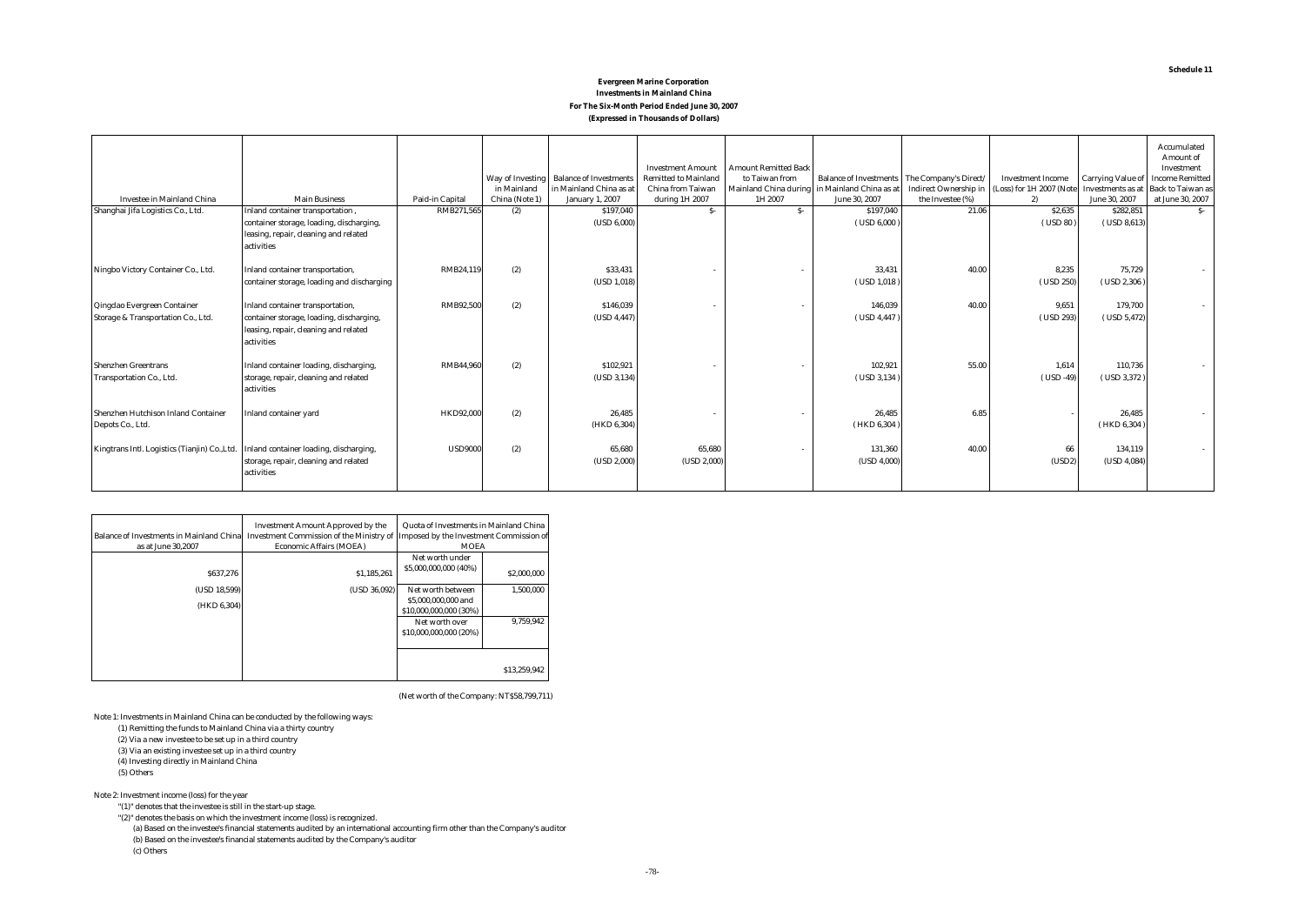**Schedule 11**

**Evergreen Marine Corporation**
**Investments in Mainland China**
**For The Six-Month Period Ended June 30, 2007**
**(Expressed in Thousands of Dollars)**

| Investee in Mainland China | Main Business | Paid-in Capital | Way of Investing in Mainland China (Note 1) | Balance of Investments in Mainland China as at January 1, 2007 | Investment Amount Remitted to Mainland China from Taiwan during 1H 2007 | Amount Remitted Back to Taiwan from Mainland China during 1H 2007 | Balance of Investments in Mainland China as at June 30, 2007 | The Company's Direct/ Indirect Ownership in the Investee (%) | Investment Income (Loss) for 1H 2007 (Note 2) | Carrying Value of Investments as at June 30, 2007 | Accumulated Amount of Investment Income Remitted Back to Taiwan as at June 30, 2007 |
|---|---|---|---|---|---|---|---|---|---|---|---|
| Shanghai Jifa Logistics Co., Ltd. | Inland container transportation, container storage, loading, discharging, leasing, repair, cleaning and related activities | RMB271,565 | (2) | $197,040 (USD 6,000) | $- | $- | $197,040 ( USD 6,000 ) | 21.06 | $2,635 ( USD 80 ) | $282,851 ( USD 8,613) | $- |
| Ningbo Victory Container Co., Ltd. | Inland container transportation, container storage, loading and discharging | RMB24,119 | (2) | $33,431 (USD 1,018) | - | - | 33,431 ( USD 1,018 ) | 40.00 | 8,235 ( USD 250) | 75,729 ( USD 2,306 ) | - |
| Qingdao Evergreen Container Storage & Transportation Co., Ltd. | Inland container transportation, container storage, loading, discharging, leasing, repair, cleaning and related activities | RMB92,500 | (2) | $146,039 (USD 4,447) | - | - | 146,039 ( USD 4,447 ) | 40.00 | 9,651 ( USD 293) | 179,700 ( USD 5,472) | - |
| Shenzhen Greentrans Transportation Co., Ltd. | Inland container loading, discharging, storage, repair, cleaning and related activities | RMB44,960 | (2) | $102,921 (USD 3,134) | - | - | 102,921 ( USD 3,134 ) | 55.00 | 1,614 ( USD -49) | 110,736 ( USD 3,372 ) | - |
| Shenzhen Hutchison Inland Container Depots Co., Ltd. | Inland container yard | HKD92,000 | (2) | 26,485 (HKD 6,304) | - | - | 26,485 ( HKD 6,304 ) | 6.85 | - | 26,485 ( HKD 6,304 ) | - |
| Kingtrans Intl. Logistics (Tianjin) Co.,Ltd. | Inland container loading, discharging, storage, repair, cleaning and related activities | USD9000 | (2) | 65,680 (USD 2,000) | 65,680 (USD 2,000) | - | 131,360 (USD 4,000) | 40.00 | 66 (USD2) | 134,119 (USD 4,084) | - |

| Balance of Investments in Mainland China as at June 30,2007 | Investment Amount Approved by the Investment Commission of the Ministry of Economic Affairs (MOEA) | Quota of Investments in Mainland China Imposed by the Investment Commission of MOEA | |
|---|---|---|---|
| $637,276 | $1,185,261 | Net worth under $5,000,000,000 (40%) | $2,000,000 |
| (USD 18,599) (HKD 6,304) | (USD 36,092) | Net worth between $5,000,000,000 and $10,000,000,000 (30%) | 1,500,000 |
| | | Net worth over $10,000,000,000 (20%) | 9,759,942 |
| | | | $13,259,942 |

(Net worth of the Company: NT$58,799,711)

Note 1: Investments in Mainland China can be conducted by the following ways:

(1) Remitting the funds to Mainland China via a thirty country
(2) Via a new investee to be set up in a third country
(3) Via an existing investee set up in a third country
(4) Investing directly in Mainland China
(5) Others

Note 2: Investment income (loss) for the year

"(1)" denotes that the investee is still in the start-up stage.
"(2)" denotes the basis on which the investment income (loss) is recognized.
(a) Based on the investee's financial statements audited by an international accounting firm other than the Company's auditor
(b) Based on the investee's financial statements audited by the Company's auditor
(c) Others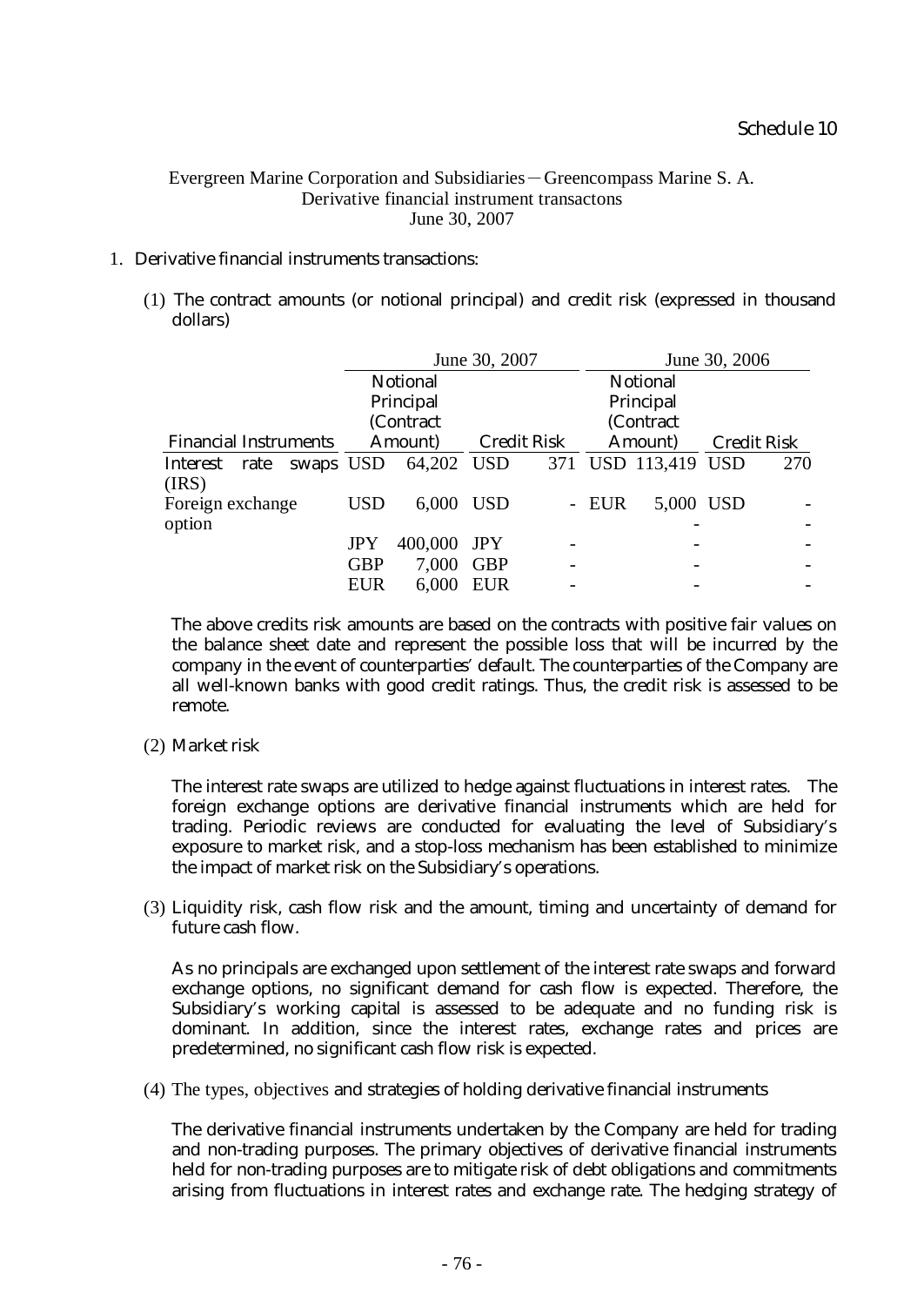Schedule 10

Evergreen Marine Corporation and Subsidiaries－Greencompass Marine S. A.
Derivative financial instrument transactons
June 30, 2007

1. Derivative financial instruments transactions:

   (1) The contract amounts (or notional principal) and credit risk (expressed in thousand dollars)

| Financial Instruments | June 30, 2007 Notional Principal (Contract Amount) | | June 30, 2007 Credit Risk | | June 30, 2006 Notional Principal (Contract Amount) | | June 30, 2006 Credit Risk | |
|---|---|---|---|---|---|---|---|---|
| Interest rate swaps (IRS) | USD | 64,202 | USD | 371 | USD | 113,419 | USD | 270 |
| Foreign exchange option | USD | 6,000 | USD | - | EUR | 5,000 | USD | - |
| | JPY | 400,000 | JPY | - | | - | | - |
| | GBP | 7,000 | GBP | - | | - | | - |
| | EUR | 6,000 | EUR | - | | - | | - |

The above credits risk amounts are based on the contracts with positive fair values on the balance sheet date and represent the possible loss that will be incurred by the company in the event of counterparties' default. The counterparties of the Company are all well-known banks with good credit ratings. Thus, the credit risk is assessed to be remote.

   (2) Market risk

The interest rate swaps are utilized to hedge against fluctuations in interest rates. The foreign exchange options are derivative financial instruments which are held for trading. Periodic reviews are conducted for evaluating the level of Subsidiary's exposure to market risk, and a stop-loss mechanism has been established to minimize the impact of market risk on the Subsidiary's operations.

   (3) Liquidity risk, cash flow risk and the amount, timing and uncertainty of demand for future cash flow.

As no principals are exchanged upon settlement of the interest rate swaps and forward exchange options, no significant demand for cash flow is expected. Therefore, the Subsidiary's working capital is assessed to be adequate and no funding risk is dominant. In addition, since the interest rates, exchange rates and prices are predetermined, no significant cash flow risk is expected.

   (4) The types, objectives and strategies of holding derivative financial instruments

The derivative financial instruments undertaken by the Company are held for trading and non-trading purposes. The primary objectives of derivative financial instruments held for non-trading purposes are to mitigate risk of debt obligations and commitments arising from fluctuations in interest rates and exchange rate. The hedging strategy of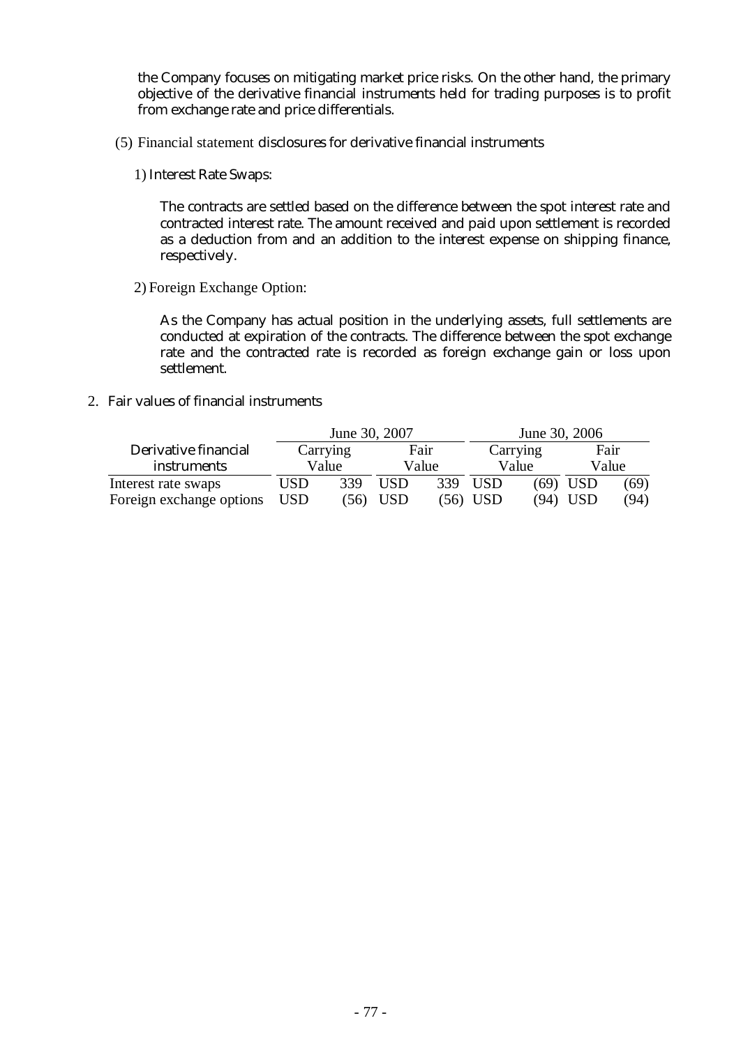the Company focuses on mitigating market price risks. On the other hand, the primary objective of the derivative financial instruments held for trading purposes is to profit from exchange rate and price differentials.

(5) Financial statement disclosures for derivative financial instruments

1) Interest Rate Swaps:

The contracts are settled based on the difference between the spot interest rate and contracted interest rate. The amount received and paid upon settlement is recorded as a deduction from and an addition to the interest expense on shipping finance, respectively.

2) Foreign Exchange Option:

As the Company has actual position in the underlying assets, full settlements are conducted at expiration of the contracts. The difference between the spot exchange rate and the contracted rate is recorded as foreign exchange gain or loss upon settlement.

2. Fair values of financial instruments

| Derivative financial instruments | June 30, 2007 | | | | June 30, 2006 | | | |
|---|---|---|---|---|---|---|---|---|
| | Carrying Value | | Fair Value | | Carrying Value | | Fair Value | |
| Interest rate swaps | USD | 339 | USD | 339 | USD | (69) | USD | (69) |
| Foreign exchange options | USD | (56) | USD | (56) | USD | (94) | USD | (94) |